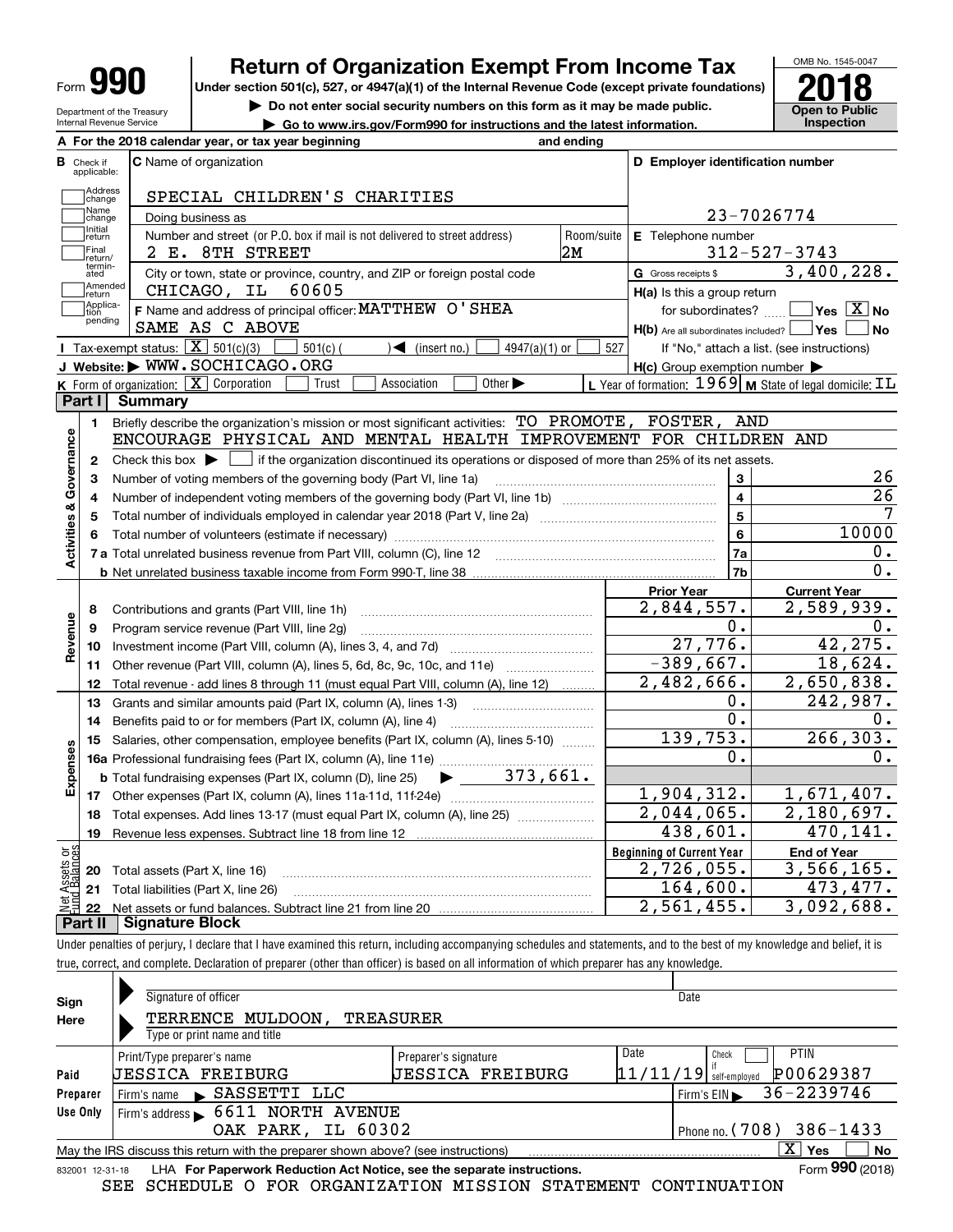Form **990**

# Return of Organization Exempt From Income Tax

**Under section 501(c), 527, or 4947(a)(1) of the Internal Revenue Code (except private foundations)**

▶ Do not enter social security numbers on this form as it may be made public.

▶ Go to www.irs.gov/Form990 for instructions and the latest information.

Department of the Treasury
Internal Revenue Service

OMB No. 1545-0047

**2018**

**Open to Public Inspection**

**A** For the 2018 calendar year, or tax year beginning and ending

**B** Check if applicable: Address change, Name change, Initial return, Final return/terminated, Amended return, Application pending

**C** Name of organization: SPECIAL CHILDREN'S CHARITIES

Doing business as

Number and street (or P.O. box if mail is not delivered to street address): 2 E. 8TH STREET — Room/suite: 2M

City or town, state or province, country, and ZIP or foreign postal code: CHICAGO, IL 60605

**F** Name and address of principal officer: MATTHEW O'SHEA
SAME AS C ABOVE

**D** Employer identification number: 23-7026774

**E** Telephone number: 312-527-3743

**G** Gross receipts $ 3,400,228.

**H(a)** Is this a group return for subordinates? Yes [ ] No [X]

**H(b)** Are all subordinates included? Yes [ ] No [ ]
If "No," attach a list. (see instructions)

**H(c)** Group exemption number ▶

**I** Tax-exempt status: [X] 501(c)(3) [ ] 501(c) ( ) ◀ (insert no.) [ ] 4947(a)(1) or [ ] 527

**J** Website: ▶ WWW.SOCHICAGO.ORG

**K** Form of organization: [X] Corporation [ ] Trust [ ] Association [ ] Other ▶

**L** Year of formation: 1969 **M** State of legal domicile: IL

## Part I Summary

### Activities & Governance

1. Briefly describe the organization's mission or most significant activities: TO PROMOTE, FOSTER, AND ENCOURAGE PHYSICAL AND MENTAL HEALTH IMPROVEMENT FOR CHILDREN AND
2. Check this box ▶ [ ] if the organization discontinued its operations or disposed of more than 25% of its net assets.

| | | | |
|---|---|---|---|
| 3 | Number of voting members of the governing body (Part VI, line 1a) | 3 | 26 |
| 4 | Number of independent voting members of the governing body (Part VI, line 1b) | 4 | 26 |
| 5 | Total number of individuals employed in calendar year 2018 (Part V, line 2a) | 5 | 7 |
| 6 | Total number of volunteers (estimate if necessary) | 6 | 10000 |
| 7a | Total unrelated business revenue from Part VIII, column (C), line 12 | 7a | 0. |
| b | Net unrelated business taxable income from Form 990-T, line 38 | 7b | 0. |

### Revenue / Expenses

| | | Prior Year | Current Year |
|---|---|---|---|
| 8 | Contributions and grants (Part VIII, line 1h) | 2,844,557. | 2,589,939. |
| 9 | Program service revenue (Part VIII, line 2g) | 0. | 0. |
| 10 | Investment income (Part VIII, column (A), lines 3, 4, and 7d) | 27,776. | 42,275. |
| 11 | Other revenue (Part VIII, column (A), lines 5, 6d, 8c, 9c, 10c, and 11e) | -389,667. | 18,624. |
| 12 | Total revenue - add lines 8 through 11 (must equal Part VIII, column (A), line 12) | 2,482,666. | 2,650,838. |
| 13 | Grants and similar amounts paid (Part IX, column (A), lines 1-3) | 0. | 242,987. |
| 14 | Benefits paid to or for members (Part IX, column (A), line 4) | 0. | 0. |
| 15 | Salaries, other compensation, employee benefits (Part IX, column (A), lines 5-10) | 139,753. | 266,303. |
| 16a | Professional fundraising fees (Part IX, column (A), line 11e) | 0. | 0. |
| b | Total fundraising expenses (Part IX, column (D), line 25) ▶ 373,661. | | |
| 17 | Other expenses (Part IX, column (A), lines 11a-11d, 11f-24e) | 1,904,312. | 1,671,407. |
| 18 | Total expenses. Add lines 13-17 (must equal Part IX, column (A), line 25) | 2,044,065. | 2,180,697. |
| 19 | Revenue less expenses. Subtract line 18 from line 12 | 438,601. | 470,141. |

### Net Assets or Fund Balances

| | | Beginning of Current Year | End of Year |
|---|---|---|---|
| 20 | Total assets (Part X, line 16) | 2,726,055. | 3,566,165. |
| 21 | Total liabilities (Part X, line 26) | 164,600. | 473,477. |
| 22 | Net assets or fund balances. Subtract line 21 from line 20 | 2,561,455. | 3,092,688. |

## Part II Signature Block

Under penalties of perjury, I declare that I have examined this return, including accompanying schedules and statements, and to the best of my knowledge and belief, it is true, correct, and complete. Declaration of preparer (other than officer) is based on all information of which preparer has any knowledge.

**Sign Here**

Signature of officer — Date

TERRENCE MULDOON, TREASURER
Type or print name and title

**Paid Preparer Use Only**

| Print/Type preparer's name | Preparer's signature | Date | Check if self-employed | PTIN |
|---|---|---|---|---|
| JESSICA FREIBURG | JESSICA FREIBURG | 11/11/19 | [ ] | P00629387 |

Firm's name ▶ SASSETTI LLC — Firm's EIN ▶ 36-2239746

Firm's address ▶ 6611 NORTH AVENUE, OAK PARK, IL 60302 — Phone no. (708) 386-1433

May the IRS discuss this return with the preparer shown above? (see instructions) [X] Yes [ ] No

832001 12-31-18 LHA **For Paperwork Reduction Act Notice, see the separate instructions.** Form **990** (2018)

SEE SCHEDULE O FOR ORGANIZATION MISSION STATEMENT CONTINUATION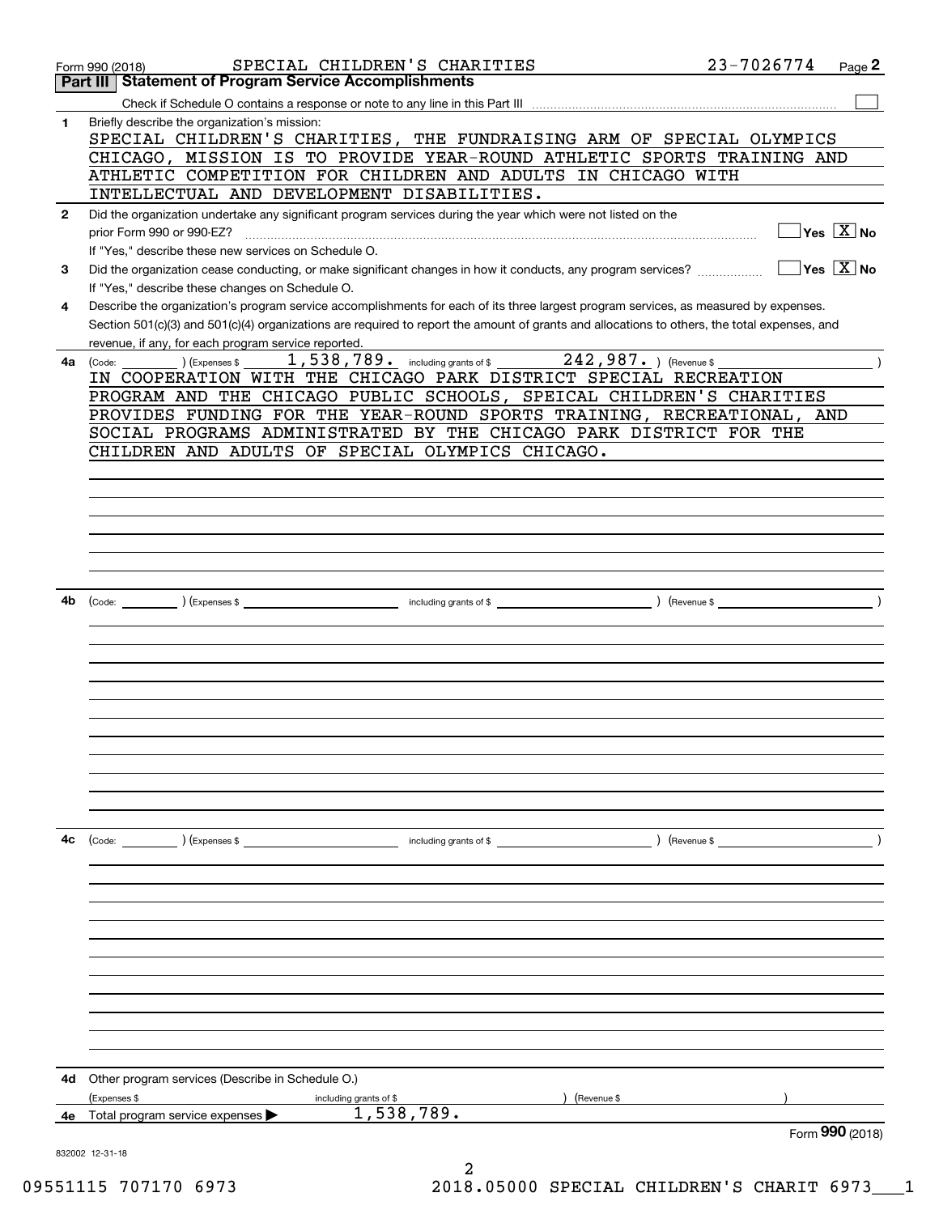Form 990 (2018) SPECIAL CHILDREN'S CHARITIES 23-7026774

## Part III Statement of Program Service Accomplishments

Check if Schedule O contains a response or note to any line in this Part III ☐

**1** Briefly describe the organization's mission:

SPECIAL CHILDREN'S CHARITIES, THE FUNDRAISING ARM OF SPECIAL OLYMPICS CHICAGO, MISSION IS TO PROVIDE YEAR-ROUND ATHLETIC SPORTS TRAINING AND ATHLETIC COMPETITION FOR CHILDREN AND ADULTS IN CHICAGO WITH INTELLECTUAL AND DEVELOPMENT DISABILITIES.

**2** Did the organization undertake any significant program services during the year which were not listed on the prior Form 990 or 990-EZ? ☐ Yes ☒ No

If "Yes," describe these new services on Schedule O.

**3** Did the organization cease conducting, or make significant changes in how it conducts, any program services? ☐ Yes ☒ No

If "Yes," describe these changes on Schedule O.

**4** Describe the organization's program service accomplishments for each of its three largest program services, as measured by expenses. Section 501(c)(3) and 501(c)(4) organizations are required to report the amount of grants and allocations to others, the total expenses, and revenue, if any, for each program service reported.

**4a** (Code: ) (Expenses $ 1,538,789. including grants of $ 242,987. ) (Revenue $ )

IN COOPERATION WITH THE CHICAGO PARK DISTRICT SPECIAL RECREATION PROGRAM AND THE CHICAGO PUBLIC SCHOOLS, SPEICAL CHILDREN'S CHARITIES PROVIDES FUNDING FOR THE YEAR-ROUND SPORTS TRAINING, RECREATIONAL, AND SOCIAL PROGRAMS ADMINISTRATED BY THE CHICAGO PARK DISTRICT FOR THE CHILDREN AND ADULTS OF SPECIAL OLYMPICS CHICAGO.

**4b** (Code: ) (Expenses $ including grants of $ ) (Revenue $ )

**4c** (Code: ) (Expenses $ including grants of $ ) (Revenue $ )

**4d** Other program services (Describe in Schedule O.)

(Expenses $ including grants of $ ) (Revenue $ )

**4e** Total program services expenses ▶ 1,538,789.

Form **990** (2018)

832002 12-31-18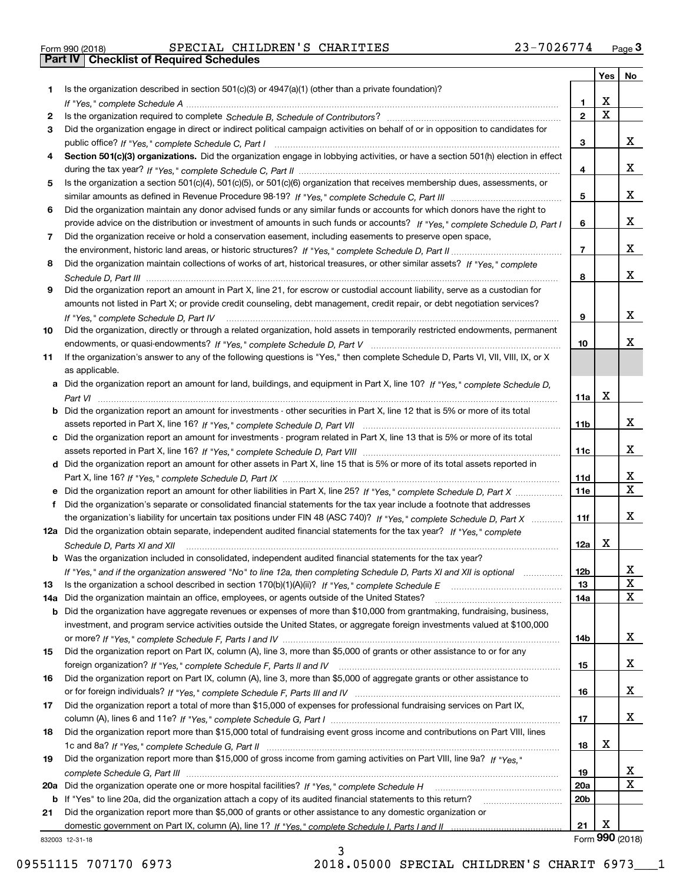Form 990 (2018) SPECIAL CHILDREN'S CHARITIES 23-7026774 Page **3**

**Part IV | Checklist of Required Schedules**

| | | | Yes | No |
|---|---|---|---|---|
| **1** | Is the organization described in section 501(c)(3) or 4947(a)(1) (other than a private foundation)? *If "Yes," complete Schedule A* | **1** | X | |
| **2** | Is the organization required to complete *Schedule B, Schedule of Contributors*? | **2** | X | |
| **3** | Did the organization engage in direct or indirect political campaign activities on behalf of or in opposition to candidates for public office? *If "Yes," complete Schedule C, Part I* | **3** | | X |
| **4** | **Section 501(c)(3) organizations.** Did the organization engage in lobbying activities, or have a section 501(h) election in effect during the tax year? *If "Yes," complete Schedule C, Part II* | **4** | | X |
| **5** | Is the organization a section 501(c)(4), 501(c)(5), or 501(c)(6) organization that receives membership dues, assessments, or similar amounts as defined in Revenue Procedure 98-19? *If "Yes," complete Schedule C, Part III* | **5** | | X |
| **6** | Did the organization maintain any donor advised funds or any similar funds or accounts for which donors have the right to provide advice on the distribution or investment of amounts in such funds or accounts? *If "Yes," complete Schedule D, Part I* | **6** | | X |
| **7** | Did the organization receive or hold a conservation easement, including easements to preserve open space, the environment, historic land areas, or historic structures? *If "Yes," complete Schedule D, Part II* | **7** | | X |
| **8** | Did the organization maintain collections of works of art, historical treasures, or other similar assets? *If "Yes," complete Schedule D, Part III* | **8** | | X |
| **9** | Did the organization report an amount in Part X, line 21, for escrow or custodial account liability, serve as a custodian for amounts not listed in Part X; or provide credit counseling, debt management, credit repair, or debt negotiation services? *If "Yes," complete Schedule D, Part IV* | **9** | | X |
| **10** | Did the organization, directly or through a related organization, hold assets in temporarily restricted endowments, permanent endowments, or quasi-endowments? *If "Yes," complete Schedule D, Part V* | **10** | | X |
| **11** | If the organization's answer to any of the following questions is "Yes," then complete Schedule D, Parts VI, VII, VIII, IX, or X as applicable. | | | |
| **a** | Did the organization report an amount for land, buildings, and equipment in Part X, line 10? *If "Yes," complete Schedule D, Part VI* | **11a** | X | |
| **b** | Did the organization report an amount for investments - other securities in Part X, line 12 that is 5% or more of its total assets reported in Part X, line 16? *If "Yes," complete Schedule D, Part VII* | **11b** | | X |
| **c** | Did the organization report an amount for investments - program related in Part X, line 13 that is 5% or more of its total assets reported in Part X, line 16? *If "Yes," complete Schedule D, Part VIII* | **11c** | | X |
| **d** | Did the organization report an amount for other assets in Part X, line 15 that is 5% or more of its total assets reported in Part X, line 16? *If "Yes," complete Schedule D, Part IX* | **11d** | | X |
| **e** | Did the organization report an amount for other liabilities in Part X, line 25? *If "Yes," complete Schedule D, Part X* | **11e** | | X |
| **f** | Did the organization's separate or consolidated financial statements for the tax year include a footnote that addresses the organization's liability for uncertain tax positions under FIN 48 (ASC 740)? *If "Yes," complete Schedule D, Part X* | **11f** | | X |
| **12a** | Did the organization obtain separate, independent audited financial statements for the tax year? *If "Yes," complete Schedule D, Parts XI and XII* | **12a** | X | |
| **b** | Was the organization included in consolidated, independent audited financial statements for the tax year? *If "Yes," and if the organization answered "No" to line 12a, then completing Schedule D, Parts XI and XII is optional* | **12b** | | X |
| **13** | Is the organization a school described in section 170(b)(1)(A)(ii)? *If "Yes," complete Schedule E* | **13** | | X |
| **14a** | Did the organization maintain an office, employees, or agents outside of the United States? | **14a** | | X |
| **b** | Did the organization have aggregate revenues or expenses of more than $10,000 from grantmaking, fundraising, business, investment, and program service activities outside the United States, or aggregate foreign investments valued at $100,000 or more? *If "Yes," complete Schedule F, Parts I and IV* | **14b** | | X |
| **15** | Did the organization report on Part IX, column (A), line 3, more than $5,000 of grants or other assistance to or for any foreign organization? *If "Yes," complete Schedule F, Parts II and IV* | **15** | | X |
| **16** | Did the organization report on Part IX, column (A), line 3, more than $5,000 of aggregate grants or other assistance to or for foreign individuals? *If "Yes," complete Schedule F, Parts III and IV* | **16** | | X |
| **17** | Did the organization report a total of more than $15,000 of expenses for professional fundraising services on Part IX, column (A), lines 6 and 11e? *If "Yes," complete Schedule G, Part I* | **17** | | X |
| **18** | Did the organization report more than $15,000 total of fundraising event gross income and contributions on Part VIII, lines 1c and 8a? *If "Yes," complete Schedule G, Part II* | **18** | X | |
| **19** | Did the organization report more than $15,000 of gross income from gaming activities on Part VIII, line 9a? *If "Yes," complete Schedule G, Part III* | **19** | | X |
| **20a** | Did the organization operate one or more hospital facilities? *If "Yes," complete Schedule H* | **20a** | | X |
| **b** | If "Yes" to line 20a, did the organization attach a copy of its audited financial statements to this return? | **20b** | | |
| **21** | Did the organization report more than $5,000 of grants or other assistance to any domestic organization or domestic government on Part IX, column (A), line 1? *If "Yes," complete Schedule I, Parts I and II* | **21** | X | |

832003 12-31-18 Form **990** (2018)

09551115 707170 6973 2018.05000 SPECIAL CHILDREN'S CHARIT 6973___1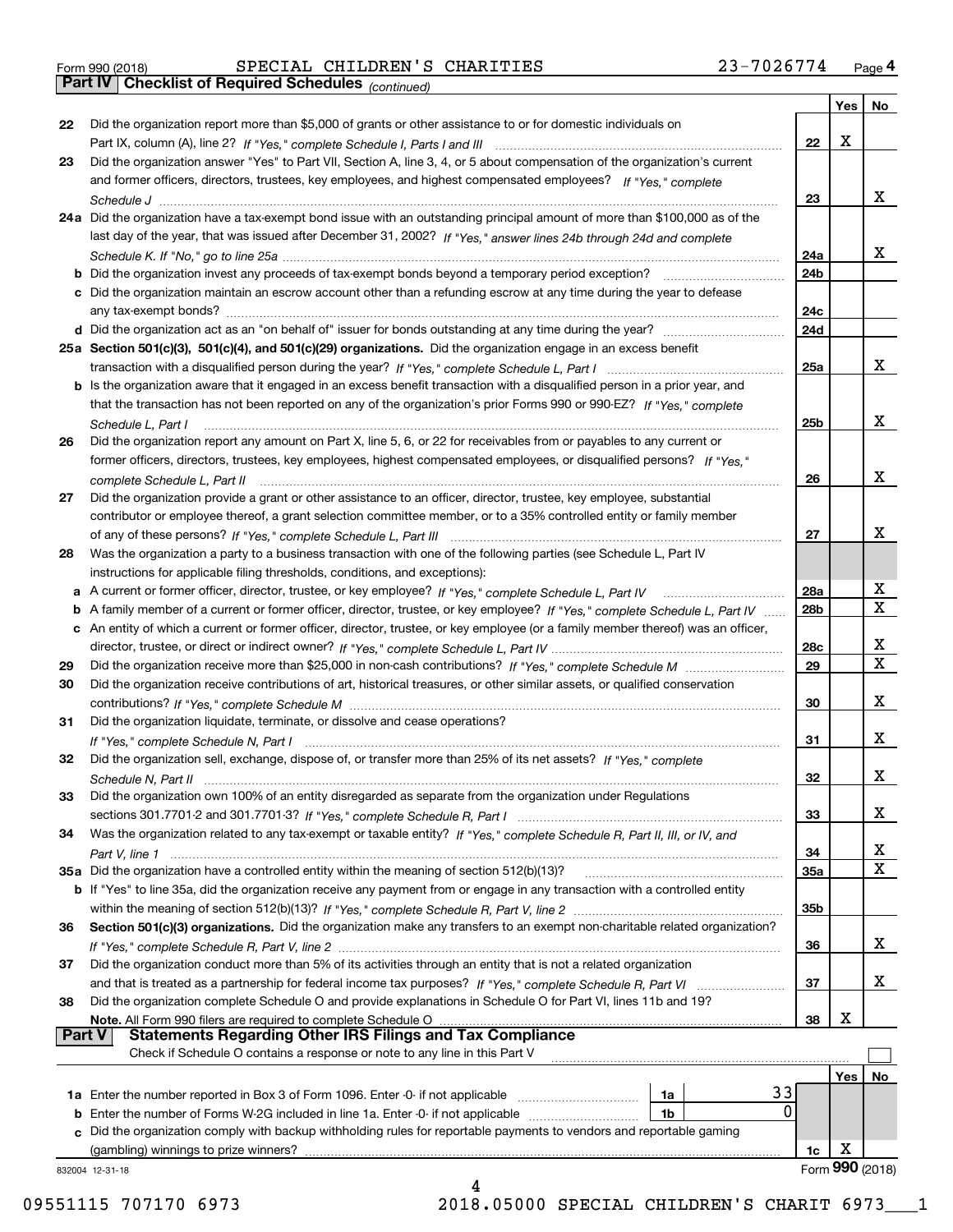Form 990 (2018) SPECIAL CHILDREN'S CHARITIES 23-7026774 Page 4

## Part IV Checklist of Required Schedules *(continued)*

| | | | Yes | No |
|---|---|---|---|---|
| 22 | Did the organization report more than $5,000 of grants or other assistance to or for domestic individuals on Part IX, column (A), line 2? *If "Yes," complete Schedule I, Parts I and III* | 22 | X | |
| 23 | Did the organization answer "Yes" to Part VII, Section A, line 3, 4, or 5 about compensation of the organization's current and former officers, directors, trustees, key employees, and highest compensated employees? *If "Yes," complete Schedule J* | 23 | | X |
| 24a | Did the organization have a tax-exempt bond issue with an outstanding principal amount of more than $100,000 as of the last day of the year, that was issued after December 31, 2002? *If "Yes," answer lines 24b through 24d and complete Schedule K. If "No," go to line 25a* | 24a | | X |
| b | Did the organization invest any proceeds of tax-exempt bonds beyond a temporary period exception? | 24b | | |
| c | Did the organization maintain an escrow account other than a refunding escrow at any time during the year to defease any tax-exempt bonds? | 24c | | |
| d | Did the organization act as an "on behalf of" issuer for bonds outstanding at any time during the year? | 24d | | |
| 25a | **Section 501(c)(3), 501(c)(4), and 501(c)(29) organizations.** Did the organization engage in an excess benefit transaction with a disqualified person during the year? *If "Yes," complete Schedule L, Part I* | 25a | | X |
| b | Is the organization aware that it engaged in an excess benefit transaction with a disqualified person in a prior year, and that the transaction has not been reported on any of the organization's prior Forms 990 or 990-EZ? *If "Yes," complete Schedule L, Part I* | 25b | | X |
| 26 | Did the organization report any amount on Part X, line 5, 6, or 22 for receivables from or payables to any current or former officers, directors, trustees, key employees, highest compensated employees, or disqualified persons? *If "Yes," complete Schedule L, Part II* | 26 | | X |
| 27 | Did the organization provide a grant or other assistance to an officer, director, trustee, key employee, substantial contributor or employee thereof, a grant selection committee member, or to a 35% controlled entity or family member of any of these persons? *If "Yes," complete Schedule L, Part III* | 27 | | X |
| 28 | Was the organization a party to a business transaction with one of the following parties (see Schedule L, Part IV instructions for applicable filing thresholds, conditions, and exceptions): | | | |
| a | A current or former officer, director, trustee, or key employee? *If "Yes," complete Schedule L, Part IV* | 28a | | X |
| b | A family member of a current or former officer, director, trustee, or key employee? *If "Yes," complete Schedule L, Part IV* | 28b | | X |
| c | An entity of which a current or former officer, director, trustee, or key employee (or a family member thereof) was an officer, director, trustee, or direct or indirect owner? *If "Yes," complete Schedule L, Part IV* | 28c | | X |
| 29 | Did the organization receive more than $25,000 in non-cash contributions? *If "Yes," complete Schedule M* | 29 | | X |
| 30 | Did the organization receive contributions of art, historical treasures, or other similar assets, or qualified conservation contributions? *If "Yes," complete Schedule M* | 30 | | X |
| 31 | Did the organization liquidate, terminate, or dissolve and cease operations? *If "Yes," complete Schedule N, Part I* | 31 | | X |
| 32 | Did the organization sell, exchange, dispose of, or transfer more than 25% of its net assets? *If "Yes," complete Schedule N, Part II* | 32 | | X |
| 33 | Did the organization own 100% of an entity disregarded as separate from the organization under Regulations sections 301.7701-2 and 301.7701-3? *If "Yes," complete Schedule R, Part I* | 33 | | X |
| 34 | Was the organization related to any tax-exempt or taxable entity? *If "Yes," complete Schedule R, Part II, III, or IV, and Part V, line 1* | 34 | | X |
| 35a | Did the organization have a controlled entity within the meaning of section 512(b)(13)? | 35a | | X |
| b | If "Yes" to line 35a, did the organization receive any payment from or engage in any transaction with a controlled entity within the meaning of section 512(b)(13)? *If "Yes," complete Schedule R, Part V, line 2* | 35b | | |
| 36 | **Section 501(c)(3) organizations.** Did the organization make any transfers to an exempt non-charitable related organization? *If "Yes," complete Schedule R, Part V, line 2* | 36 | | X |
| 37 | Did the organization conduct more than 5% of its activities through an entity that is not a related organization and that is treated as a partnership for federal income tax purposes? *If "Yes," complete Schedule R, Part VI* | 37 | | X |
| 38 | Did the organization complete Schedule O and provide explanations in Schedule O for Part VI, lines 11b and 19? **Note.** All Form 990 filers are required to complete Schedule O | 38 | X | |

## Part V Statements Regarding Other IRS Filings and Tax Compliance

Check if Schedule O contains a response or note to any line in this Part V ☐

| | | | | | Yes | No |
|---|---|---|---|---|---|---|
| 1a | Enter the number reported in Box 3 of Form 1096. Enter -0- if not applicable | 1a | 33 | | | |
| b | Enter the number of Forms W-2G included in line 1a. Enter -0- if not applicable | 1b | 0 | | | |
| c | Did the organization comply with backup withholding rules for reportable payments to vendors and reportable gaming (gambling) winnings to prize winners? | | | 1c | X | |

832004 12-31-18 Form **990** (2018)

09551115 707170 6973 2018.05000 SPECIAL CHILDREN'S CHARIT 6973___1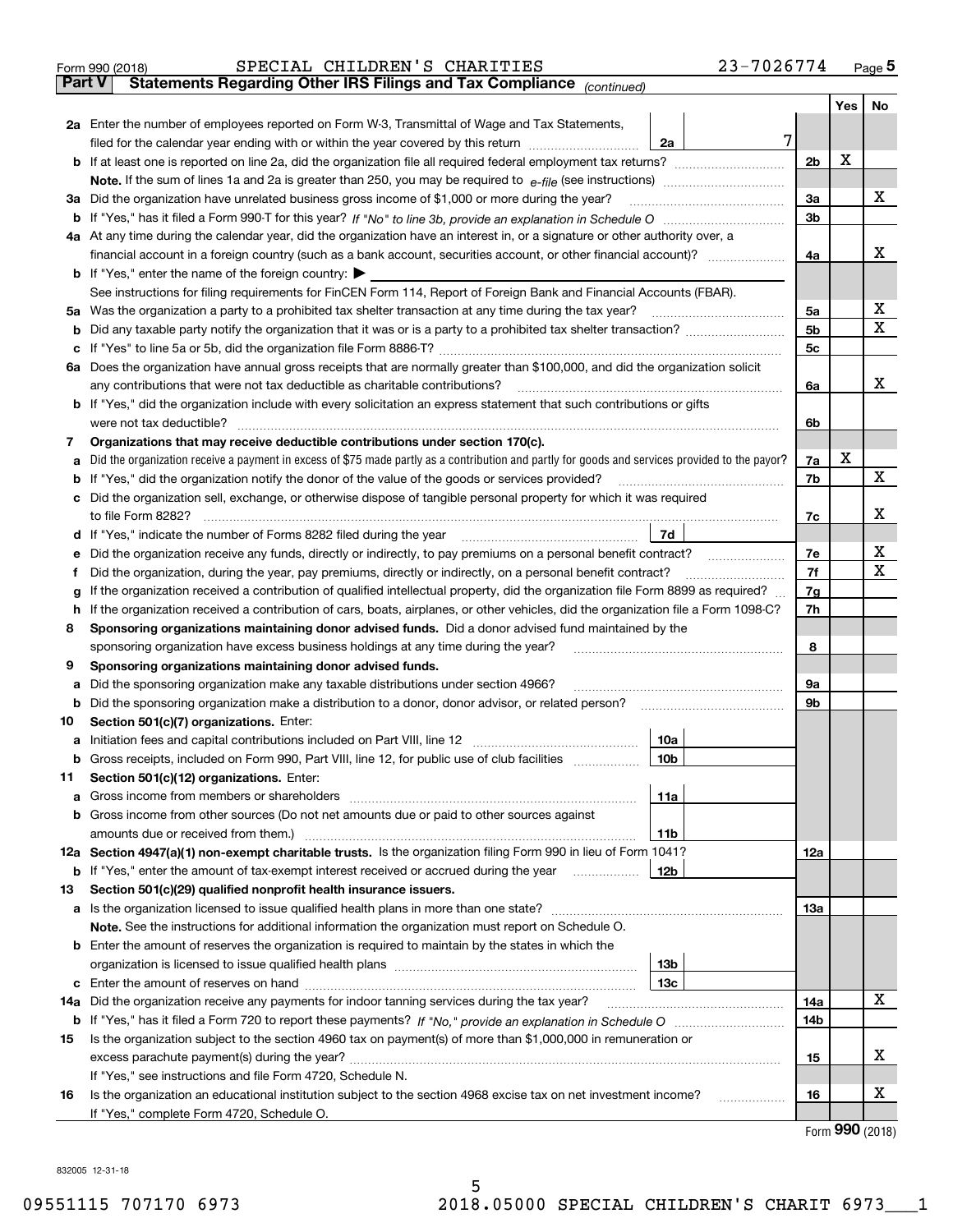Form 990 (2018) SPECIAL CHILDREN'S CHARITIES 23-7026774 Page **5**

**Part V Statements Regarding Other IRS Filings and Tax Compliance** *(continued)*

| | | | | Yes | No |
|---|---|---|---|---|---|
| **2a** | Enter the number of employees reported on Form W-3, Transmittal of Wage and Tax Statements, filed for the calendar year ending with or within the year covered by this return | **2a** 7 | | | |
| **b** | If at least one is reported on line 2a, did the organization file all required federal employment tax returns? | | **2b** | X | |
| | **Note.** If the sum of lines 1a and 2a is greater than 250, you may be required to *e-file* (see instructions) | | | | |
| **3a** | Did the organization have unrelated business gross income of $1,000 or more during the year? | | **3a** | | X |
| **b** | If "Yes," has it filed a Form 990-T for this year? *If "No" to line 3b, provide an explanation in Schedule O* | | **3b** | | |
| **4a** | At any time during the calendar year, did the organization have an interest in, or a signature or other authority over, a financial account in a foreign country (such as a bank account, securities account, or other financial account)? | | **4a** | | X |
| **b** | If "Yes," enter the name of the foreign country: ▶ | | | | |
| | See instructions for filing requirements for FinCEN Form 114, Report of Foreign Bank and Financial Accounts (FBAR). | | | | |
| **5a** | Was the organization a party to a prohibited tax shelter transaction at any time during the tax year? | | **5a** | | X |
| **b** | Did any taxable party notify the organization that it was or is a party to a prohibited tax shelter transaction? | | **5b** | | X |
| **c** | If "Yes" to line 5a or 5b, did the organization file Form 8886-T? | | **5c** | | |
| **6a** | Does the organization have annual gross receipts that are normally greater than $100,000, and did the organization solicit any contributions that were not tax deductible as charitable contributions? | | **6a** | | X |
| **b** | If "Yes," did the organization include with every solicitation an express statement that such contributions or gifts were not tax deductible? | | **6b** | | |
| **7** | **Organizations that may receive deductible contributions under section 170(c).** | | | | |
| **a** | Did the organization receive a payment in excess of $75 made partly as a contribution and partly for goods and services provided to the payor? | | **7a** | X | |
| **b** | If "Yes," did the organization notify the donor of the value of the goods or services provided? | | **7b** | | X |
| **c** | Did the organization sell, exchange, or otherwise dispose of tangible personal property for which it was required to file Form 8282? | | **7c** | | X |
| **d** | If "Yes," indicate the number of Forms 8282 filed during the year | **7d** | | | |
| **e** | Did the organization receive any funds, directly or indirectly, to pay premiums on a personal benefit contract? | | **7e** | | X |
| **f** | Did the organization, during the year, pay premiums, directly or indirectly, on a personal benefit contract? | | **7f** | | X |
| **g** | If the organization received a contribution of qualified intellectual property, did the organization file Form 8899 as required? | | **7g** | | |
| **h** | If the organization received a contribution of cars, boats, airplanes, or other vehicles, did the organization file a Form 1098-C? | | **7h** | | |
| **8** | **Sponsoring organizations maintaining donor advised funds.** Did a donor advised fund maintained by the sponsoring organization have excess business holdings at any time during the year? | | **8** | | |
| **9** | **Sponsoring organizations maintaining donor advised funds.** | | | | |
| **a** | Did the sponsoring organization make any taxable distributions under section 4966? | | **9a** | | |
| **b** | Did the sponsoring organization make a distribution to a donor, donor advisor, or related person? | | **9b** | | |
| **10** | **Section 501(c)(7) organizations.** Enter: | | | | |
| **a** | Initiation fees and capital contributions included on Part VIII, line 12 | **10a** | | | |
| **b** | Gross receipts, included on Form 990, Part VIII, line 12, for public use of club facilities | **10b** | | | |
| **11** | **Section 501(c)(12) organizations.** Enter: | | | | |
| **a** | Gross income from members or shareholders | **11a** | | | |
| **b** | Gross income from other sources (Do not net amounts due or paid to other sources against amounts due or received from them.) | **11b** | | | |
| **12a** | **Section 4947(a)(1) non-exempt charitable trusts.** Is the organization filing Form 990 in lieu of Form 1041? | | **12a** | | |
| **b** | If "Yes," enter the amount of tax-exempt interest received or accrued during the year | **12b** | | | |
| **13** | **Section 501(c)(29) qualified nonprofit health insurance issuers.** | | | | |
| **a** | Is the organization licensed to issue qualified health plans in more than one state? | | **13a** | | |
| | **Note.** See the instructions for additional information the organization must report on Schedule O. | | | | |
| **b** | Enter the amount of reserves the organization is required to maintain by the states in which the organization is licensed to issue qualified health plans | **13b** | | | |
| **c** | Enter the amount of reserves on hand | **13c** | | | |
| **14a** | Did the organization receive any payments for indoor tanning services during the tax year? | | **14a** | | X |
| **b** | If "Yes," has it filed a Form 720 to report these payments? *If "No," provide an explanation in Schedule O* | | **14b** | | |
| **15** | Is the organization subject to the section 4960 tax on payment(s) of more than $1,000,000 in remuneration or excess parachute payment(s) during the year? | | **15** | | X |
| | If "Yes," see instructions and file Form 4720, Schedule N. | | | | |
| **16** | Is the organization an educational institution subject to the section 4968 excise tax on net investment income? | | **16** | | X |
| | If "Yes," complete Form 4720, Schedule O. | | | | |

Form **990** (2018)

832005 12-31-18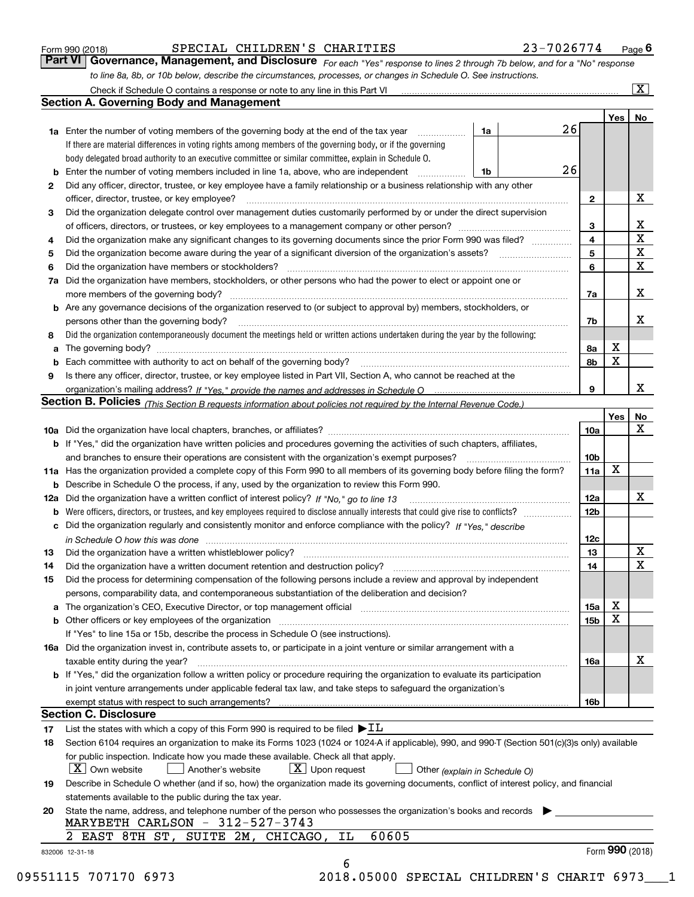Form 990 (2018) SPECIAL CHILDREN'S CHARITIES 23-7026774 Page **6**

## Part VI Governance, Management, and Disclosure

*For each "Yes" response to lines 2 through 7b below, and for a "No" response to line 8a, 8b, or 10b below, describe the circumstances, processes, or changes in Schedule O. See instructions.*

Check if Schedule O contains a response or note to any line in this Part VI [X]

### Section A. Governing Body and Management

| | | | | Yes | No |
|---|---|---|---|---|---|
| **1a** | Enter the number of voting members of the governing body at the end of the tax year — If there are material differences in voting rights among members of the governing body, or if the governing body delegated broad authority to an executive committee or similar committee, explain in Schedule O. | 1a: 26 | | | |
| **b** | Enter the number of voting members included in line 1a, above, who are independent | 1b: 26 | | | |
| **2** | Did any officer, director, trustee, or key employee have a family relationship or a business relationship with any other officer, director, trustee, or key employee? | | 2 | | X |
| **3** | Did the organization delegate control over management duties customarily performed by or under the direct supervision of officers, directors, or trustees, or key employees to a management company or other person? | | 3 | | X |
| **4** | Did the organization make any significant changes to its governing documents since the prior Form 990 was filed? | | 4 | | X |
| **5** | Did the organization become aware during the year of a significant diversion of the organization's assets? | | 5 | | X |
| **6** | Did the organization have members or stockholders? | | 6 | | X |
| **7a** | Did the organization have members, stockholders, or other persons who had the power to elect or appoint one or more members of the governing body? | | 7a | | X |
| **b** | Are any governance decisions of the organization reserved to (or subject to approval by) members, stockholders, or persons other than the governing body? | | 7b | | X |
| **8** | Did the organization contemporaneously document the meetings held or written actions undertaken during the year by the following: | | | | |
| **a** | The governing body? | | 8a | X | |
| **b** | Each committee with authority to act on behalf of the governing body? | | 8b | X | |
| **9** | Is there any officer, director, trustee, or key employee listed in Part VII, Section A, who cannot be reached at the organization's mailing address? *If "Yes," provide the names and addresses in Schedule O* | | 9 | | X |

### Section B. Policies *(This Section B requests information about policies not required by the Internal Revenue Code.)*

| | | | Yes | No |
|---|---|---|---|---|
| **10a** | Did the organization have local chapters, branches, or affiliates? | 10a | | X |
| **b** | If "Yes," did the organization have written policies and procedures governing the activities of such chapters, affiliates, and branches to ensure their operations are consistent with the organization's exempt purposes? | 10b | | |
| **11a** | Has the organization provided a complete copy of this Form 990 to all members of its governing body before filing the form? | 11a | X | |
| **b** | Describe in Schedule O the process, if any, used by the organization to review this Form 990. | | | |
| **12a** | Did the organization have a written conflict of interest policy? *If "No," go to line 13* | 12a | | X |
| **b** | Were officers, directors, or trustees, and key employees required to disclose annually interests that could give rise to conflicts? | 12b | | |
| **c** | Did the organization regularly and consistently monitor and enforce compliance with the policy? *If "Yes," describe in Schedule O how this was done* | 12c | | |
| **13** | Did the organization have a written whistleblower policy? | 13 | | X |
| **14** | Did the organization have a written document retention and destruction policy? | 14 | | X |
| **15** | Did the process for determining compensation of the following persons include a review and approval by independent persons, comparability data, and contemporaneous substantiation of the deliberation and decision? | | | |
| **a** | The organization's CEO, Executive Director, or top management official | 15a | X | |
| **b** | Other officers or key employees of the organization | 15b | X | |
| | If "Yes" to line 15a or 15b, describe the process in Schedule O (see instructions). | | | |
| **16a** | Did the organization invest in, contribute assets to, or participate in a joint venture or similar arrangement with a taxable entity during the year? | 16a | | X |
| **b** | If "Yes," did the organization follow a written policy or procedure requiring the organization to evaluate its participation in joint venture arrangements under applicable federal tax law, and take steps to safeguard the organization's exempt status with respect to such arrangements? | 16b | | |

### Section C. Disclosure

**17** List the states with which a copy of this Form 990 is required to be filed ▶ IL

**18** Section 6104 requires an organization to make its Forms 1023 (1024 or 1024-A if applicable), 990, and 990-T (Section 501(c)(3)s only) available for public inspection. Indicate how you made these available. Check all that apply.

[X] Own website [ ] Another's website [X] Upon request [ ] Other *(explain in Schedule O)*

**19** Describe in Schedule O whether (and if so, how) the organization made its governing documents, conflict of interest policy, and financial statements available to the public during the tax year.

**20** State the name, address, and telephone number of the person who possesses the organization's books and records ▶

MARYBETH CARLSON - 312-527-3743
2 EAST 8TH ST, SUITE 2M, CHICAGO, IL 60605

832006 12-31-18 Form **990** (2018)

09551115 707170 6973 2018.05000 SPECIAL CHILDREN'S CHARIT 6973___1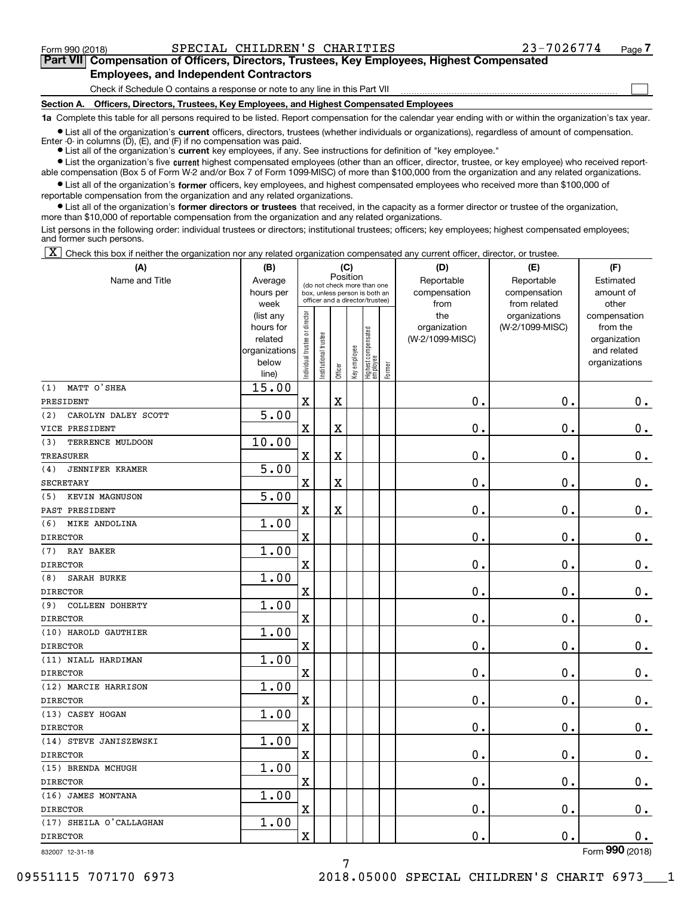Form 990 (2018) SPECIAL CHILDREN'S CHARITIES 23-7026774

## Part VII Compensation of Officers, Directors, Trustees, Key Employees, Highest Compensated Employees, and Independent Contractors

Check if Schedule O contains a response or note to any line in this Part VII ☐

### Section A. Officers, Directors, Trustees, Key Employees, and Highest Compensated Employees

**1a** Complete this table for all persons required to be listed. Report compensation for the calendar year ending with or within the organization's tax year.

- List all of the organization's **current** officers, directors, trustees (whether individuals or organizations), regardless of amount of compensation. Enter -0- in columns (D), (E), and (F) if no compensation was paid.
- List all of the organization's **current** key employees, if any. See instructions for definition of "key employee."
- List the organization's five **current** highest compensated employees (other than an officer, director, trustee, or key employee) who received reportable compensation (Box 5 of Form W-2 and/or Box 7 of Form 1099-MISC) of more than $100,000 from the organization and any related organizations.
- List all of the organization's **former** officers, key employees, and highest compensated employees who received more than $100,000 of reportable compensation from the organization and any related organizations.
- List all of the organization's **former directors or trustees** that received, in the capacity as a former director or trustee of the organization, more than $10,000 of reportable compensation from the organization and any related organizations.

List persons in the following order: individual trustees or directors; institutional trustees; officers; key employees; highest compensated employees; and former such persons.

☒ Check this box if neither the organization nor any related organization compensated any current officer, director, or trustee.

| (A) Name and Title | (B) Average hours per week (list any hours for related organizations below line) | (C) Individual trustee or director | Institutional trustee | Officer | Key employee | Highest compensated employee | Former | (D) Reportable compensation from the organization (W-2/1099-MISC) | (E) Reportable compensation from related organizations (W-2/1099-MISC) | (F) Estimated amount of other compensation from the organization and related organizations |
|---|---|---|---|---|---|---|---|---|---|---|
| (1) MATT O'SHEA<br>PRESIDENT | 15.00 | X | | X | | | | 0. | 0. | 0. |
| (2) CAROLYN DALEY SCOTT<br>VICE PRESIDENT | 5.00 | X | | X | | | | 0. | 0. | 0. |
| (3) TERRENCE MULDOON<br>TREASURER | 10.00 | X | | X | | | | 0. | 0. | 0. |
| (4) JENNIFER KRAMER<br>SECRETARY | 5.00 | X | | X | | | | 0. | 0. | 0. |
| (5) KEVIN MAGNUSON<br>PAST PRESIDENT | 5.00 | X | | X | | | | 0. | 0. | 0. |
| (6) MIKE ANDOLINA<br>DIRECTOR | 1.00 | X | | | | | | 0. | 0. | 0. |
| (7) RAY BAKER<br>DIRECTOR | 1.00 | X | | | | | | 0. | 0. | 0. |
| (8) SARAH BURKE<br>DIRECTOR | 1.00 | X | | | | | | 0. | 0. | 0. |
| (9) COLLEEN DOHERTY<br>DIRECTOR | 1.00 | X | | | | | | 0. | 0. | 0. |
| (10) HAROLD GAUTHIER<br>DIRECTOR | 1.00 | X | | | | | | 0. | 0. | 0. |
| (11) NIALL HARDIMAN<br>DIRECTOR | 1.00 | X | | | | | | 0. | 0. | 0. |
| (12) MARCIE HARRISON<br>DIRECTOR | 1.00 | X | | | | | | 0. | 0. | 0. |
| (13) CASEY HOGAN<br>DIRECTOR | 1.00 | X | | | | | | 0. | 0. | 0. |
| (14) STEVE JANISZEWSKI<br>DIRECTOR | 1.00 | X | | | | | | 0. | 0. | 0. |
| (15) BRENDA MCHUGH<br>DIRECTOR | 1.00 | X | | | | | | 0. | 0. | 0. |
| (16) JAMES MONTANA<br>DIRECTOR | 1.00 | X | | | | | | 0. | 0. | 0. |
| (17) SHEILA O'CALLAGHAN<br>DIRECTOR | 1.00 | X | | | | | | 0. | 0. | 0. |

832007 12-31-18 Form **990** (2018)

09551115 707170 6973 2018.05000 SPECIAL CHILDREN'S CHARIT 6973___1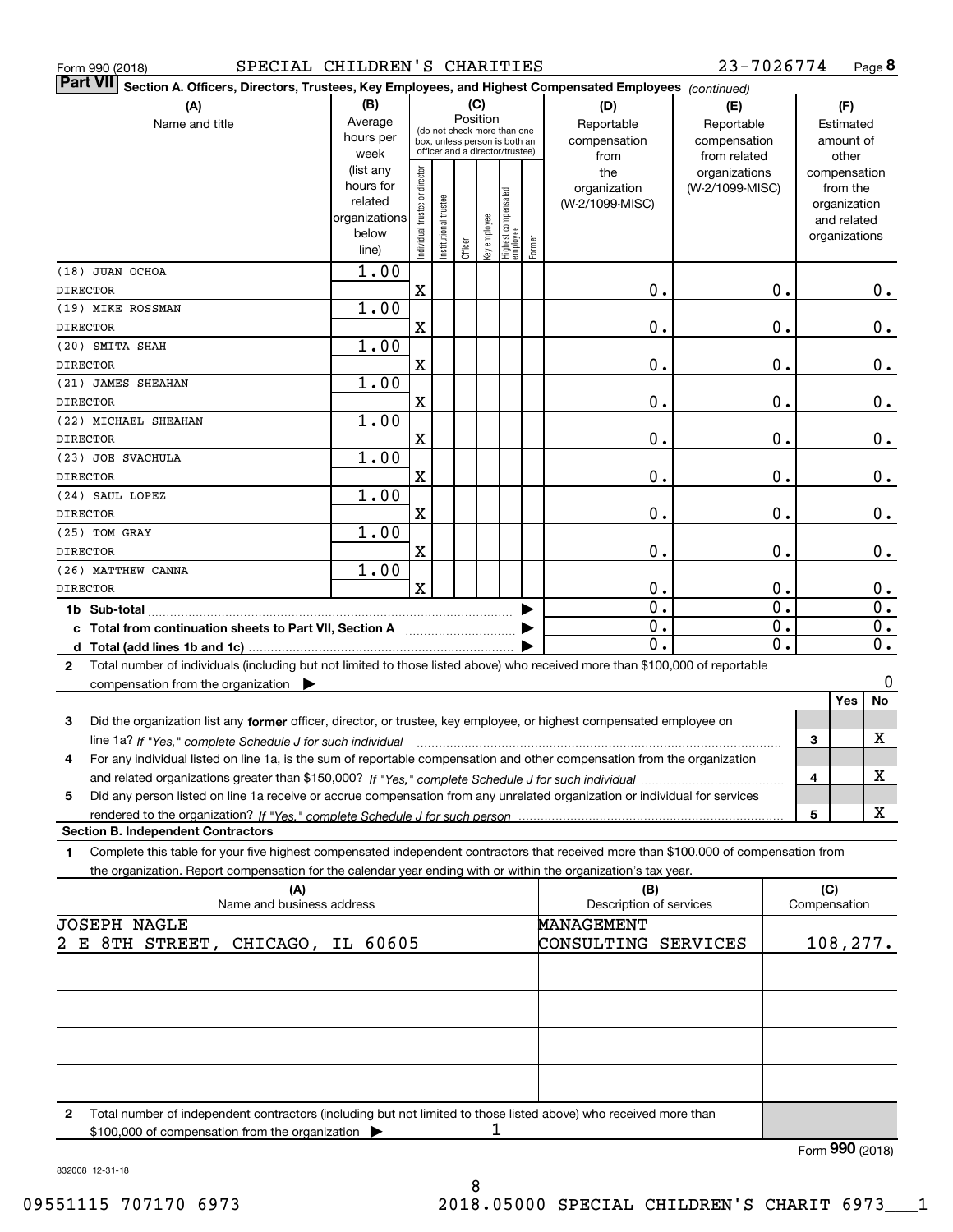Form 990 (2018) SPECIAL CHILDREN'S CHARITIES 23-7026774 Page 8

**Part VII Section A. Officers, Directors, Trustees, Key Employees, and Highest Compensated Employees** *(continued)*

| (A) Name and title | (B) Average hours per week (list any hours for related organizations below line) | (C) Position: Individual trustee or director | Institutional trustee | Officer | Key employee | Highest compensated employee | Former | (D) Reportable compensation from the organization (W-2/1099-MISC) | (E) Reportable compensation from related organizations (W-2/1099-MISC) | (F) Estimated amount of other compensation from the organization and related organizations |
|---|---|---|---|---|---|---|---|---|---|---|
| (18) JUAN OCHOA<br>DIRECTOR | 1.00 | X | | | | | | 0. | 0. | 0. |
| (19) MIKE ROSSMAN<br>DIRECTOR | 1.00 | X | | | | | | 0. | 0. | 0. |
| (20) SMITA SHAH<br>DIRECTOR | 1.00 | X | | | | | | 0. | 0. | 0. |
| (21) JAMES SHEAHAN<br>DIRECTOR | 1.00 | X | | | | | | 0. | 0. | 0. |
| (22) MICHAEL SHEAHAN<br>DIRECTOR | 1.00 | X | | | | | | 0. | 0. | 0. |
| (23) JOE SVACHULA<br>DIRECTOR | 1.00 | X | | | | | | 0. | 0. | 0. |
| (24) SAUL LOPEZ<br>DIRECTOR | 1.00 | X | | | | | | 0. | 0. | 0. |
| (25) TOM GRAY<br>DIRECTOR | 1.00 | X | | | | | | 0. | 0. | 0. |
| (26) MATTHEW CANNA<br>DIRECTOR | 1.00 | X | | | | | | 0. | 0. | 0. |
| **1b Sub-total** | | | | | | | | 0. | 0. | 0. |
| **c Total from continuation sheets to Part VII, Section A** | | | | | | | | 0. | 0. | 0. |
| **d Total (add lines 1b and 1c)** | | | | | | | | 0. | 0. | 0. |

**2** Total number of individuals (including but not limited to those listed above) who received more than $100,000 of reportable compensation from the organization ▶ 0

| | | Yes | No |
|---|---|---|---|
| **3** Did the organization list any **former** officer, director, or trustee, key employee, or highest compensated employee on line 1a? *If "Yes," complete Schedule J for such individual* | 3 | | X |
| **4** For any individual listed on line 1a, is the sum of reportable compensation and other compensation from the organization and related organizations greater than $150,000? *If "Yes," complete Schedule J for such individual* | 4 | | X |
| **5** Did any person listed on line 1a receive or accrue compensation from any unrelated organization or individual for services rendered to the organization? *If "Yes," complete Schedule J for such person* | 5 | | X |

**Section B. Independent Contractors**

**1** Complete this table for your five highest compensated independent contractors that received more than $100,000 of compensation from the organization. Report compensation for the calendar year ending with or within the organization's tax year.

| (A) Name and business address | (B) Description of services | (C) Compensation |
|---|---|---|
| JOSEPH NAGLE<br>2 E 8TH STREET, CHICAGO, IL 60605 | MANAGEMENT CONSULTING SERVICES | 108,277. |
| | | |
| | | |
| | | |
| | | |

**2** Total number of independent contractors (including but not limited to those listed above) who received more than $100,000 of compensation from the organization ▶ 1

Form **990** (2018)

832008 12-31-18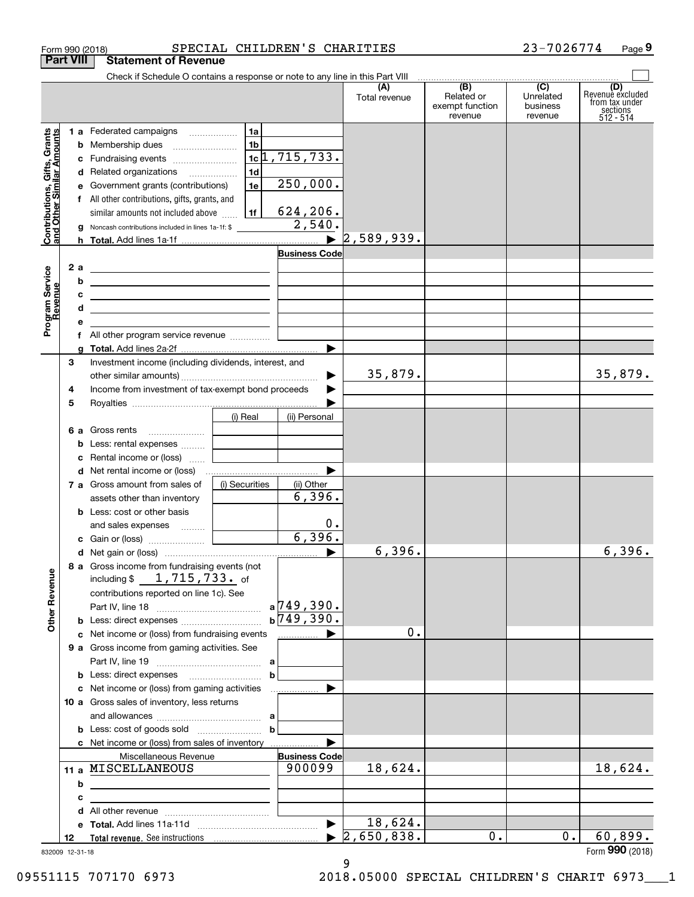Form 990 (2018) SPECIAL CHILDREN'S CHARITIES 23-7026774 Page 9

**Part VIII Statement of Revenue**

Check if Schedule O contains a response or note to any line in this Part VIII

| | | | (A) Total revenue | (B) Related or exempt function revenue | (C) Unrelated business revenue | (D) Revenue excluded from tax under sections 512 - 514 |
|---|---|---|---|---|---|---|
| **Contributions, Gifts, Grants and Other Similar Amounts** | 1a Federated campaigns | 1a | | | | |
| | b Membership dues | 1b | | | | |
| | c Fundraising events | 1c 1,715,733. | | | | |
| | d Related organizations | 1d | | | | |
| | e Government grants (contributions) | 1e 250,000. | | | | |
| | f All other contributions, gifts, grants, and similar amounts not included above | 1f 624,206. | | | | |
| | g Noncash contributions included in lines 1a-1f: $ | 2,540. | | | | |
| | h **Total.** Add lines 1a-1f | ▶ | 2,589,939. | | | |
| **Program Service Revenue** | | **Business Code** | | | | |
| | 2 a | | | | | |
| | b | | | | | |
| | c | | | | | |
| | d | | | | | |
| | e | | | | | |
| | f All other program service revenue | | | | | |
| | g **Total.** Add lines 2a-2f | ▶ | | | | |
| **Other Revenue** | 3 Investment income (including dividends, interest, and other similar amounts) | ▶ | 35,879. | | | 35,879. |
| | 4 Income from investment of tax-exempt bond proceeds | ▶ | | | | |
| | 5 Royalties | ▶ | | | | |
| | | (i) Real / (ii) Personal | | | | |
| | 6 a Gross rents | | | | | |
| | b Less: rental expenses | | | | | |
| | c Rental income or (loss) | | | | | |
| | d Net rental income or (loss) | ▶ | | | | |
| | | (i) Securities / (ii) Other | | | | |
| | 7 a Gross amount from sales of assets other than inventory | (ii) 6,396. | | | | |
| | b Less: cost or other basis and sales expenses | (ii) 0. | | | | |
| | c Gain or (loss) | (ii) 6,396. | | | | |
| | d Net gain or (loss) | ▶ | 6,396. | | | 6,396. |
| | 8 a Gross income from fundraising events (not including $ 1,715,733. of contributions reported on line 1c). See Part IV, line 18 | a 749,390. | | | | |
| | b Less: direct expenses | b 749,390. | | | | |
| | c Net income or (loss) from fundraising events | ▶ | 0. | | | |
| | 9 a Gross income from gaming activities. See Part IV, line 19 | a | | | | |
| | b Less: direct expenses | b | | | | |
| | c Net income or (loss) from gaming activities | ▶ | | | | |
| | 10 a Gross sales of inventory, less returns and allowances | a | | | | |
| | b Less: cost of goods sold | b | | | | |
| | c Net income or (loss) from sales of inventory | ▶ | | | | |
| | Miscellaneous Revenue | **Business Code** | | | | |
| | 11 a MISCELLANEOUS | 900099 | 18,624. | | | 18,624. |
| | b | | | | | |
| | c | | | | | |
| | d All other revenue | | | | | |
| | e **Total.** Add lines 11a-11d | ▶ | 18,624. | | | |
| | 12 **Total revenue.** See instructions | ▶ | 2,650,838. | 0. | 0. | 60,899. |

832009 12-31-18

Form **990** (2018)

09551115 707170 6973 2018.05000 SPECIAL CHILDREN'S CHARIT 6973___1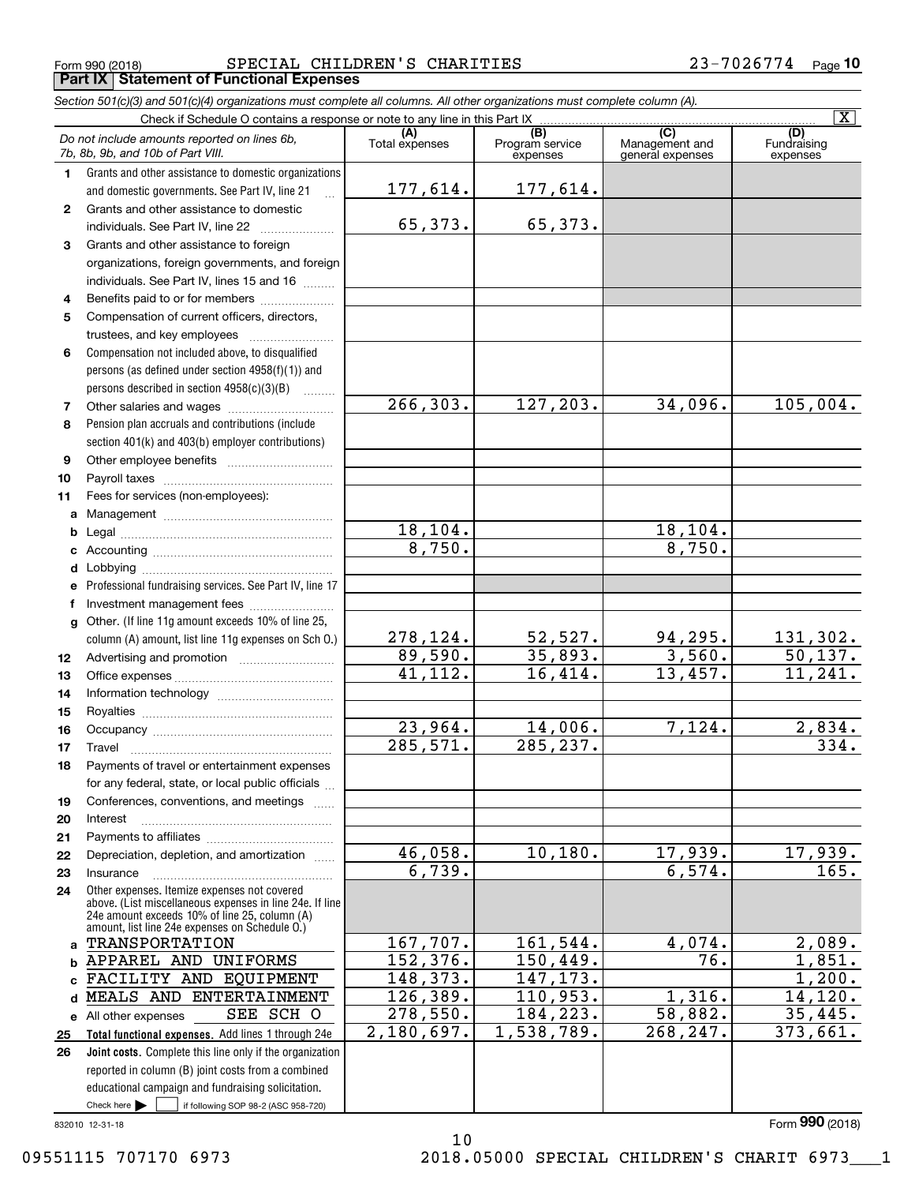Form 990 (2018) SPECIAL CHILDREN'S CHARITIES 23-7026774 Page 10

**Part IX Statement of Functional Expenses**

*Section 501(c)(3) and 501(c)(4) organizations must complete all columns. All other organizations must complete column (A).*

Check if Schedule O contains a response or note to any line in this Part IX [X]

| | *Do not include amounts reported on lines 6b, 7b, 8b, 9b, and 10b of Part VIII.* | (A) Total expenses | (B) Program service expenses | (C) Management and general expenses | (D) Fundraising expenses |
|---|---|---|---|---|---|
| 1 | Grants and other assistance to domestic organizations and domestic governments. See Part IV, line 21 | 177,614. | 177,614. | | |
| 2 | Grants and other assistance to domestic individuals. See Part IV, line 22 | 65,373. | 65,373. | | |
| 3 | Grants and other assistance to foreign organizations, foreign governments, and foreign individuals. See Part IV, lines 15 and 16 | | | | |
| 4 | Benefits paid to or for members | | | | |
| 5 | Compensation of current officers, directors, trustees, and key employees | | | | |
| 6 | Compensation not included above, to disqualified persons (as defined under section 4958(f)(1)) and persons described in section 4958(c)(3)(B) | | | | |
| 7 | Other salaries and wages | 266,303. | 127,203. | 34,096. | 105,004. |
| 8 | Pension plan accruals and contributions (include section 401(k) and 403(b) employer contributions) | | | | |
| 9 | Other employee benefits | | | | |
| 10 | Payroll taxes | | | | |
| 11 | Fees for services (non-employees): | | | | |
| a | Management | | | | |
| b | Legal | 18,104. | | 18,104. | |
| c | Accounting | 8,750. | | 8,750. | |
| d | Lobbying | | | | |
| e | Professional fundraising services. See Part IV, line 17 | | | | |
| f | Investment management fees | | | | |
| g | Other. (If line 11g amount exceeds 10% of line 25, column (A) amount, list line 11g expenses on Sch O.) | 278,124. | 52,527. | 94,295. | 131,302. |
| 12 | Advertising and promotion | 89,590. | 35,893. | 3,560. | 50,137. |
| 13 | Office expenses | 41,112. | 16,414. | 13,457. | 11,241. |
| 14 | Information technology | | | | |
| 15 | Royalties | | | | |
| 16 | Occupancy | 23,964. | 14,006. | 7,124. | 2,834. |
| 17 | Travel | 285,571. | 285,237. | | 334. |
| 18 | Payments of travel or entertainment expenses for any federal, state, or local public officials | | | | |
| 19 | Conferences, conventions, and meetings | | | | |
| 20 | Interest | | | | |
| 21 | Payments to affiliates | | | | |
| 22 | Depreciation, depletion, and amortization | 46,058. | 10,180. | 17,939. | 17,939. |
| 23 | Insurance | 6,739. | | 6,574. | 165. |
| 24 | Other expenses. Itemize expenses not covered above. (List miscellaneous expenses in line 24e. If line 24e amount exceeds 10% of line 25, column (A) amount, list line 24e expenses on Schedule O.) | | | | |
| a | TRANSPORTATION | 167,707. | 161,544. | 4,074. | 2,089. |
| b | APPAREL AND UNIFORMS | 152,376. | 150,449. | 76. | 1,851. |
| c | FACILITY AND EQUIPMENT | 148,373. | 147,173. | | 1,200. |
| d | MEALS AND ENTERTAINMENT | 126,389. | 110,953. | 1,316. | 14,120. |
| e | All other expenses SEE SCH O | 278,550. | 184,223. | 58,882. | 35,445. |
| 25 | **Total functional expenses.** Add lines 1 through 24e | 2,180,697. | 1,538,789. | 268,247. | 373,661. |
| 26 | **Joint costs.** Complete this line only if the organization reported in column (B) joint costs from a combined educational campaign and fundraising solicitation. Check here [ ] if following SOP 98-2 (ASC 958-720) | | | | |

832010 12-31-18 Form **990** (2018)

09551115 707170 6973 2018.05000 SPECIAL CHILDREN'S CHARIT 6973___1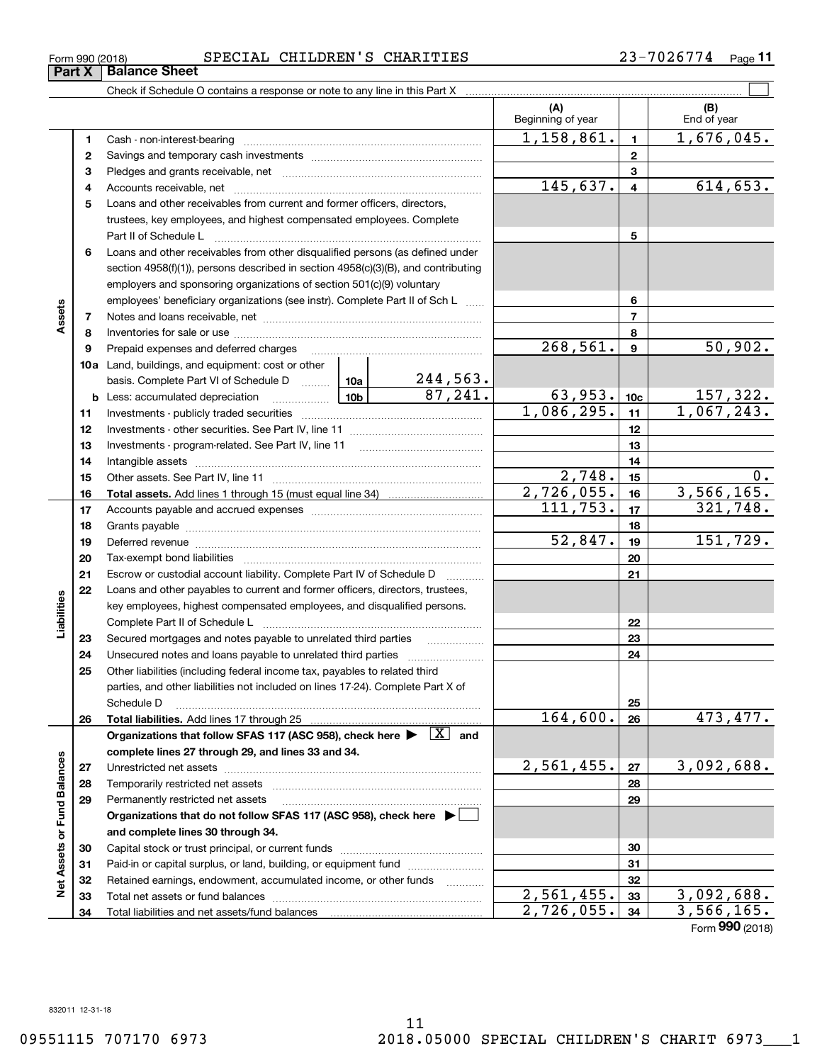Form 990 (2018) SPECIAL CHILDREN'S CHARITIES 23-7026774 Page **11**

**Part X | Balance Sheet**

Check if Schedule O contains a response or note to any line in this Part X ☐

| | | | | (A) Beginning of year | | (B) End of year |
|---|---|---|---|---|---|---|
| **Assets** | 1 | Cash - non-interest-bearing | | 1,158,861. | 1 | 1,676,045. |
| | 2 | Savings and temporary cash investments | | | 2 | |
| | 3 | Pledges and grants receivable, net | | | 3 | |
| | 4 | Accounts receivable, net | | 145,637. | 4 | 614,653. |
| | 5 | Loans and other receivables from current and former officers, directors, trustees, key employees, and highest compensated employees. Complete Part II of Schedule L | | | 5 | |
| | 6 | Loans and other receivables from other disqualified persons (as defined under section 4958(f)(1)), persons described in section 4958(c)(3)(B), and contributing employers and sponsoring organizations of section 501(c)(9) voluntary employees' beneficiary organizations (see instr). Complete Part II of Sch L | | | 6 | |
| | 7 | Notes and loans receivable, net | | | 7 | |
| | 8 | Inventories for sale or use | | | 8 | |
| | 9 | Prepaid expenses and deferred charges | | 268,561. | 9 | 50,902. |
| | 10a | Land, buildings, and equipment: cost or other basis. Complete Part VI of Schedule D | 10a 244,563. | | | |
| | b | Less: accumulated depreciation | 10b 87,241. | 63,953. | 10c | 157,322. |
| | 11 | Investments - publicly traded securities | | 1,086,295. | 11 | 1,067,243. |
| | 12 | Investments - other securities. See Part IV, line 11 | | | 12 | |
| | 13 | Investments - program-related. See Part IV, line 11 | | | 13 | |
| | 14 | Intangible assets | | | 14 | |
| | 15 | Other assets. See Part IV, line 11 | | 2,748. | 15 | 0. |
| | 16 | **Total assets.** Add lines 1 through 15 (must equal line 34) | | 2,726,055. | 16 | 3,566,165. |
| **Liabilities** | 17 | Accounts payable and accrued expenses | | 111,753. | 17 | 321,748. |
| | 18 | Grants payable | | | 18 | |
| | 19 | Deferred revenue | | 52,847. | 19 | 151,729. |
| | 20 | Tax-exempt bond liabilities | | | 20 | |
| | 21 | Escrow or custodial account liability. Complete Part IV of Schedule D | | | 21 | |
| | 22 | Loans and other payables to current and former officers, directors, trustees, key employees, highest compensated employees, and disqualified persons. Complete Part II of Schedule L | | | 22 | |
| | 23 | Secured mortgages and notes payable to unrelated third parties | | | 23 | |
| | 24 | Unsecured notes and loans payable to unrelated third parties | | | 24 | |
| | 25 | Other liabilities (including federal income tax, payables to related third parties, and other liabilities not included on lines 17-24). Complete Part X of Schedule D | | | 25 | |
| | 26 | **Total liabilities.** Add lines 17 through 25 | | 164,600. | 26 | 473,477. |
| **Net Assets or Fund Balances** | | **Organizations that follow SFAS 117 (ASC 958), check here ▶ [X] and complete lines 27 through 29, and lines 33 and 34.** | | | | |
| | 27 | Unrestricted net assets | | 2,561,455. | 27 | 3,092,688. |
| | 28 | Temporarily restricted net assets | | | 28 | |
| | 29 | Permanently restricted net assets | | | 29 | |
| | | **Organizations that do not follow SFAS 117 (ASC 958), check here ▶ ☐ and complete lines 30 through 34.** | | | | |
| | 30 | Capital stock or trust principal, or current funds | | | 30 | |
| | 31 | Paid-in or capital surplus, or land, building, or equipment fund | | | 31 | |
| | 32 | Retained earnings, endowment, accumulated income, or other funds | | | 32 | |
| | 33 | Total net assets or fund balances | | 2,561,455. | 33 | 3,092,688. |
| | 34 | Total liabilities and net assets/fund balances | | 2,726,055. | 34 | 3,566,165. |

Form **990** (2018)

832011 12-31-18

09551115 707170 6973 2018.05000 SPECIAL CHILDREN'S CHARIT 6973___1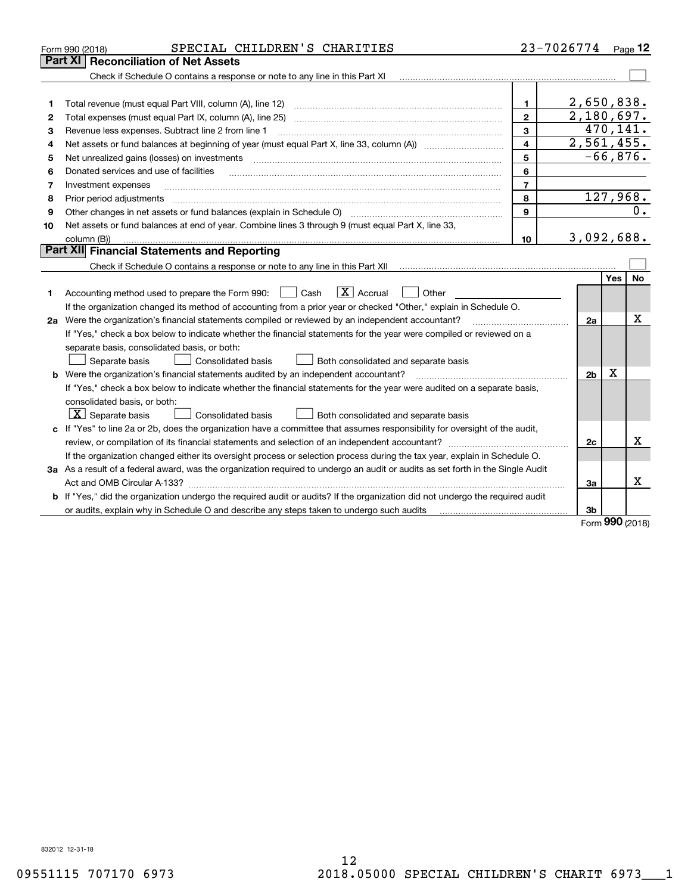Form 990 (2018) SPECIAL CHILDREN'S CHARITIES 23-7026774

## Part XI Reconciliation of Net Assets

Check if Schedule O contains a response or note to any line in this Part XI ☐

| | | | |
|---|---|---|---|
| 1 | Total revenue (must equal Part VIII, column (A), line 12) | 1 | 2,650,838. |
| 2 | Total expenses (must equal Part IX, column (A), line 25) | 2 | 2,180,697. |
| 3 | Revenue less expenses. Subtract line 2 from line 1 | 3 | 470,141. |
| 4 | Net assets or fund balances at beginning of year (must equal Part X, line 33, column (A)) | 4 | 2,561,455. |
| 5 | Net unrealized gains (losses) on investments | 5 | -66,876. |
| 6 | Donated services and use of facilities | 6 | |
| 7 | Investment expenses | 7 | |
| 8 | Prior period adjustments | 8 | 127,968. |
| 9 | Other changes in net assets or fund balances (explain in Schedule O) | 9 | 0. |
| 10 | Net assets or fund balances at end of year. Combine lines 3 through 9 (must equal Part X, line 33, column (B)) | 10 | 3,092,688. |

## Part XII Financial Statements and Reporting

Check if Schedule O contains a response or note to any line in this Part XII ☐

| | | | Yes | No |
|---|---|---|---|---|
| 1 | Accounting method used to prepare the Form 990: ☐ Cash ☒ Accrual ☐ Other<br>If the organization changed its method of accounting from a prior year or checked "Other," explain in Schedule O. | | | |
| 2a | Were the organization's financial statements compiled or reviewed by an independent accountant?<br>If "Yes," check a box below to indicate whether the financial statements for the year were compiled or reviewed on a separate basis, consolidated basis, or both:<br>☐ Separate basis ☐ Consolidated basis ☐ Both consolidated and separate basis | 2a | | X |
| b | Were the organization's financial statements audited by an independent accountant?<br>If "Yes," check a box below to indicate whether the financial statements for the year were audited on a separate basis, consolidated basis, or both:<br>☒ Separate basis ☐ Consolidated basis ☐ Both consolidated and separate basis | 2b | X | |
| c | If "Yes" to line 2a or 2b, does the organization have a committee that assumes responsibility for oversight of the audit, review, or compilation of its financial statements and selection of an independent accountant?<br>If the organization changed either its oversight process or selection process during the tax year, explain in Schedule O. | 2c | | X |
| 3a | As a result of a federal award, was the organization required to undergo an audit or audits as set forth in the Single Audit Act and OMB Circular A-133? | 3a | | X |
| b | If "Yes," did the organization undergo the required audit or audits? If the organization did not undergo the required audit or audits, explain why in Schedule O and describe any steps taken to undergo such audits | 3b | | |

Form 990 (2018)

832012 12-31-18

09551115 707170 6973 2018.05000 SPECIAL CHILDREN'S CHARIT 6973___1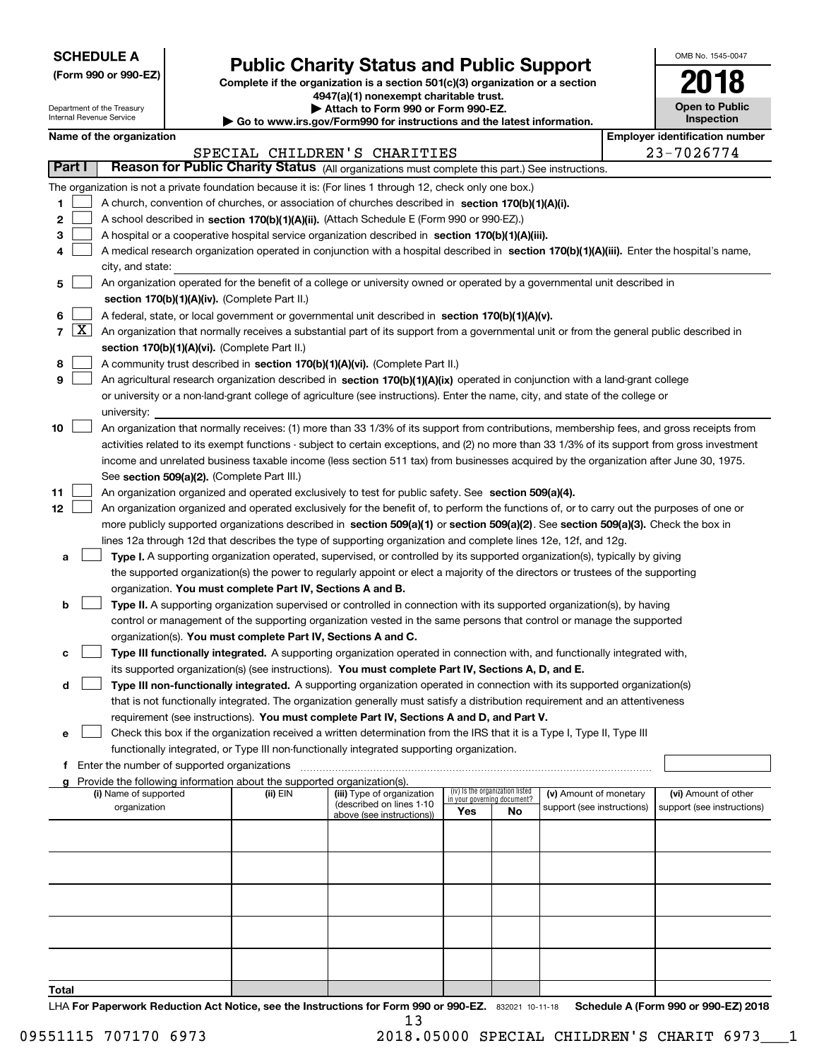**SCHEDULE A**
**(Form 990 or 990-EZ)**

Department of the Treasury
Internal Revenue Service

# Public Charity Status and Public Support

**Complete if the organization is a section 501(c)(3) organization or a section 4947(a)(1) nonexempt charitable trust.**
**▶ Attach to Form 990 or Form 990-EZ.**
**▶ Go to www.irs.gov/Form990 for instructions and the latest information.**

OMB No. 1545-0047
**2018**
**Open to Public Inspection**

**Name of the organization:** SPECIAL CHILDREN'S CHARITIES
**Employer identification number:** 23-7026774

## Part I — Reason for Public Charity Status (All organizations must complete this part.) See instructions.

The organization is not a private foundation because it is: (For lines 1 through 12, check only one box.)

1. ☐ A church, convention of churches, or association of churches described in **section 170(b)(1)(A)(i).**
2. ☐ A school described in **section 170(b)(1)(A)(ii).** (Attach Schedule E (Form 990 or 990-EZ).)
3. ☐ A hospital or a cooperative hospital service organization described in **section 170(b)(1)(A)(iii).**
4. ☐ A medical research organization operated in conjunction with a hospital described in **section 170(b)(1)(A)(iii).** Enter the hospital's name, city, and state:
5. ☐ An organization operated for the benefit of a college or university owned or operated by a governmental unit described in **section 170(b)(1)(A)(iv).** (Complete Part II.)
6. ☐ A federal, state, or local government or governmental unit described in **section 170(b)(1)(A)(v).**
7. ☒ An organization that normally receives a substantial part of its support from a governmental unit or from the general public described in **section 170(b)(1)(A)(vi).** (Complete Part II.)
8. ☐ A community trust described in **section 170(b)(1)(A)(vi).** (Complete Part II.)
9. ☐ An agricultural research organization described in **section 170(b)(1)(A)(ix)** operated in conjunction with a land-grant college or university or a non-land-grant college of agriculture (see instructions). Enter the name, city, and state of the college or university:
10. ☐ An organization that normally receives: (1) more than 33 1/3% of its support from contributions, membership fees, and gross receipts from activities related to its exempt functions - subject to certain exceptions, and (2) no more than 33 1/3% of its support from gross investment income and unrelated business taxable income (less section 511 tax) from businesses acquired by the organization after June 30, 1975. See **section 509(a)(2).** (Complete Part III.)
11. ☐ An organization organized and operated exclusively to test for public safety. See **section 509(a)(4).**
12. ☐ An organization organized and operated exclusively for the benefit of, to perform the functions of, or to carry out the purposes of one or more publicly supported organizations described in **section 509(a)(1)** or **section 509(a)(2)**. See **section 509(a)(3).** Check the box in lines 12a through 12d that describes the type of supporting organization and complete lines 12e, 12f, and 12g.
   - **a** ☐ **Type I.** A supporting organization operated, supervised, or controlled by its supported organization(s), typically by giving the supported organization(s) the power to regularly appoint or elect a majority of the directors or trustees of the supporting organization. **You must complete Part IV, Sections A and B.**
   - **b** ☐ **Type II.** A supporting organization supervised or controlled in connection with its supported organization(s), by having control or management of the supporting organization vested in the same persons that control or manage the supported organization(s). **You must complete Part IV, Sections A and C.**
   - **c** ☐ **Type III functionally integrated.** A supporting organization operated in connection with, and functionally integrated with, its supported organization(s) (see instructions). **You must complete Part IV, Sections A, D, and E.**
   - **d** ☐ **Type III non-functionally integrated.** A supporting organization operated in connection with its supported organization(s) that is not functionally integrated. The organization generally must satisfy a distribution requirement and an attentiveness requirement (see instructions). **You must complete Part IV, Sections A and D, and Part V.**
   - **e** ☐ Check this box if the organization received a written determination from the IRS that it is a Type I, Type II, Type III functionally integrated, or Type III non-functionally integrated supporting organization.
   - **f** Enter the number of supported organizations
   - **g** Provide the following information about the supported organization(s).

| (i) Name of supported organization | (ii) EIN | (iii) Type of organization (described on lines 1-10 above (see instructions)) | (iv) Is the organization listed in your governing document? Yes | No | (v) Amount of monetary support (see instructions) | (vi) Amount of other support (see instructions) |
|---|---|---|---|---|---|---|
| | | | | | | |
| | | | | | | |
| | | | | | | |
| | | | | | | |
| | | | | | | |
| **Total** | | | | | | |

LHA **For Paperwork Reduction Act Notice, see the Instructions for Form 990 or 990-EZ.** 832021 10-11-18 **Schedule A (Form 990 or 990-EZ) 2018**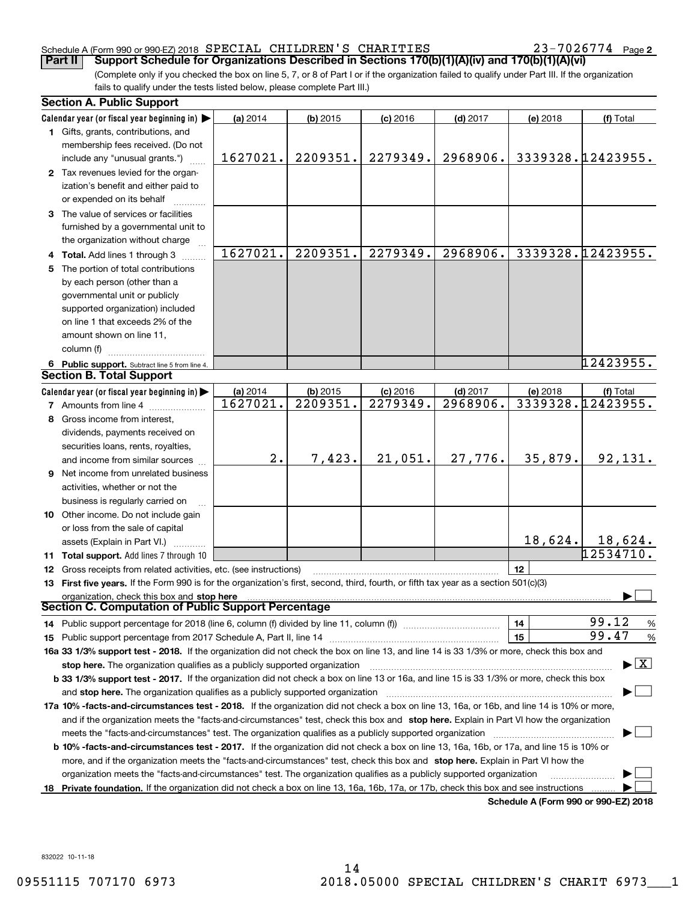Schedule A (Form 990 or 990-EZ) 2018 SPECIAL CHILDREN'S CHARITIES 23-7026774 Page 2

**Part II** **Support Schedule for Organizations Described in Sections 170(b)(1)(A)(iv) and 170(b)(1)(A)(vi)**

(Complete only if you checked the box on line 5, 7, or 8 of Part I or if the organization failed to qualify under Part III. If the organization fails to qualify under the tests listed below, please complete Part III.)

### Section A. Public Support

| Calendar year (or fiscal year beginning in) ▶ | (a) 2014 | (b) 2015 | (c) 2016 | (d) 2017 | (e) 2018 | (f) Total |
|---|---|---|---|---|---|---|
| **1** Gifts, grants, contributions, and membership fees received. (Do not include any "unusual grants.") | 1627021. | 2209351. | 2279349. | 2968906. | 3339328. | 12423955. |
| **2** Tax revenues levied for the organization's benefit and either paid to or expended on its behalf | | | | | | |
| **3** The value of services or facilities furnished by a governmental unit to the organization without charge | | | | | | |
| **4 Total.** Add lines 1 through 3 | 1627021. | 2209351. | 2279349. | 2968906. | 3339328. | 12423955. |
| **5** The portion of total contributions by each person (other than a governmental unit or publicly supported organization) included on line 1 that exceeds 2% of the amount shown on line 11, column (f) | | | | | | |
| **6 Public support.** Subtract line 5 from line 4. | | | | | | 12423955. |

### Section B. Total Support

| Calendar year (or fiscal year beginning in) ▶ | (a) 2014 | (b) 2015 | (c) 2016 | (d) 2017 | (e) 2018 | (f) Total |
|---|---|---|---|---|---|---|
| **7** Amounts from line 4 | 1627021. | 2209351. | 2279349. | 2968906. | 3339328. | 12423955. |
| **8** Gross income from interest, dividends, payments received on securities loans, rents, royalties, and income from similar sources | 2. | 7,423. | 21,051. | 27,776. | 35,879. | 92,131. |
| **9** Net income from unrelated business activities, whether or not the business is regularly carried on | | | | | | |
| **10** Other income. Do not include gain or loss from the sale of capital assets (Explain in Part VI.) | | | | | 18,624. | 18,624. |
| **11 Total support.** Add lines 7 through 10 | | | | | | 12534710. |

**12** Gross receipts from related activities, etc. (see instructions) | **12** |

**13 First five years.** If the Form 990 is for the organization's first, second, third, fourth, or fifth tax year as a section 501(c)(3) organization, check this box and **stop here** ▶ ☐

### Section C. Computation of Public Support Percentage

**14** Public support percentage for 2018 (line 6, column (f) divided by line 11, column (f)) | **14** | 99.12 %

**15** Public support percentage from 2017 Schedule A, Part II, line 14 | **15** | 99.47 %

**16a 33 1/3% support test - 2018.** If the organization did not check the box on line 13, and line 14 is 33 1/3% or more, check this box and **stop here.** The organization qualifies as a publicly supported organization ▶ ☒

**b 33 1/3% support test - 2017.** If the organization did not check a box on line 13 or 16a, and line 15 is 33 1/3% or more, check this box and **stop here.** The organization qualifies as a publicly supported organization ▶ ☐

**17a 10% -facts-and-circumstances test - 2018.** If the organization did not check a box on line 13, 16a, or 16b, and line 14 is 10% or more, and if the organization meets the "facts-and-circumstances" test, check this box and **stop here.** Explain in Part VI how the organization meets the "facts-and-circumstances" test. The organization qualifies as a publicly supported organization ▶ ☐

**b 10% -facts-and-circumstances test - 2017.** If the organization did not check a box on line 13, 16a, 16b, or 17a, and line 15 is 10% or more, and if the organization meets the "facts-and-circumstances" test, check this box and **stop here.** Explain in Part VI how the organization meets the "facts-and-circumstances" test. The organization qualifies as a publicly supported organization ▶ ☐

**18 Private foundation.** If the organization did not check a box on line 13, 16a, 16b, 17a, or 17b, check this box and see instructions ▶ ☐

**Schedule A (Form 990 or 990-EZ) 2018**

832022 10-11-18

09551115 707170 6973 2018.05000 SPECIAL CHILDREN'S CHARIT 6973___1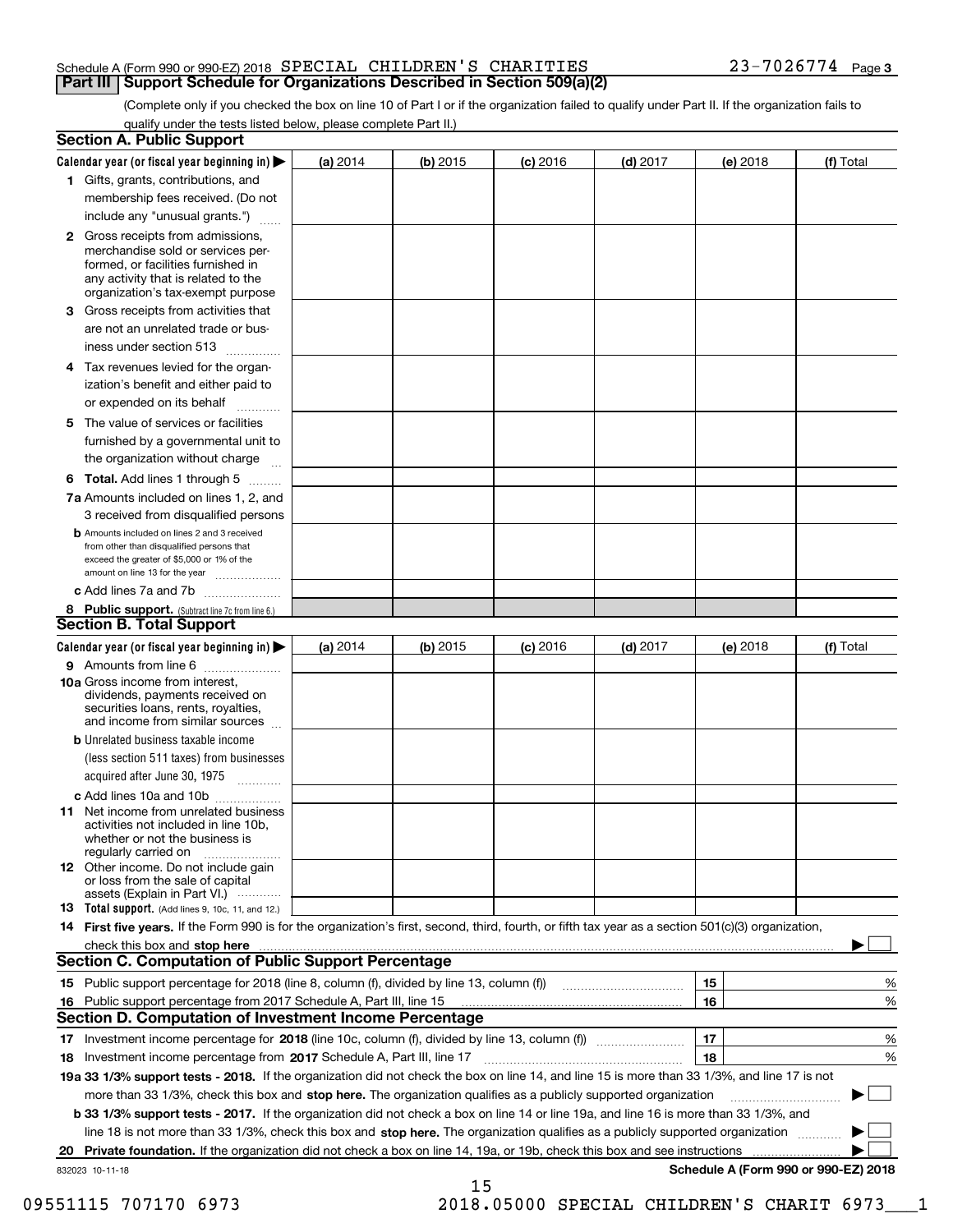Schedule A (Form 990 or 990-EZ) 2018 SPECIAL CHILDREN'S CHARITIES 23-7026774 Page 3

## Part III Support Schedule for Organizations Described in Section 509(a)(2)

(Complete only if you checked the box on line 10 of Part I or if the organization failed to qualify under Part II. If the organization fails to qualify under the tests listed below, please complete Part II.)

### Section A. Public Support

| Calendar year (or fiscal year beginning in) ▶ | (a) 2014 | (b) 2015 | (c) 2016 | (d) 2017 | (e) 2018 | (f) Total |
|---|---|---|---|---|---|---|
| 1 Gifts, grants, contributions, and membership fees received. (Do not include any "unusual grants.") | | | | | | |
| 2 Gross receipts from admissions, merchandise sold or services performed, or facilities furnished in any activity that is related to the organization's tax-exempt purpose | | | | | | |
| 3 Gross receipts from activities that are not an unrelated trade or business under section 513 | | | | | | |
| 4 Tax revenues levied for the organization's benefit and either paid to or expended on its behalf | | | | | | |
| 5 The value of services or facilities furnished by a governmental unit to the organization without charge | | | | | | |
| 6 **Total.** Add lines 1 through 5 | | | | | | |
| 7a Amounts included on lines 1, 2, and 3 received from disqualified persons | | | | | | |
| b Amounts included on lines 2 and 3 received from other than disqualified persons that exceed the greater of $5,000 or 1% of the amount on line 13 for the year | | | | | | |
| c Add lines 7a and 7b | | | | | | |
| 8 **Public support.** (Subtract line 7c from line 6.) | | | | | | |

### Section B. Total Support

| Calendar year (or fiscal year beginning in) ▶ | (a) 2014 | (b) 2015 | (c) 2016 | (d) 2017 | (e) 2018 | (f) Total |
|---|---|---|---|---|---|---|
| 9 Amounts from line 6 | | | | | | |
| 10a Gross income from interest, dividends, payments received on securities loans, rents, royalties, and income from similar sources | | | | | | |
| b Unrelated business taxable income (less section 511 taxes) from businesses acquired after June 30, 1975 | | | | | | |
| c Add lines 10a and 10b | | | | | | |
| 11 Net income from unrelated business activities not included in line 10b, whether or not the business is regularly carried on | | | | | | |
| 12 Other income. Do not include gain or loss from the sale of capital assets (Explain in Part VI.) | | | | | | |
| 13 **Total support.** (Add lines 9, 10c, 11, and 12.) | | | | | | |

14 **First five years.** If the Form 990 is for the organization's first, second, third, fourth, or fifth tax year as a section 501(c)(3) organization, check this box and **stop here** ▶ ☐

### Section C. Computation of Public Support Percentage

| | | |
|---|---|---|
| 15 Public support percentage for 2018 (line 8, column (f), divided by line 13, column (f)) | 15 | % |
| 16 Public support percentage from 2017 Schedule A, Part III, line 15 | 16 | % |

### Section D. Computation of Investment Income Percentage

| | | |
|---|---|---|
| 17 Investment income percentage for **2018** (line 10c, column (f), divided by line 13, column (f)) | 17 | % |
| 18 Investment income percentage from **2017** Schedule A, Part III, line 17 | 18 | % |

**19a 33 1/3% support tests - 2018.** If the organization did not check the box on line 14, and line 15 is more than 33 1/3%, and line 17 is not more than 33 1/3%, check this box and **stop here.** The organization qualifies as a publicly supported organization ▶ ☐

**b 33 1/3% support tests - 2017.** If the organization did not check a box on line 14 or line 19a, and line 16 is more than 33 1/3%, and line 18 is not more than 33 1/3%, check this box and **stop here.** The organization qualifies as a publicly supported organization ▶ ☐

**20 Private foundation.** If the organization did not check a box on line 14, 19a, or 19b, check this box and see instructions ▶ ☐

832023 10-11-18 **Schedule A (Form 990 or 990-EZ) 2018**

09551115 707170 6973 2018.05000 SPECIAL CHILDREN'S CHARIT 6973___1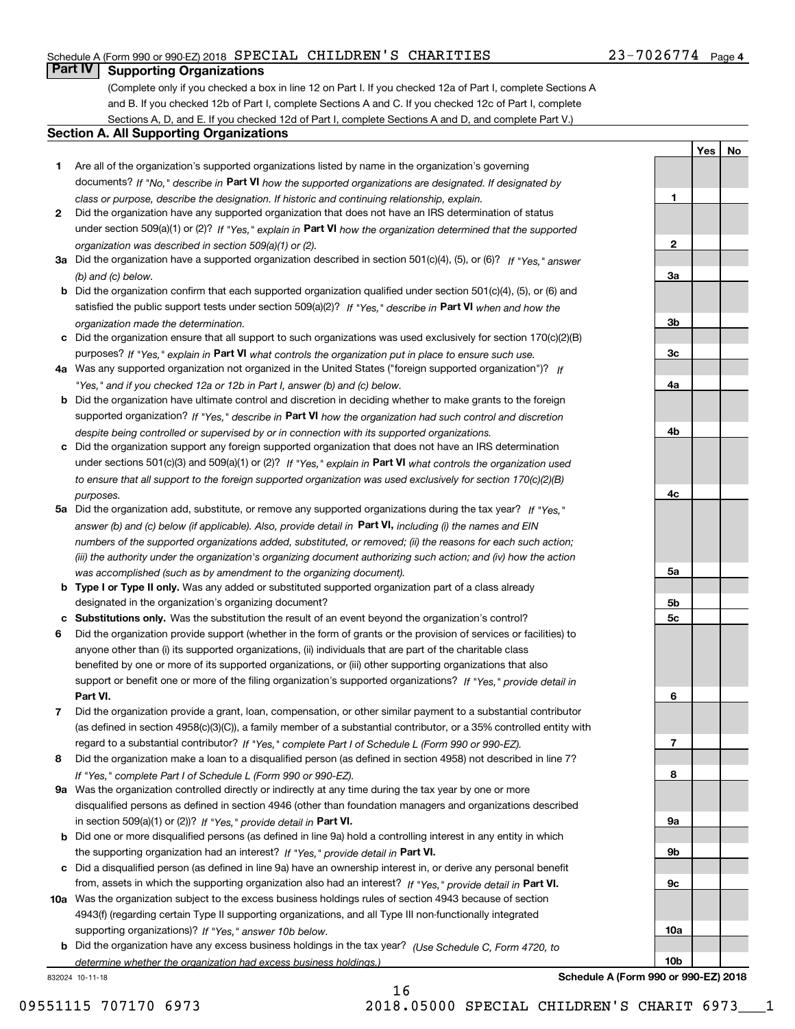## Part IV Supporting Organizations

(Complete only if you checked a box in line 12 on Part I. If you checked 12a of Part I, complete Sections A and B. If you checked 12b of Part I, complete Sections A and C. If you checked 12c of Part I, complete Sections A, D, and E. If you checked 12d of Part I, complete Sections A and D, and complete Part V.)

### Section A. All Supporting Organizations

| | | | Yes | No |
|---|---|---|---|---|
| 1 | Are all of the organization's supported organizations listed by name in the organization's governing documents? *If "No," describe in* **Part VI** *how the supported organizations are designated. If designated by class or purpose, describe the designation. If historic and continuing relationship, explain.* | 1 | | |
| 2 | Did the organization have any supported organization that does not have an IRS determination of status under section 509(a)(1) or (2)? *If "Yes," explain in* **Part VI** *how the organization determined that the supported organization was described in section 509(a)(1) or (2).* | 2 | | |
| 3a | Did the organization have a supported organization described in section 501(c)(4), (5), or (6)? *If "Yes," answer (b) and (c) below.* | 3a | | |
| b | Did the organization confirm that each supported organization qualified under section 501(c)(4), (5), or (6) and satisfied the public support tests under section 509(a)(2)? *If "Yes," describe in* **Part VI** *when and how the organization made the determination.* | 3b | | |
| c | Did the organization ensure that all support to such organizations was used exclusively for section 170(c)(2)(B) purposes? *If "Yes," explain in* **Part VI** *what controls the organization put in place to ensure such use.* | 3c | | |
| 4a | Was any supported organization not organized in the United States ("foreign supported organization")? *If "Yes," and if you checked 12a or 12b in Part I, answer (b) and (c) below.* | 4a | | |
| b | Did the organization have ultimate control and discretion in deciding whether to make grants to the foreign supported organization? *If "Yes," describe in* **Part VI** *how the organization had such control and discretion despite being controlled or supervised by or in connection with its supported organizations.* | 4b | | |
| c | Did the organization support any foreign supported organization that does not have an IRS determination under sections 501(c)(3) and 509(a)(1) or (2)? *If "Yes," explain in* **Part VI** *what controls the organization used to ensure that all support to the foreign supported organization was used exclusively for section 170(c)(2)(B) purposes.* | 4c | | |
| 5a | Did the organization add, substitute, or remove any supported organizations during the tax year? *If "Yes," answer (b) and (c) below (if applicable). Also, provide detail in* **Part VI,** *including (i) the names and EIN numbers of the supported organizations added, substituted, or removed; (ii) the reasons for each such action; (iii) the authority under the organization's organizing document authorizing such action; and (iv) how the action was accomplished (such as by amendment to the organizing document).* | 5a | | |
| b | **Type I or Type II only.** Was any added or substituted supported organization part of a class already designated in the organization's organizing document? | 5b | | |
| c | **Substitutions only.** Was the substitution the result of an event beyond the organization's control? | 5c | | |
| 6 | Did the organization provide support (whether in the form of grants or the provision of services or facilities) to anyone other than (i) its supported organizations, (ii) individuals that are part of the charitable class benefited by one or more of its supported organizations, or (iii) other supporting organizations that also support or benefit one or more of the filing organization's supported organizations? *If "Yes," provide detail in* **Part VI.** | 6 | | |
| 7 | Did the organization provide a grant, loan, compensation, or other similar payment to a substantial contributor (as defined in section 4958(c)(3)(C)), a family member of a substantial contributor, or a 35% controlled entity with regard to a substantial contributor? *If "Yes," complete Part I of Schedule L (Form 990 or 990-EZ).* | 7 | | |
| 8 | Did the organization make a loan to a disqualified person (as defined in section 4958) not described in line 7? *If "Yes," complete Part I of Schedule L (Form 990 or 990-EZ).* | 8 | | |
| 9a | Was the organization controlled directly or indirectly at any time during the tax year by one or more disqualified persons as defined in section 4946 (other than foundation managers and organizations described in section 509(a)(1) or (2))? *If "Yes," provide detail in* **Part VI.** | 9a | | |
| b | Did one or more disqualified persons (as defined in line 9a) hold a controlling interest in any entity in which the supporting organization had an interest? *If "Yes," provide detail in* **Part VI.** | 9b | | |
| c | Did a disqualified person (as defined in line 9a) have an ownership interest in, or derive any personal benefit from, assets in which the supporting organization also had an interest? *If "Yes," provide detail in* **Part VI.** | 9c | | |
| 10a | Was the organization subject to the excess business holdings rules of section 4943 because of section 4943(f) (regarding certain Type II supporting organizations, and all Type III non-functionally integrated supporting organizations)? *If "Yes," answer 10b below.* | 10a | | |
| b | Did the organization have any excess business holdings in the tax year? *(Use Schedule C, Form 4720, to determine whether the organization had excess business holdings.)* | 10b | | |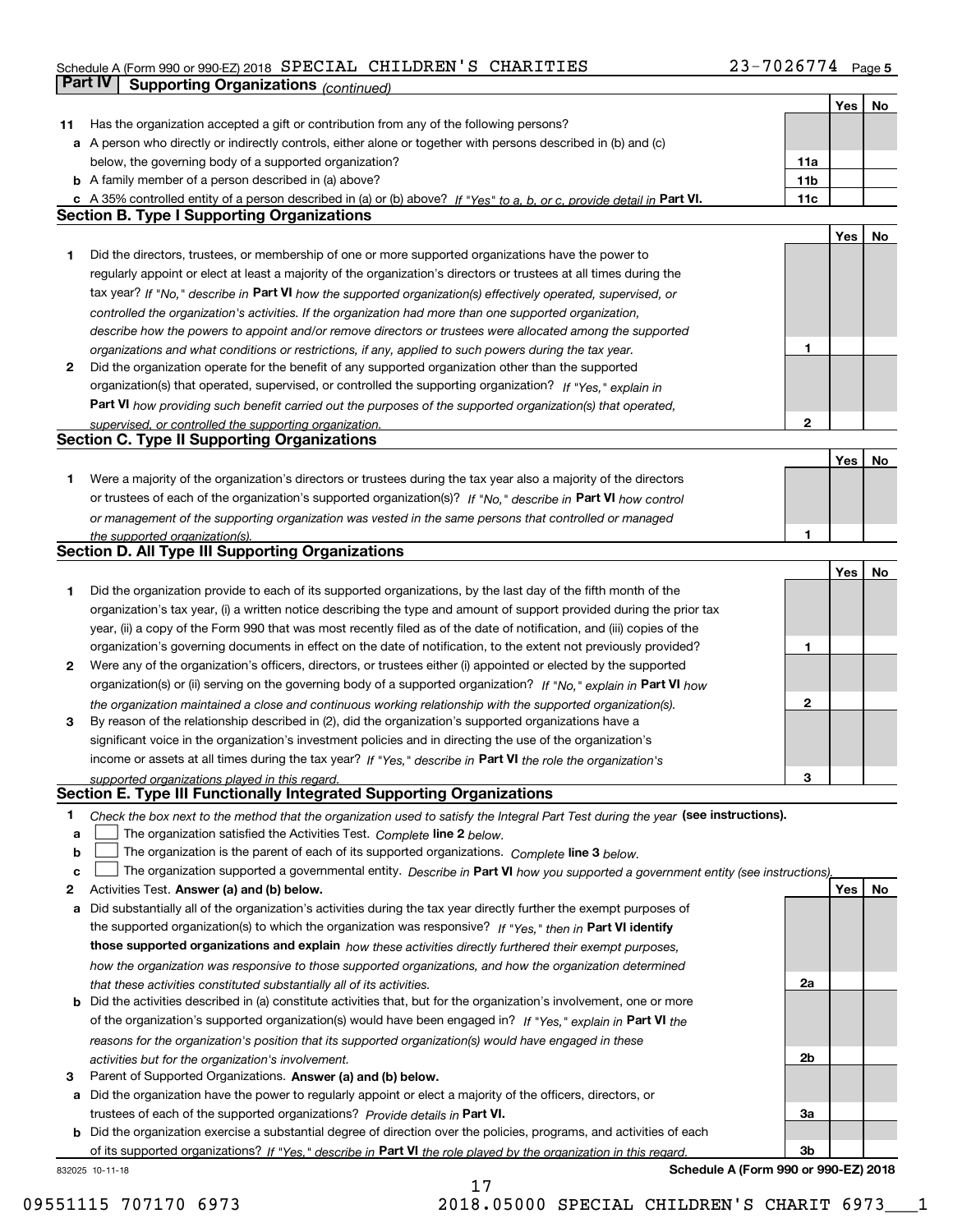Schedule A (Form 990 or 990-EZ) 2018 SPECIAL CHILDREN'S CHARITIES 23-7026774 Page 5

**Part IV | Supporting Organizations** *(continued)*

| | | | Yes | No |
|---|---|---|---|---|
| **11** | Has the organization accepted a gift or contribution from any of the following persons? | | | |
| **a** | A person who directly or indirectly controls, either alone or together with persons described in (b) and (c) below, the governing body of a supported organization? | **11a** | | |
| **b** | A family member of a person described in (a) above? | **11b** | | |
| **c** | A 35% controlled entity of a person described in (a) or (b) above? *If "Yes" to a, b, or c, provide detail in* **Part VI.** | **11c** | | |

## Section B. Type I Supporting Organizations

| | | | Yes | No |
|---|---|---|---|---|
| **1** | Did the directors, trustees, or membership of one or more supported organizations have the power to regularly appoint or elect at least a majority of the organization's directors or trustees at all times during the tax year? *If "No," describe in* **Part VI** *how the supported organization(s) effectively operated, supervised, or controlled the organization's activities. If the organization had more than one supported organization, describe how the powers to appoint and/or remove directors or trustees were allocated among the supported organizations and what conditions or restrictions, if any, applied to such powers during the tax year.* | **1** | | |
| **2** | Did the organization operate for the benefit of any supported organization other than the supported organization(s) that operated, supervised, or controlled the supporting organization? *If "Yes," explain in* **Part VI** *how providing such benefit carried out the purposes of the supported organization(s) that operated, supervised, or controlled the supporting organization.* | **2** | | |

## Section C. Type II Supporting Organizations

| | | | Yes | No |
|---|---|---|---|---|
| **1** | Were a majority of the organization's directors or trustees during the tax year also a majority of the directors or trustees of each of the organization's supported organization(s)? *If "No," describe in* **Part VI** *how control or management of the supporting organization was vested in the same persons that controlled or managed the supported organization(s).* | **1** | | |

## Section D. All Type III Supporting Organizations

| | | | Yes | No |
|---|---|---|---|---|
| **1** | Did the organization provide to each of its supported organizations, by the last day of the fifth month of the organization's tax year, (i) a written notice describing the type and amount of support provided during the prior tax year, (ii) a copy of the Form 990 that was most recently filed as of the date of notification, and (iii) copies of the organization's governing documents in effect on the date of notification, to the extent not previously provided? | **1** | | |
| **2** | Were any of the organization's officers, directors, or trustees either (i) appointed or elected by the supported organization(s) or (ii) serving on the governing body of a supported organization? *If "No," explain in* **Part VI** *how the organization maintained a close and continuous working relationship with the supported organization(s).* | **2** | | |
| **3** | By reason of the relationship described in (2), did the organization's supported organizations have a significant voice in the organization's investment policies and in directing the use of the organization's income or assets at all times during the tax year? *If "Yes," describe in* **Part VI** *the role the organization's supported organizations played in this regard.* | **3** | | |

## Section E. Type III Functionally Integrated Supporting Organizations

**1** *Check the box next to the method that the organization used to satisfy the Integral Part Test during the year* **(see instructions).**

**a** ☐ The organization satisfied the Activities Test. *Complete* **line 2** *below.*

**b** ☐ The organization is the parent of each of its supported organizations. *Complete* **line 3** *below.*

**c** ☐ The organization supported a governmental entity. *Describe in* **Part VI** *how you supported a government entity (see instructions).*

| | | | Yes | No |
|---|---|---|---|---|
| **2** | Activities Test. **Answer (a) and (b) below.** | | | |
| **a** | Did substantially all of the organization's activities during the tax year directly further the exempt purposes of the supported organization(s) to which the organization was responsive? *If "Yes," then in* **Part VI identify those supported organizations and explain** *how these activities directly furthered their exempt purposes, how the organization was responsive to those supported organizations, and how the organization determined that these activities constituted substantially all of its activities.* | **2a** | | |
| **b** | Did the activities described in (a) constitute activities that, but for the organization's involvement, one or more of the organization's supported organization(s) would have been engaged in? *If "Yes," explain in* **Part VI** *the reasons for the organization's position that its supported organization(s) would have engaged in these activities but for the organization's involvement.* | **2b** | | |
| **3** | Parent of Supported Organizations. **Answer (a) and (b) below.** | | | |
| **a** | Did the organization have the power to regularly appoint or elect a majority of the officers, directors, or trustees of each of the supported organizations? *Provide details in* **Part VI.** | **3a** | | |
| **b** | Did the organization exercise a substantial degree of direction over the policies, programs, and activities of each of its supported organizations? *If "Yes," describe in* **Part VI** *the role played by the organization in this regard.* | **3b** | | |

832025 10-11-18 **Schedule A (Form 990 or 990-EZ) 2018**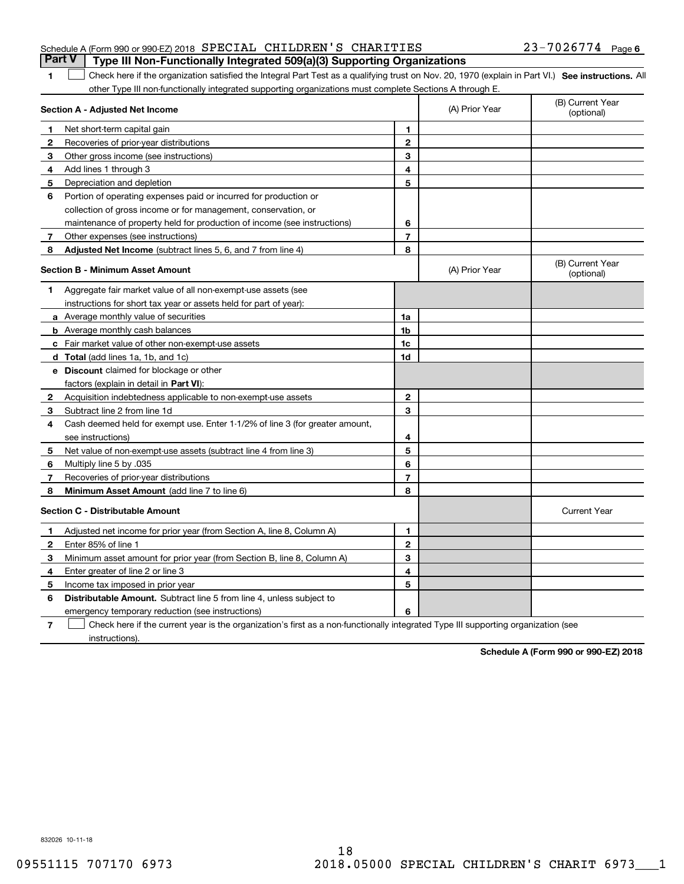Schedule A (Form 990 or 990-EZ) 2018 SPECIAL CHILDREN'S CHARITIES 23-7026774 Page 6

**Part V | Type III Non-Functionally Integrated 509(a)(3) Supporting Organizations**

1 ☐ Check here if the organization satisfied the Integral Part Test as a qualifying trust on Nov. 20, 1970 (explain in Part VI.) **See instructions.** All other Type III non-functionally integrated supporting organizations must complete Sections A through E.

| **Section A - Adjusted Net Income** | | (A) Prior Year | (B) Current Year (optional) |
|---|---|---|---|
| **1** Net short-term capital gain | 1 | | |
| **2** Recoveries of prior-year distributions | 2 | | |
| **3** Other gross income (see instructions) | 3 | | |
| **4** Add lines 1 through 3 | 4 | | |
| **5** Depreciation and depletion | 5 | | |
| **6** Portion of operating expenses paid or incurred for production or collection of gross income or for management, conservation, or maintenance of property held for production of income (see instructions) | 6 | | |
| **7** Other expenses (see instructions) | 7 | | |
| **8** **Adjusted Net Income** (subtract lines 5, 6, and 7 from line 4) | 8 | | |

| **Section B - Minimum Asset Amount** | | (A) Prior Year | (B) Current Year (optional) |
|---|---|---|---|
| **1** Aggregate fair market value of all non-exempt-use assets (see instructions for short tax year or assets held for part of year): | | | |
| **a** Average monthly value of securities | 1a | | |
| **b** Average monthly cash balances | 1b | | |
| **c** Fair market value of other non-exempt-use assets | 1c | | |
| **d** **Total** (add lines 1a, 1b, and 1c) | 1d | | |
| **e** **Discount** claimed for blockage or other factors (explain in detail in **Part VI**): | | | |
| **2** Acquisition indebtedness applicable to non-exempt-use assets | 2 | | |
| **3** Subtract line 2 from line 1d | 3 | | |
| **4** Cash deemed held for exempt use. Enter 1-1/2% of line 3 (for greater amount, see instructions) | 4 | | |
| **5** Net value of non-exempt-use assets (subtract line 4 from line 3) | 5 | | |
| **6** Multiply line 5 by .035 | 6 | | |
| **7** Recoveries of prior-year distributions | 7 | | |
| **8** **Minimum Asset Amount** (add line 7 to line 6) | 8 | | |

| **Section C - Distributable Amount** | | | Current Year |
|---|---|---|---|
| **1** Adjusted net income for prior year (from Section A, line 8, Column A) | 1 | | |
| **2** Enter 85% of line 1 | 2 | | |
| **3** Minimum asset amount for prior year (from Section B, line 8, Column A) | 3 | | |
| **4** Enter greater of line 2 or line 3 | 4 | | |
| **5** Income tax imposed in prior year | 5 | | |
| **6** **Distributable Amount.** Subtract line 5 from line 4, unless subject to emergency temporary reduction (see instructions) | 6 | | |

7 ☐ Check here if the current year is the organization's first as a non-functionally integrated Type III supporting organization (see instructions).

**Schedule A (Form 990 or 990-EZ) 2018**

832026 10-11-18

09551115 707170 6973 2018.05000 SPECIAL CHILDREN'S CHARIT 6973___1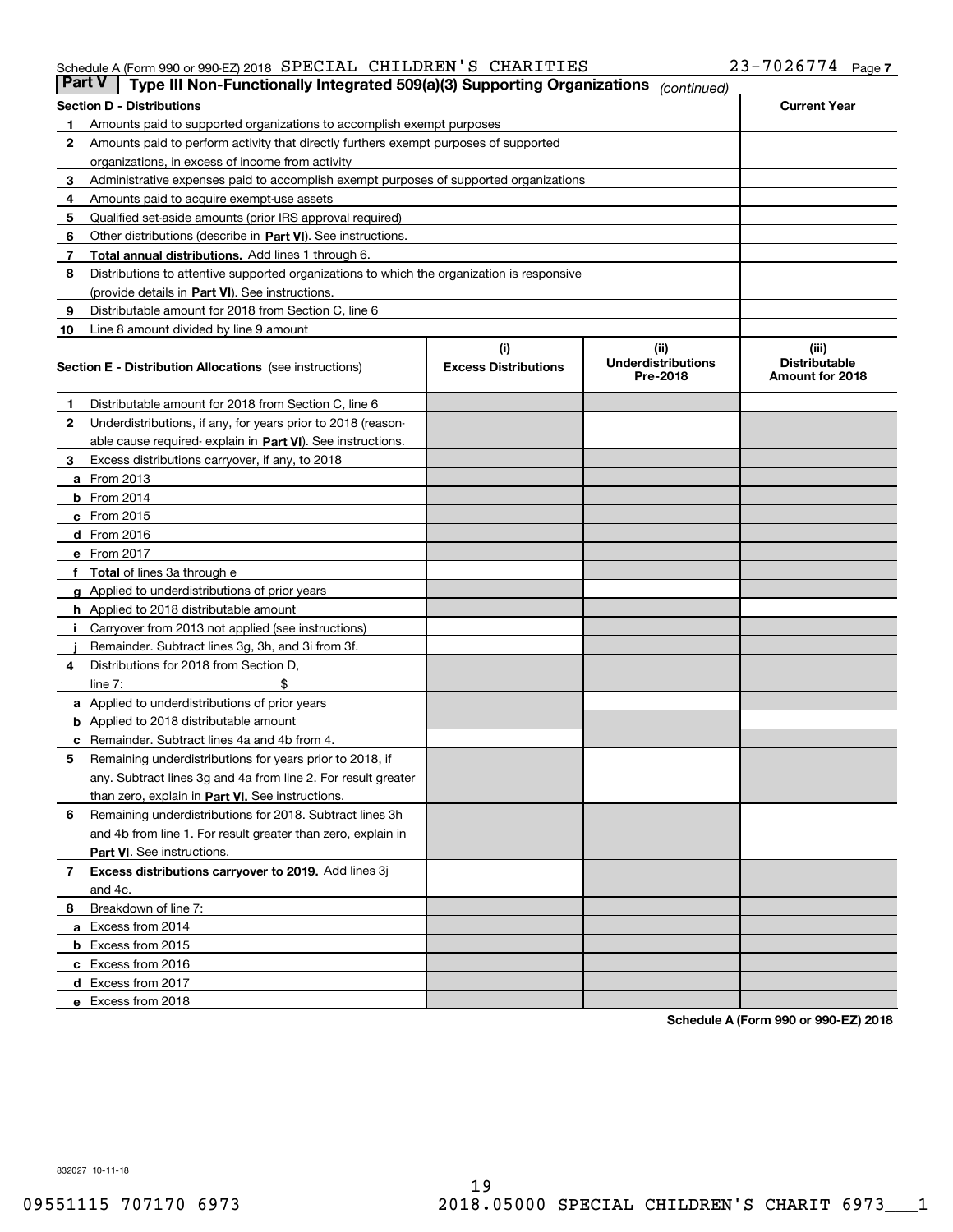Schedule A (Form 990 or 990-EZ) 2018 SPECIAL CHILDREN'S CHARITIES 23-7026774 Page 7

## Part V Type III Non-Functionally Integrated 509(a)(3) Supporting Organizations *(continued)*

| Section D - Distributions | | Current Year |
|---|---|---|
| 1 | Amounts paid to supported organizations to accomplish exempt purposes | |
| 2 | Amounts paid to perform activity that directly furthers exempt purposes of supported organizations, in excess of income from activity | |
| 3 | Administrative expenses paid to accomplish exempt purposes of supported organizations | |
| 4 | Amounts paid to acquire exempt-use assets | |
| 5 | Qualified set-aside amounts (prior IRS approval required) | |
| 6 | Other distributions (describe in **Part VI**). See instructions. | |
| 7 | **Total annual distributions.** Add lines 1 through 6. | |
| 8 | Distributions to attentive supported organizations to which the organization is responsive (provide details in **Part VI**). See instructions. | |
| 9 | Distributable amount for 2018 from Section C, line 6 | |
| 10 | Line 8 amount divided by line 9 amount | |

| Section E - Distribution Allocations (see instructions) | (i) Excess Distributions | (ii) Underdistributions Pre-2018 | (iii) Distributable Amount for 2018 |
|---|---|---|---|
| **1** Distributable amount for 2018 from Section C, line 6 | | | |
| **2** Underdistributions, if any, for years prior to 2018 (reasonable cause required- explain in **Part VI**). See instructions. | | | |
| **3** Excess distributions carryover, if any, to 2018 | | | |
| **a** From 2013 | | | |
| **b** From 2014 | | | |
| **c** From 2015 | | | |
| **d** From 2016 | | | |
| **e** From 2017 | | | |
| **f Total** of lines 3a through e | | | |
| **g** Applied to underdistributions of prior years | | | |
| **h** Applied to 2018 distributable amount | | | |
| **i** Carryover from 2013 not applied (see instructions) | | | |
| **j** Remainder. Subtract lines 3g, 3h, and 3i from 3f. | | | |
| **4** Distributions for 2018 from Section D, line 7: $ | | | |
| **a** Applied to underdistributions of prior years | | | |
| **b** Applied to 2018 distributable amount | | | |
| **c** Remainder. Subtract lines 4a and 4b from 4. | | | |
| **5** Remaining underdistributions for years prior to 2018, if any. Subtract lines 3g and 4a from line 2. For result greater than zero, explain in **Part VI.** See instructions. | | | |
| **6** Remaining underdistributions for 2018. Subtract lines 3h and 4b from line 1. For result greater than zero, explain in **Part VI**. See instructions. | | | |
| **7 Excess distributions carryover to 2019.** Add lines 3j and 4c. | | | |
| **8** Breakdown of line 7: | | | |
| **a** Excess from 2014 | | | |
| **b** Excess from 2015 | | | |
| **c** Excess from 2016 | | | |
| **d** Excess from 2017 | | | |
| **e** Excess from 2018 | | | |

**Schedule A (Form 990 or 990-EZ) 2018**

832027 10-11-18

09551115 707170 6973 2018.05000 SPECIAL CHILDREN'S CHARIT 6973___1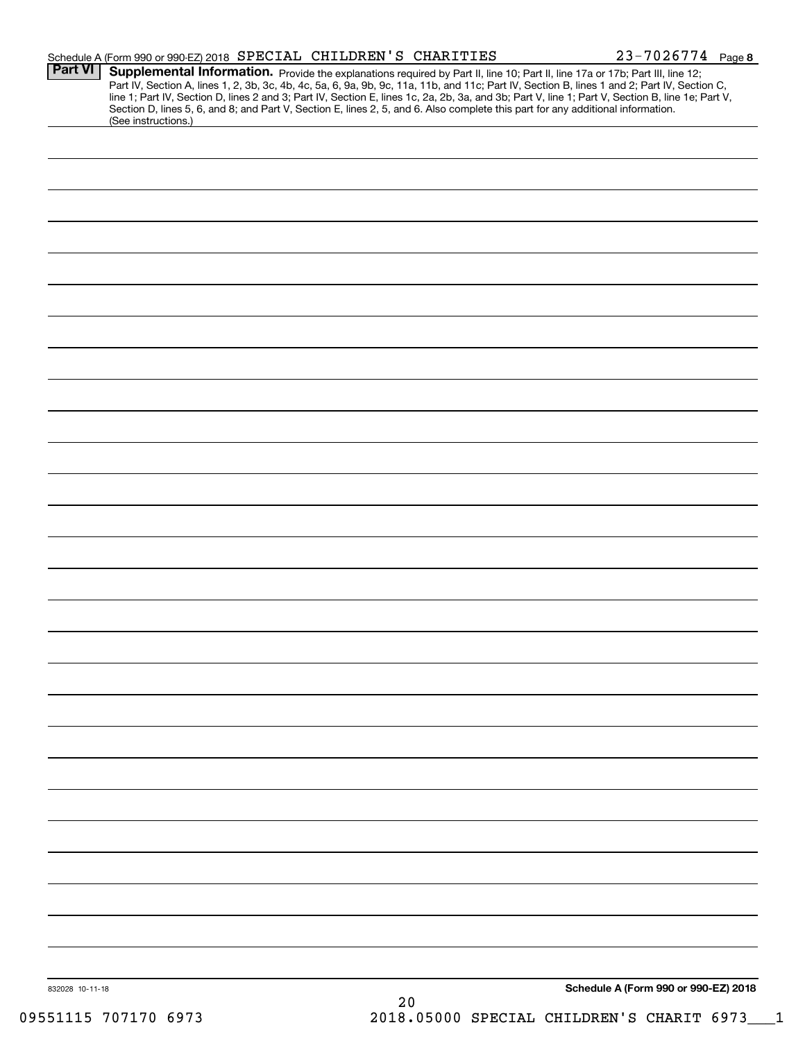Schedule A (Form 990 or 990-EZ) 2018 SPECIAL CHILDREN'S CHARITIES 23-7026774 Page **8**

**Part VI** **Supplemental Information.** Provide the explanations required by Part II, line 10; Part II, line 17a or 17b; Part III, line 12; Part IV, Section A, lines 1, 2, 3b, 3c, 4b, 4c, 5a, 6, 9a, 9b, 9c, 11a, 11b, and 11c; Part IV, Section B, lines 1 and 2; Part IV, Section C, line 1; Part IV, Section D, lines 2 and 3; Part IV, Section E, lines 1c, 2a, 2b, 3a, and 3b; Part V, line 1; Part V, Section B, line 1e; Part V, Section D, lines 5, 6, and 8; and Part V, Section E, lines 2, 5, and 6. Also complete this part for any additional information. (See instructions.)

832028 10-11-18

**Schedule A (Form 990 or 990-EZ) 2018**

09551115 707170 6973 2018.05000 SPECIAL CHILDREN'S CHARIT 6973___1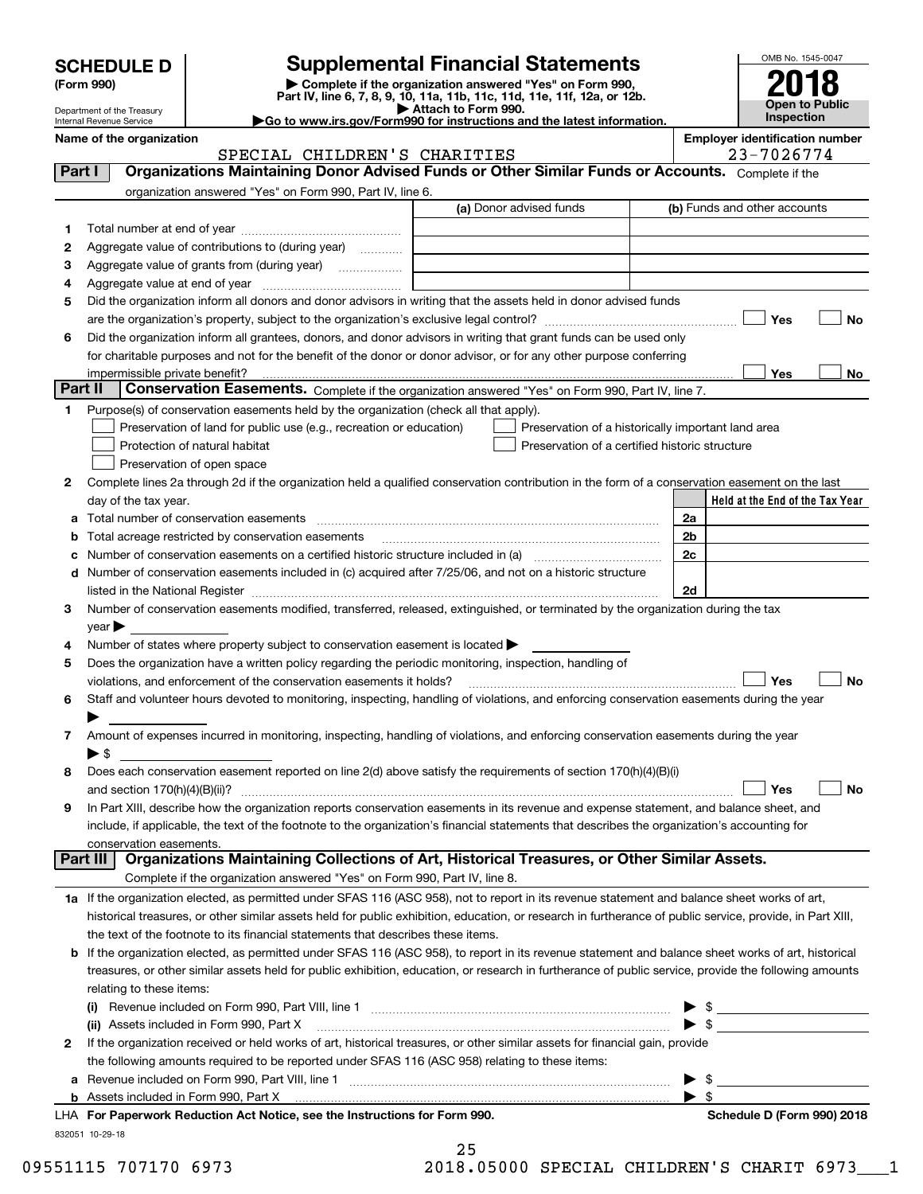# SCHEDULE D (Form 990)

Department of the Treasury
Internal Revenue Service

## Supplemental Financial Statements

▶ Complete if the organization answered "Yes" on Form 990, Part IV, line 6, 7, 8, 9, 10, 11a, 11b, 11c, 11d, 11e, 11f, 12a, or 12b.
▶ Attach to Form 990.
▶Go to www.irs.gov/Form990 for instructions and the latest information.

OMB No. 1545-0047

**2018**

**Open to Public Inspection**

**Name of the organization:** SPECIAL CHILDREN'S CHARITIES

**Employer identification number:** 23-7026774

### Part I — Organizations Maintaining Donor Advised Funds or Other Similar Funds or Accounts.

Complete if the organization answered "Yes" on Form 990, Part IV, line 6.

| | | (a) Donor advised funds | (b) Funds and other accounts |
|---|---|---|---|
| 1 | Total number at end of year | | |
| 2 | Aggregate value of contributions to (during year) | | |
| 3 | Aggregate value of grants from (during year) | | |
| 4 | Aggregate value at end of year | | |

5 Did the organization inform all donors and donor advisors in writing that the assets held in donor advised funds are the organization's property, subject to the organization's exclusive legal control? ☐ Yes ☐ No

6 Did the organization inform all grantees, donors, and donor advisors in writing that grant funds can be used only for charitable purposes and not for the benefit of the donor or donor advisor, or for any other purpose conferring impermissible private benefit? ☐ Yes ☐ No

### Part II — Conservation Easements.

Complete if the organization answered "Yes" on Form 990, Part IV, line 7.

1 Purpose(s) of conservation easements held by the organization (check all that apply).

- ☐ Preservation of land for public use (e.g., recreation or education)
- ☐ Preservation of a historically important land area
- ☐ Protection of natural habitat
- ☐ Preservation of a certified historic structure
- ☐ Preservation of open space

2 Complete lines 2a through 2d if the organization held a qualified conservation contribution in the form of a conservation easement on the last day of the tax year.

| | | | Held at the End of the Tax Year |
|---|---|---|---|
| a | Total number of conservation easements | 2a | |
| b | Total acreage restricted by conservation easements | 2b | |
| c | Number of conservation easements on a certified historic structure included in (a) | 2c | |
| d | Number of conservation easements included in (c) acquired after 7/25/06, and not on a historic structure listed in the National Register | 2d | |

3 Number of conservation easements modified, transferred, released, extinguished, or terminated by the organization during the tax year ▶

4 Number of states where property subject to conservation easement is located ▶

5 Does the organization have a written policy regarding the periodic monitoring, inspection, handling of violations, and enforcement of the conservation easements it holds? ☐ Yes ☐ No

6 Staff and volunteer hours devoted to monitoring, inspecting, handling of violations, and enforcing conservation easements during the year ▶

7 Amount of expenses incurred in monitoring, inspecting, handling of violations, and enforcing conservation easements during the year ▶ $

8 Does each conservation easement reported on line 2(d) above satisfy the requirements of section 170(h)(4)(B)(i) and section 170(h)(4)(B)(ii)? ☐ Yes ☐ No

9 In Part XIII, describe how the organization reports conservation easements in its revenue and expense statement, and balance sheet, and include, if applicable, the text of the footnote to the organization's financial statements that describes the organization's accounting for conservation easements.

### Part III — Organizations Maintaining Collections of Art, Historical Treasures, or Other Similar Assets.

Complete if the organization answered "Yes" on Form 990, Part IV, line 8.

1a If the organization elected, as permitted under SFAS 116 (ASC 958), not to report in its revenue statement and balance sheet works of art, historical treasures, or other similar assets held for public exhibition, education, or research in furtherance of public service, provide, in Part XIII, the text of the footnote to its financial statements that describes these items.

b If the organization elected, as permitted under SFAS 116 (ASC 958), to report in its revenue statement and balance sheet works of art, historical treasures, or other similar assets held for public exhibition, education, or research in furtherance of public service, provide the following amounts relating to these items:

(i) Revenue included on Form 990, Part VIII, line 1 ▶ $

(ii) Assets included in Form 990, Part X ▶ $

2 If the organization received or held works of art, historical treasures, or other similar assets for financial gain, provide the following amounts required to be reported under SFAS 116 (ASC 958) relating to these items:

a Revenue included on Form 990, Part VIII, line 1 ▶ $

b Assets included in Form 990, Part X ▶ $

LHA **For Paperwork Reduction Act Notice, see the Instructions for Form 990.** **Schedule D (Form 990) 2018**

832051 10-29-18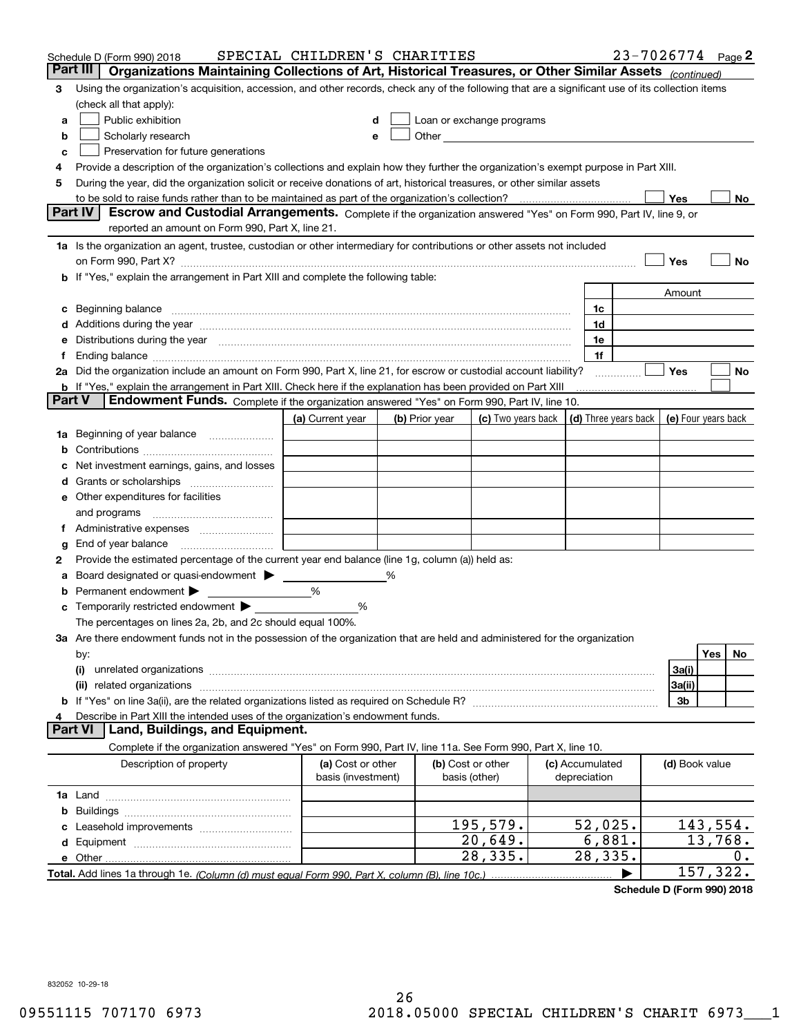Schedule D (Form 990) 2018 SPECIAL CHILDREN'S CHARITIES 23-7026774 Page 2

## Part III Organizations Maintaining Collections of Art, Historical Treasures, or Other Similar Assets *(continued)*

3 Using the organization's acquisition, accession, and other records, check any of the following that are a significant use of its collection items (check all that apply):

- a ☐ Public exhibition
- b ☐ Scholarly research
- c ☐ Preservation for future generations
- d ☐ Loan or exchange programs
- e ☐ Other

4 Provide a description of the organization's collections and explain how they further the organization's exempt purpose in Part XIII.

5 During the year, did the organization solicit or receive donations of art, historical treasures, or other similar assets to be sold to raise funds rather than to be maintained as part of the organization's collection? ☐ Yes ☐ No

## Part IV Escrow and Custodial Arrangements.

Complete if the organization answered "Yes" on Form 990, Part IV, line 9, or reported an amount on Form 990, Part X, line 21.

1a Is the organization an agent, trustee, custodian or other intermediary for contributions or other assets not included on Form 990, Part X? ☐ Yes ☐ No

b If "Yes," explain the arrangement in Part XIII and complete the following table:

| | | Amount |
|---|---|---|
| c Beginning balance | 1c | |
| d Additions during the year | 1d | |
| e Distributions during the year | 1e | |
| f Ending balance | 1f | |

2a Did the organization include an amount on Form 990, Part X, line 21, for escrow or custodial account liability? ☐ Yes ☐ No

b If "Yes," explain the arrangement in Part XIII. Check here if the explanation has been provided on Part XIII ☐

## Part V Endowment Funds.

Complete if the organization answered "Yes" on Form 990, Part IV, line 10.

| | (a) Current year | (b) Prior year | (c) Two years back | (d) Three years back | (e) Four years back |
|---|---|---|---|---|---|
| 1a Beginning of year balance | | | | | |
| b Contributions | | | | | |
| c Net investment earnings, gains, and losses | | | | | |
| d Grants or scholarships | | | | | |
| e Other expenditures for facilities and programs | | | | | |
| f Administrative expenses | | | | | |
| g End of year balance | | | | | |

2 Provide the estimated percentage of the current year end balance (line 1g, column (a)) held as:

a Board designated or quasi-endowment ▶ _____ %

b Permanent endowment ▶ _____ %

c Temporarily restricted endowment ▶ _____ %

The percentages on lines 2a, 2b, and 2c should equal 100%.

3a Are there endowment funds not in the possession of the organization that are held and administered for the organization by:

| | | Yes | No |
|---|---|---|---|
| (i) unrelated organizations | 3a(i) | | |
| (ii) related organizations | 3a(ii) | | |
| b If "Yes" on line 3a(ii), are the related organizations listed as required on Schedule R? | 3b | | |

4 Describe in Part XIII the intended uses of the organization's endowment funds.

## Part VI Land, Buildings, and Equipment.

Complete if the organization answered "Yes" on Form 990, Part IV, line 11a. See Form 990, Part X, line 10.

| Description of property | (a) Cost or other basis (investment) | (b) Cost or other basis (other) | (c) Accumulated depreciation | (d) Book value |
|---|---|---|---|---|
| 1a Land | | | | |
| b Buildings | | | | |
| c Leasehold improvements | | 195,579. | 52,025. | 143,554. |
| d Equipment | | 20,649. | 6,881. | 13,768. |
| e Other | | 28,335. | 28,335. | 0. |
| **Total.** Add lines 1a through 1e. *(Column (d) must equal Form 990, Part X, column (B), line 10c.)* ▶ | | | | 157,322. |

**Schedule D (Form 990) 2018**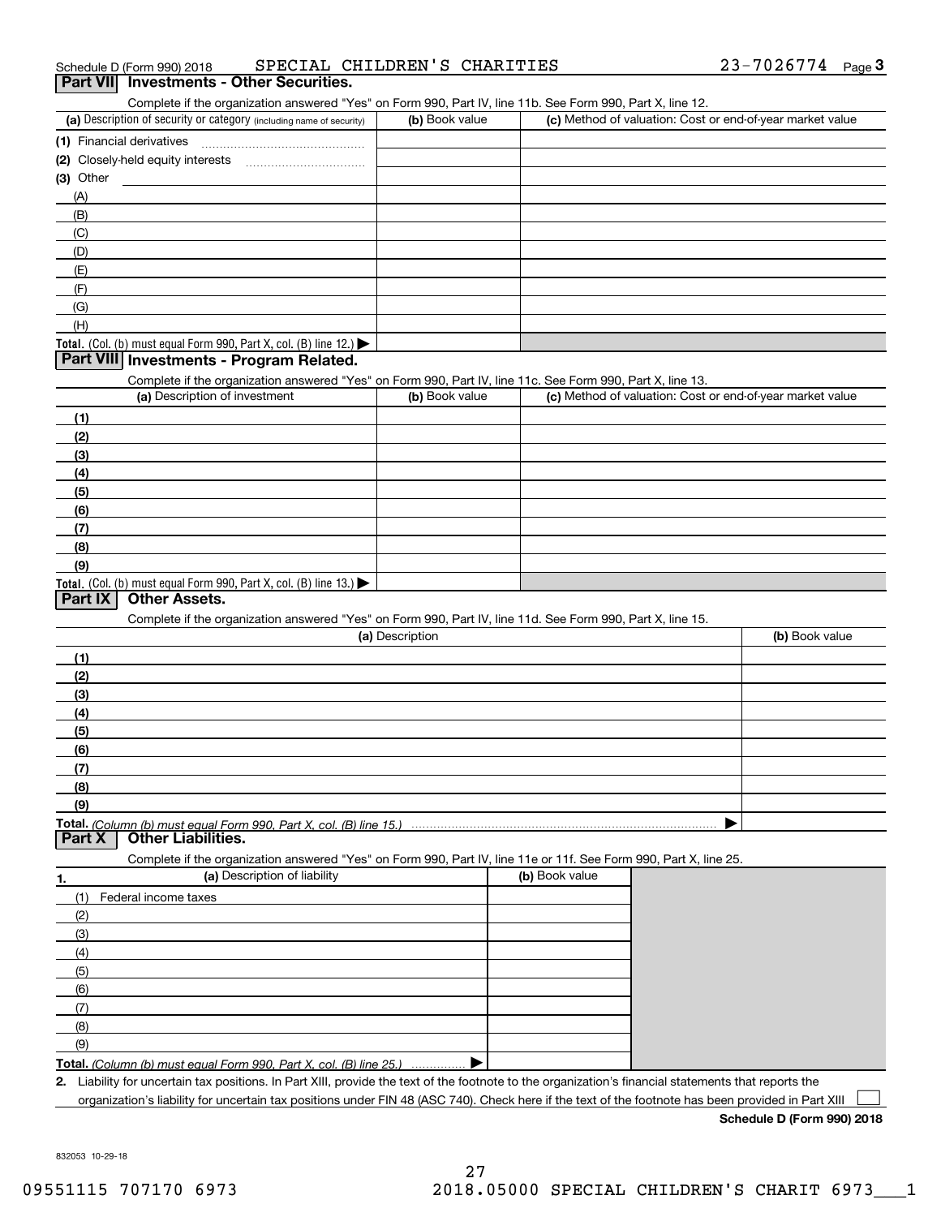Schedule D (Form 990) 2018 SPECIAL CHILDREN'S CHARITIES 23-7026774 Page 3

## Part VII Investments - Other Securities.

Complete if the organization answered "Yes" on Form 990, Part IV, line 11b. See Form 990, Part X, line 12.

| (a) Description of security or category (including name of security) | (b) Book value | (c) Method of valuation: Cost or end-of-year market value |
|---|---|---|
| (1) Financial derivatives | | |
| (2) Closely-held equity interests | | |
| (3) Other | | |
| (A) | | |
| (B) | | |
| (C) | | |
| (D) | | |
| (E) | | |
| (F) | | |
| (G) | | |
| (H) | | |
| Total. (Col. (b) must equal Form 990, Part X, col. (B) line 12.) ▶ | | |

## Part VIII Investments - Program Related.

Complete if the organization answered "Yes" on Form 990, Part IV, line 11c. See Form 990, Part X, line 13.

| (a) Description of investment | (b) Book value | (c) Method of valuation: Cost or end-of-year market value |
|---|---|---|
| (1) | | |
| (2) | | |
| (3) | | |
| (4) | | |
| (5) | | |
| (6) | | |
| (7) | | |
| (8) | | |
| (9) | | |
| Total. (Col. (b) must equal Form 990, Part X, col. (B) line 13.) ▶ | | |

## Part IX Other Assets.

Complete if the organization answered "Yes" on Form 990, Part IV, line 11d. See Form 990, Part X, line 15.

| (a) Description | (b) Book value |
|---|---|
| (1) | |
| (2) | |
| (3) | |
| (4) | |
| (5) | |
| (6) | |
| (7) | |
| (8) | |
| (9) | |
| Total. *(Column (b) must equal Form 990, Part X, col. (B) line 15.)* ▶ | |

## Part X Other Liabilities.

Complete if the organization answered "Yes" on Form 990, Part IV, line 11e or 11f. See Form 990, Part X, line 25.

| 1. (a) Description of liability | (b) Book value |
|---|---|
| (1) Federal income taxes | |
| (2) | |
| (3) | |
| (4) | |
| (5) | |
| (6) | |
| (7) | |
| (8) | |
| (9) | |
| Total. *(Column (b) must equal Form 990, Part X, col. (B) line 25.)* ▶ | |

2. Liability for uncertain tax positions. In Part XIII, provide the text of the footnote to the organization's financial statements that reports the organization's liability for uncertain tax positions under FIN 48 (ASC 740). Check here if the text of the footnote has been provided in Part XIII ☐

**Schedule D (Form 990) 2018**

832053 10-29-18

09551115 707170 6973 2018.05000 SPECIAL CHILDREN'S CHARIT 6973___1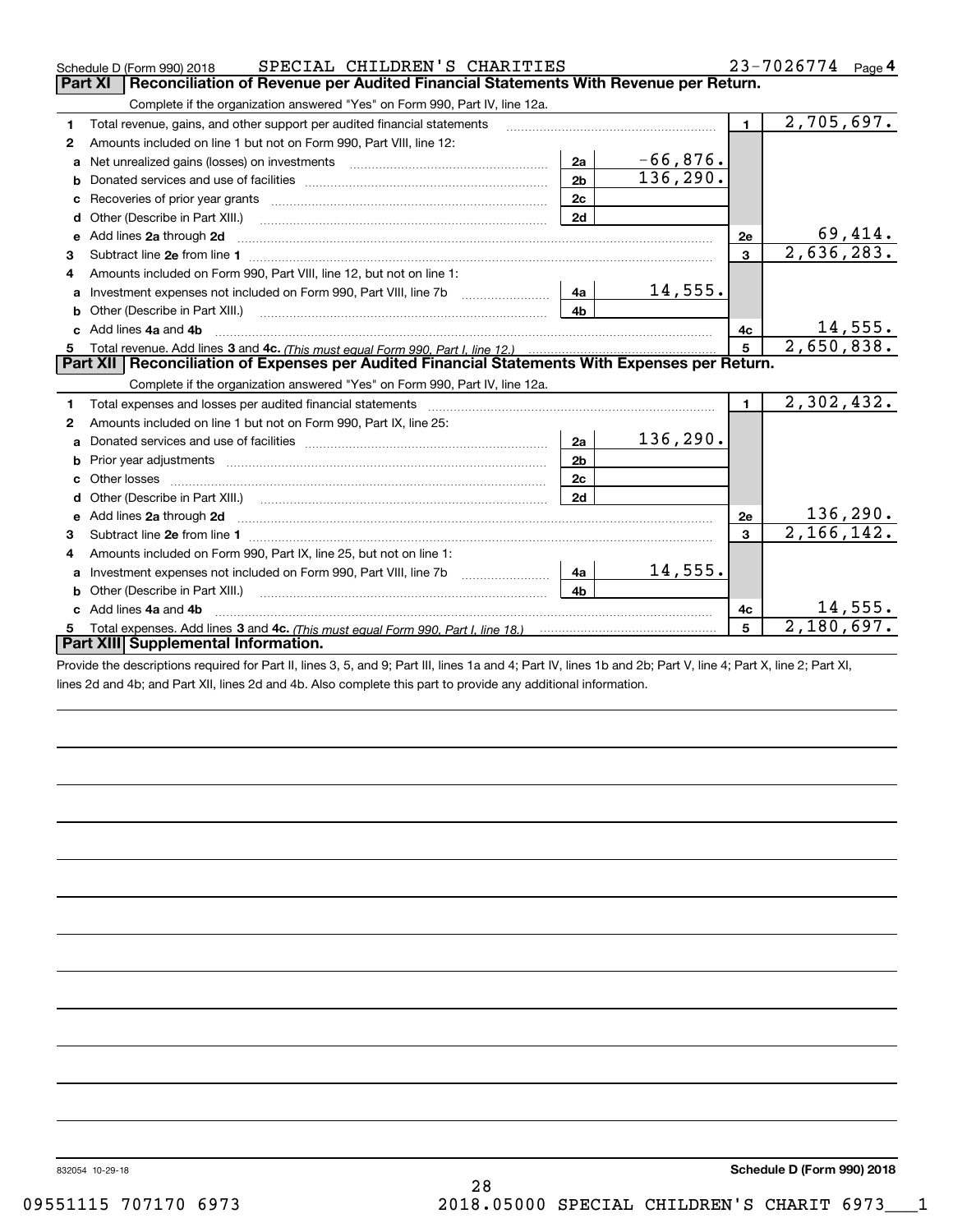Schedule D (Form 990) 2018 SPECIAL CHILDREN'S CHARITIES 23-7026774 Page 4

## Part XI Reconciliation of Revenue per Audited Financial Statements With Revenue per Return.

Complete if the organization answered "Yes" on Form 990, Part IV, line 12a.

| | | | | | |
|---|---|---|---|---|---|
| 1 | Total revenue, gains, and other support per audited financial statements | | | 1 | 2,705,697. |
| 2 | Amounts included on line 1 but not on Form 990, Part VIII, line 12: | | | | |
| a | Net unrealized gains (losses) on investments | 2a | -66,876. | | |
| b | Donated services and use of facilities | 2b | 136,290. | | |
| c | Recoveries of prior year grants | 2c | | | |
| d | Other (Describe in Part XIII.) | 2d | | | |
| e | Add lines 2a through 2d | | | 2e | 69,414. |
| 3 | Subtract line 2e from line 1 | | | 3 | 2,636,283. |
| 4 | Amounts included on Form 990, Part VIII, line 12, but not on line 1: | | | | |
| a | Investment expenses not included on Form 990, Part VIII, line 7b | 4a | 14,555. | | |
| b | Other (Describe in Part XIII.) | 4b | | | |
| c | Add lines 4a and 4b | | | 4c | 14,555. |
| 5 | Total revenue. Add lines 3 and 4c. *(This must equal Form 990, Part I, line 12.)* | | | 5 | 2,650,838. |

## Part XII Reconciliation of Expenses per Audited Financial Statements With Expenses per Return.

Complete if the organization answered "Yes" on Form 990, Part IV, line 12a.

| | | | | | |
|---|---|---|---|---|---|
| 1 | Total expenses and losses per audited financial statements | | | 1 | 2,302,432. |
| 2 | Amounts included on line 1 but not on Form 990, Part IX, line 25: | | | | |
| a | Donated services and use of facilities | 2a | 136,290. | | |
| b | Prior year adjustments | 2b | | | |
| c | Other losses | 2c | | | |
| d | Other (Describe in Part XIII.) | 2d | | | |
| e | Add lines 2a through 2d | | | 2e | 136,290. |
| 3 | Subtract line 2e from line 1 | | | 3 | 2,166,142. |
| 4 | Amounts included on Form 990, Part IX, line 25, but not on line 1: | | | | |
| a | Investment expenses not included on Form 990, Part VIII, line 7b | 4a | 14,555. | | |
| b | Other (Describe in Part XIII.) | 4b | | | |
| c | Add lines 4a and 4b | | | 4c | 14,555. |
| 5 | Total expenses. Add lines 3 and 4c. *(This must equal Form 990, Part I, line 18.)* | | | 5 | 2,180,697. |

## Part XIII Supplemental Information.

Provide the descriptions required for Part II, lines 3, 5, and 9; Part III, lines 1a and 4; Part IV, lines 1b and 2b; Part V, line 4; Part X, line 2; Part XI, lines 2d and 4b; and Part XII, lines 2d and 4b. Also complete this part to provide any additional information.

832054 10-29-18 **Schedule D (Form 990) 2018**

09551115 707170 6973 2018.05000 SPECIAL CHILDREN'S CHARIT 6973___1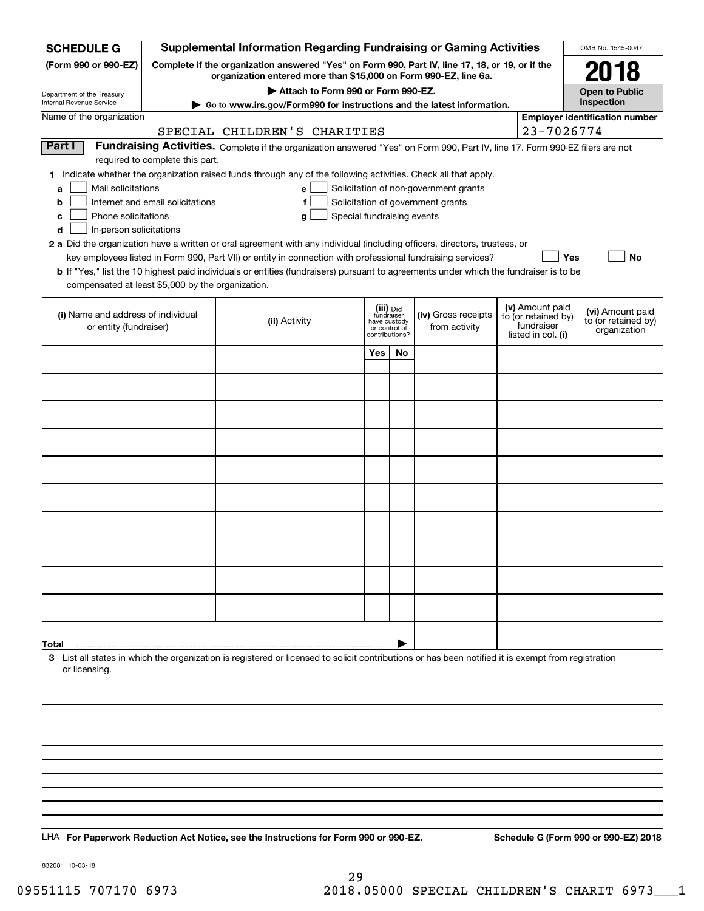**SCHEDULE G**
**(Form 990 or 990-EZ)**

Department of the Treasury
Internal Revenue Service

# Supplemental Information Regarding Fundraising or Gaming Activities

**Complete if the organization answered "Yes" on Form 990, Part IV, line 17, 18, or 19, or if the organization entered more than $15,000 on Form 990-EZ, line 6a.**

**▶ Attach to Form 990 or Form 990-EZ.**

**▶ Go to www.irs.gov/Form990 for instructions and the latest information.**

OMB No. 1545-0047

**2018**

**Open to Public Inspection**

Name of the organization: SPECIAL CHILDREN'S CHARITIES

**Employer identification number:** 23-7026774

**Part I** **Fundraising Activities.** Complete if the organization answered "Yes" on Form 990, Part IV, line 17. Form 990-EZ filers are not required to complete this part.

**1** Indicate whether the organization raised funds through any of the following activities. Check all that apply.

- **a** ☐ Mail solicitations
- **b** ☐ Internet and email solicitations
- **c** ☐ Phone solicitations
- **d** ☐ In-person solicitations
- **e** ☐ Solicitation of non-government grants
- **f** ☐ Solicitation of government grants
- **g** ☐ Special fundraising events

**2 a** Did the organization have a written or oral agreement with any individual (including officers, directors, trustees, or key employees listed in Form 990, Part VII) or entity in connection with professional fundraising services? ☐ **Yes** ☐ **No**

**b** If "Yes," list the 10 highest paid individuals or entities (fundraisers) pursuant to agreements under which the fundraiser is to be compensated at least $5,000 by the organization.

| (i) Name and address of individual or entity (fundraiser) | (ii) Activity | (iii) Did fundraiser have custody or control of contributions? | | (iv) Gross receipts from activity | (v) Amount paid to (or retained by) fundraiser listed in col. (i) | (vi) Amount paid to (or retained by) organization |
|---|---|---|---|---|---|---|
| | | Yes | No | | | |
| | | | | | | |
| | | | | | | |
| | | | | | | |
| | | | | | | |
| | | | | | | |
| | | | | | | |
| | | | | | | |
| | | | | | | |
| | | | | | | |
| | | | | | | |
| **Total** ▶ | | | | | | |

**3** List all states in which the organization is registered or licensed to solicit contributions or has been notified it is exempt from registration or licensing.

LHA **For Paperwork Reduction Act Notice, see the Instructions for Form 990 or 990-EZ.** **Schedule G (Form 990 or 990-EZ) 2018**

832081 10-03-18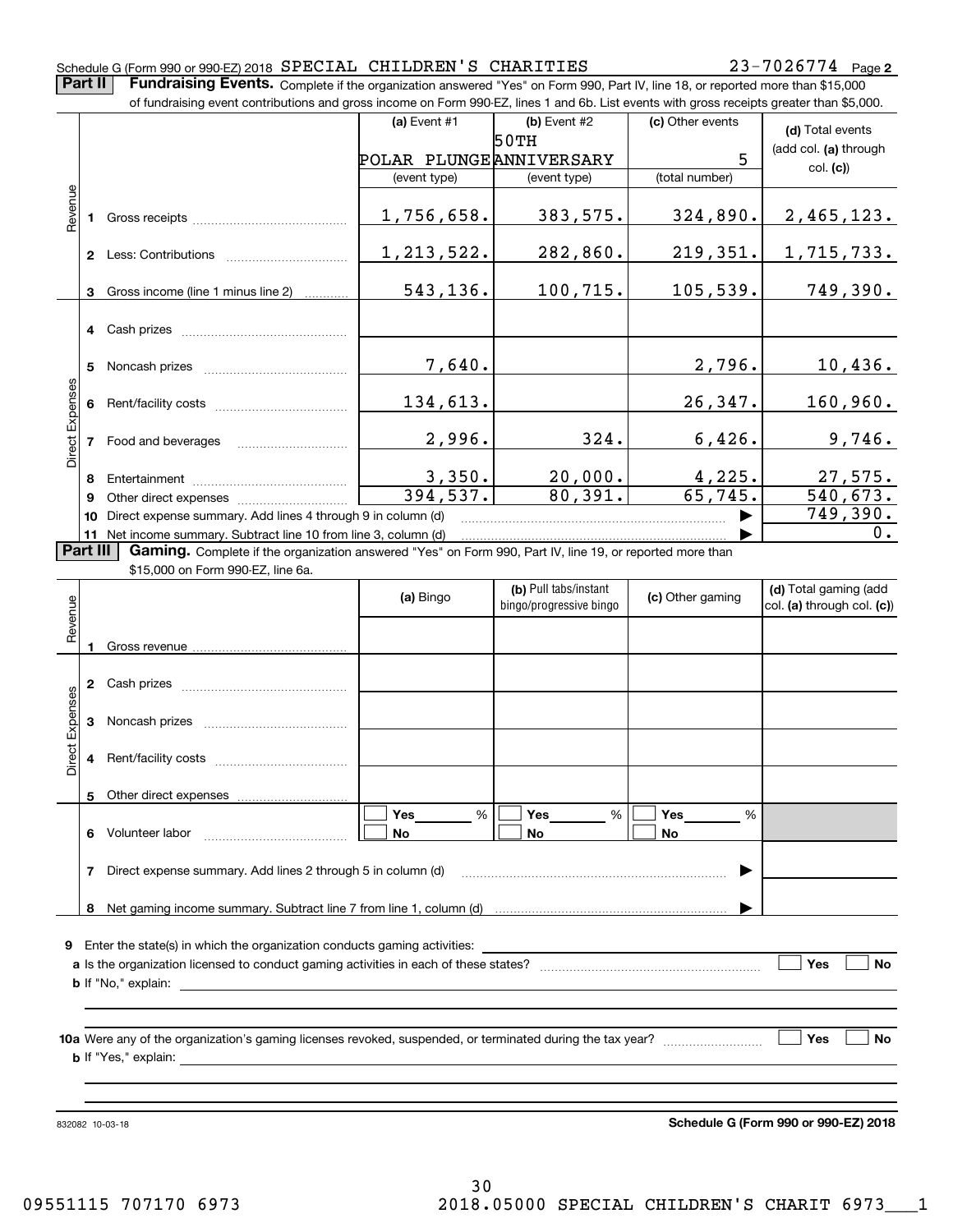Schedule G (Form 990 or 990-EZ) 2018 SPECIAL CHILDREN'S CHARITIES 23-7026774 Page **2**

**Part II** **Fundraising Events.** Complete if the organization answered "Yes" on Form 990, Part IV, line 18, or reported more than $15,000 of fundraising event contributions and gross income on Form 990-EZ, lines 1 and 6b. List events with gross receipts greater than $5,000.

| | | (a) Event #1 | (b) Event #2 | (c) Other events | (d) Total events (add col. (a) through col. (c)) |
|---|---|---|---|---|---|
| | | POLAR PLUNGE | 50TH ANNIVERSARY | 5 | |
| | | (event type) | (event type) | (total number) | |
| Revenue | 1 Gross receipts | 1,756,658. | 383,575. | 324,890. | 2,465,123. |
| | 2 Less: Contributions | 1,213,522. | 282,860. | 219,351. | 1,715,733. |
| | 3 Gross income (line 1 minus line 2) | 543,136. | 100,715. | 105,539. | 749,390. |
| Direct Expenses | 4 Cash prizes | | | | |
| | 5 Noncash prizes | 7,640. | | 2,796. | 10,436. |
| | 6 Rent/facility costs | 134,613. | | 26,347. | 160,960. |
| | 7 Food and beverages | 2,996. | 324. | 6,426. | 9,746. |
| | 8 Entertainment | 3,350. | 20,000. | 4,225. | 27,575. |
| | 9 Other direct expenses | 394,537. | 80,391. | 65,745. | 540,673. |
| | 10 Direct expense summary. Add lines 4 through 9 in column (d) | | | ▶ | 749,390. |
| | 11 Net income summary. Subtract line 10 from line 3, column (d) | | | ▶ | 0. |

**Part III** **Gaming.** Complete if the organization answered "Yes" on Form 990, Part IV, line 19, or reported more than $15,000 on Form 990-EZ, line 6a.

| | | (a) Bingo | (b) Pull tabs/instant bingo/progressive bingo | (c) Other gaming | (d) Total gaming (add col. (a) through col. (c)) |
|---|---|---|---|---|---|
| Revenue | 1 Gross revenue | | | | |
| Direct Expenses | 2 Cash prizes | | | | |
| | 3 Noncash prizes | | | | |
| | 4 Rent/facility costs | | | | |
| | 5 Other direct expenses | | | | |
| | 6 Volunteer labor | ☐ Yes ____ % ☐ No | ☐ Yes ____ % ☐ No | ☐ Yes ____ % ☐ No | |
| | 7 Direct expense summary. Add lines 2 through 5 in column (d) | | | ▶ | |
| | 8 Net gaming income summary. Subtract line 7 from line 1, column (d) | | | ▶ | |

**9** Enter the state(s) in which the organization conducts gaming activities: ____________

**a** Is the organization licensed to conduct gaming activities in each of these states? ☐ Yes ☐ No

**b** If "No," explain: ____________

**10a** Were any of the organization's gaming licenses revoked, suspended, or terminated during the tax year? ☐ Yes ☐ No

**b** If "Yes," explain: ____________

832082 10-03-18 **Schedule G (Form 990 or 990-EZ) 2018**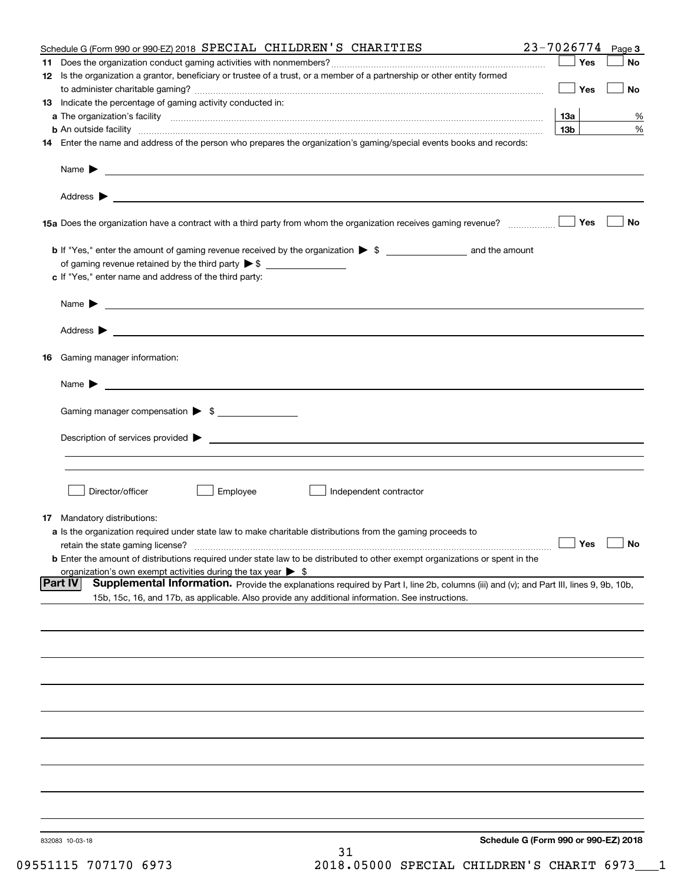Schedule G (Form 990 or 990-EZ) 2018 SPECIAL CHILDREN'S CHARITIES 23-7026774 Page 3

**11** Does the organization conduct gaming activities with nonmembers? ☐ Yes ☐ No

**12** Is the organization a grantor, beneficiary or trustee of a trust, or a member of a partnership or other entity formed to administer charitable gaming? ☐ Yes ☐ No

**13** Indicate the percentage of gaming activity conducted in:

**a** The organization's facility **13a** %

**b** An outside facility **13b** %

**14** Enter the name and address of the person who prepares the organization's gaming/special events books and records:

Name ▶

Address ▶

**15a** Does the organization have a contract with a third party from whom the organization receives gaming revenue? ☐ Yes ☐ No

**b** If "Yes," enter the amount of gaming revenue received by the organization ▶ $ ________ and the amount of gaming revenue retained by the third party ▶ $ ________

**c** If "Yes," enter name and address of the third party:

Name ▶

Address ▶

**16** Gaming manager information:

Name ▶

Gaming manager compensation ▶ $

Description of services provided ▶

☐ Director/officer ☐ Employee ☐ Independent contractor

**17** Mandatory distributions:

**a** Is the organization required under state law to make charitable distributions from the gaming proceeds to retain the state gaming license? ☐ Yes ☐ No

**b** Enter the amount of distributions required under state law to be distributed to other exempt organizations or spent in the organization's own exempt activities during the tax year ▶ $

**Part IV** **Supplemental Information.** Provide the explanations required by Part I, line 2b, columns (iii) and (v); and Part III, lines 9, 9b, 10b, 15b, 15c, 16, and 17b, as applicable. Also provide any additional information. See instructions.

832083 10-03-18

**Schedule G (Form 990 or 990-EZ) 2018**

09551115 707170 6973 2018.05000 SPECIAL CHILDREN'S CHARIT 6973___1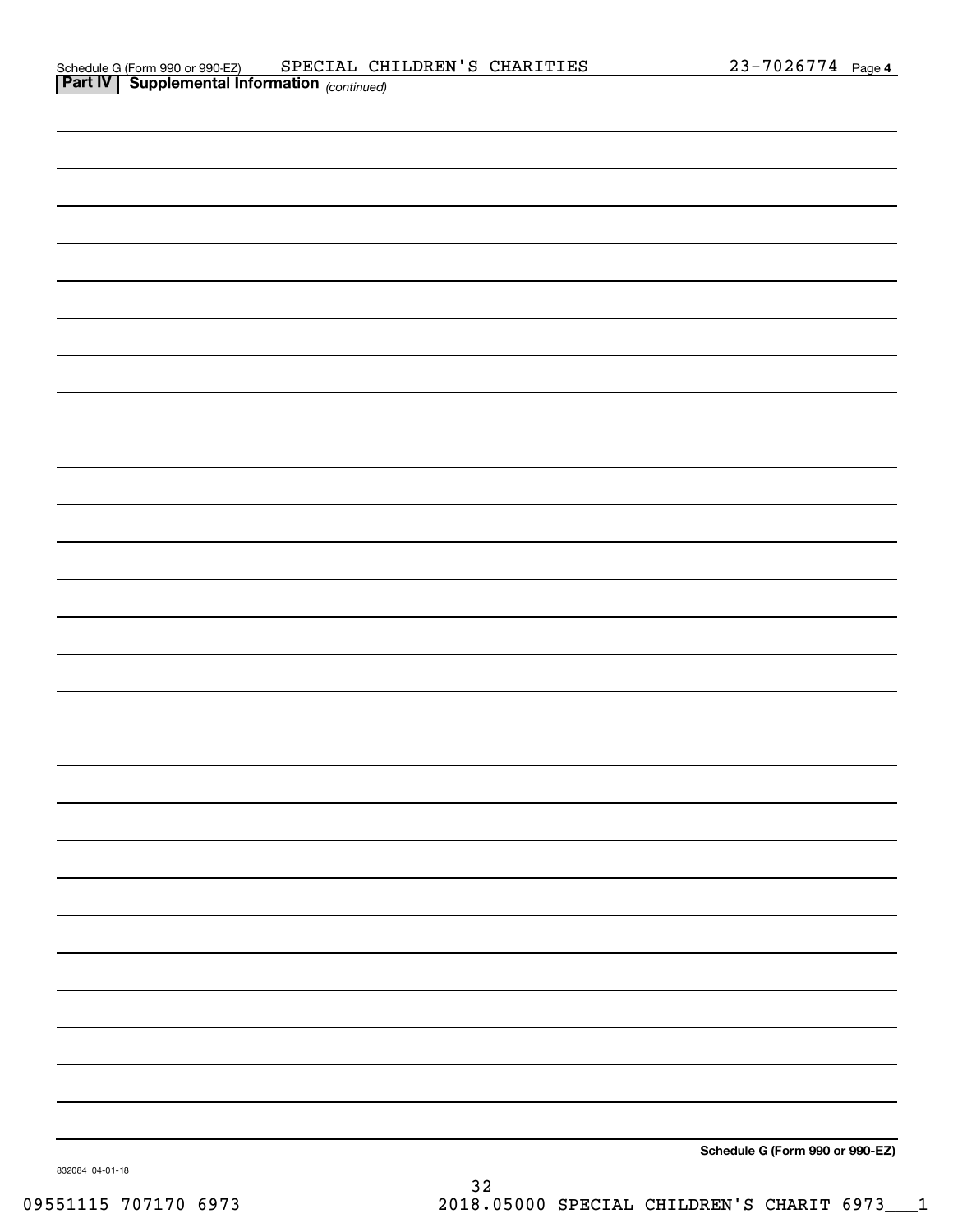Schedule G (Form 990 or 990-EZ) SPECIAL CHILDREN'S CHARITIES 23-7026774 Page 4

**Part IV | Supplemental Information** *(continued)*

**Schedule G (Form 990 or 990-EZ)**

832084 04-01-18

09551115 707170 6973 2018.05000 SPECIAL CHILDREN'S CHARIT 6973___1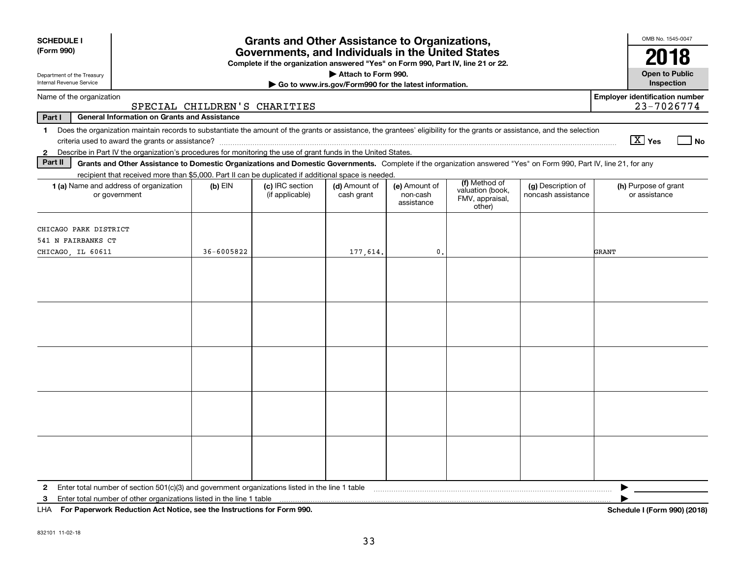**SCHEDULE I**
**(Form 990)**

Department of the Treasury
Internal Revenue Service

# Grants and Other Assistance to Organizations, Governments, and Individuals in the United States

**Complete if the organization answered "Yes" on Form 990, Part IV, line 21 or 22.**

**▶ Attach to Form 990.**

**▶ Go to www.irs.gov/Form990 for the latest information.**

OMB No. 1545-0047

**2018**

**Open to Public Inspection**

Name of the organization: SPECIAL CHILDREN'S CHARITIES

**Employer identification number:** 23-7026774

**Part I** **General Information on Grants and Assistance**

1 Does the organization maintain records to substantiate the amount of the grants or assistance, the grantees' eligibility for the grants or assistance, and the selection criteria used to award the grants or assistance? [X] Yes [ ] No

2 Describe in Part IV the organization's procedures for monitoring the use of grant funds in the United States.

**Part II** **Grants and Other Assistance to Domestic Organizations and Domestic Governments.** Complete if the organization answered "Yes" on Form 990, Part IV, line 21, for any recipient that received more than $5,000. Part II can be duplicated if additional space is needed.

| 1 (a) Name and address of organization or government | (b) EIN | (c) IRC section (if applicable) | (d) Amount of cash grant | (e) Amount of non-cash assistance | (f) Method of valuation (book, FMV, appraisal, other) | (g) Description of noncash assistance | (h) Purpose of grant or assistance |
|---|---|---|---|---|---|---|---|
| CHICAGO PARK DISTRICT<br>541 N FAIRBANKS CT<br>CHICAGO, IL 60611 | 36-6005822 | | 177,614. | 0. | | | GRANT |
| | | | | | | | |
| | | | | | | | |
| | | | | | | | |
| | | | | | | | |
| | | | | | | | |

2 Enter total number of section 501(c)(3) and government organizations listed in the line 1 table ▶

3 Enter total number of other organizations listed in the line 1 table ▶

LHA **For Paperwork Reduction Act Notice, see the Instructions for Form 990.** **Schedule I (Form 990) (2018)**

832101 11-02-18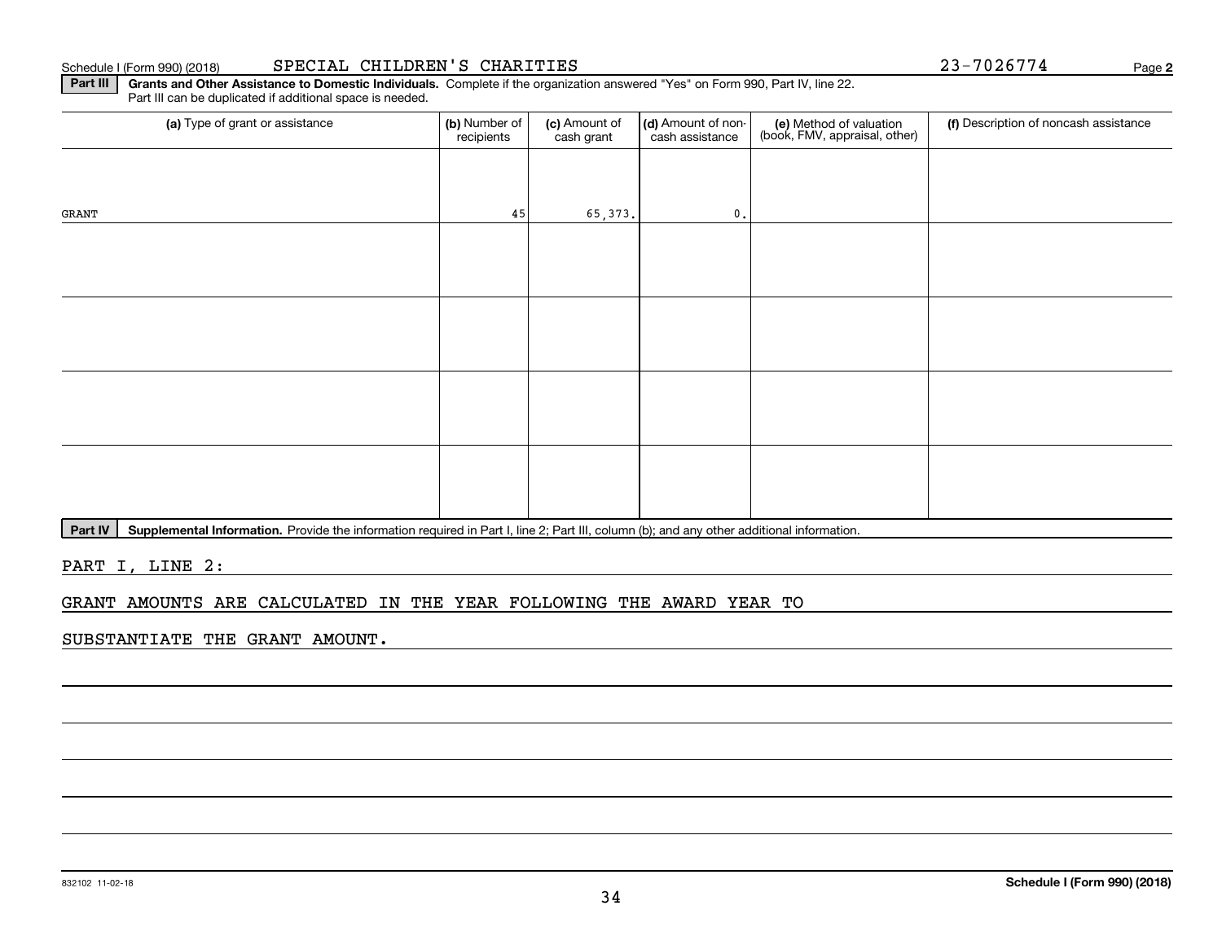Schedule I (Form 990) (2018) SPECIAL CHILDREN'S CHARITIES 23-7026774 Page **2**

**Part III** **Grants and Other Assistance to Domestic Individuals.** Complete if the organization answered "Yes" on Form 990, Part IV, line 22. Part III can be duplicated if additional space is needed.

| (a) Type of grant or assistance | (b) Number of recipients | (c) Amount of cash grant | (d) Amount of non-cash assistance | (e) Method of valuation (book, FMV, appraisal, other) | (f) Description of noncash assistance |
|---|---|---|---|---|---|
| GRANT | 45 | 65,373. | 0. | | |
| | | | | | |
| | | | | | |
| | | | | | |
| | | | | | |

**Part IV** **Supplemental Information.** Provide the information required in Part I, line 2; Part III, column (b); and any other additional information.

PART I, LINE 2:

GRANT AMOUNTS ARE CALCULATED IN THE YEAR FOLLOWING THE AWARD YEAR TO SUBSTANTIATE THE GRANT AMOUNT.

832102 11-02-18 **Schedule I (Form 990) (2018)**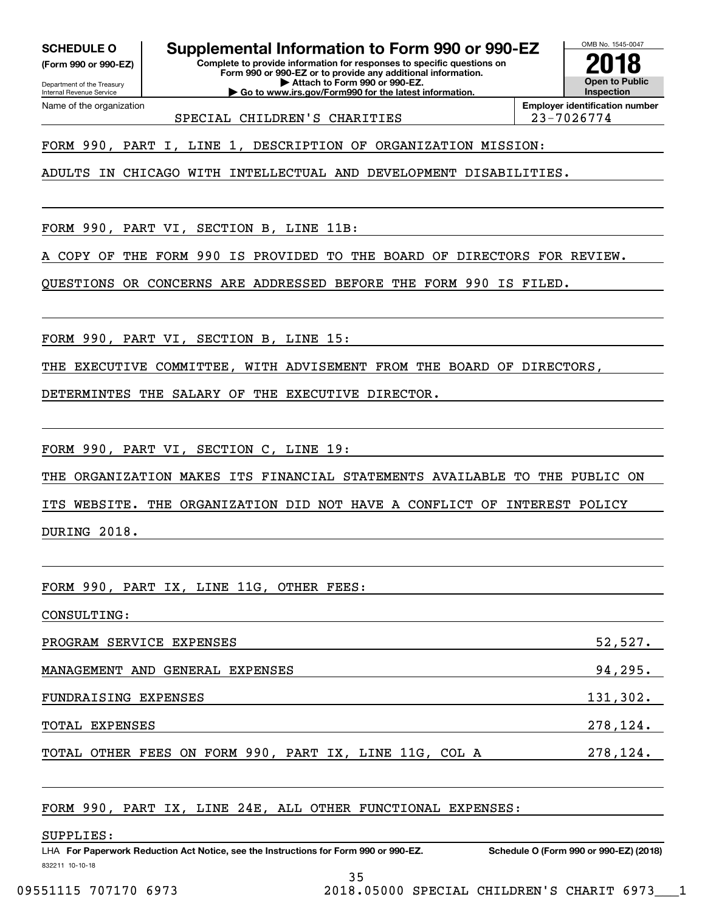**SCHEDULE O**
**(Form 990 or 990-EZ)**

Department of the Treasury
Internal Revenue Service

# Supplemental Information to Form 990 or 990-EZ

**Complete to provide information for responses to specific questions on Form 990 or 990-EZ or to provide any additional information.**
**▶ Attach to Form 990 or 990-EZ.**
**▶ Go to www.irs.gov/Form990 for the latest information.**

OMB No. 1545-0047
**2018**
**Open to Public Inspection**

Name of the organization: SPECIAL CHILDREN'S CHARITIES
**Employer identification number**: 23-7026774

FORM 990, PART I, LINE 1, DESCRIPTION OF ORGANIZATION MISSION:

ADULTS IN CHICAGO WITH INTELLECTUAL AND DEVELOPMENT DISABILITIES.

FORM 990, PART VI, SECTION B, LINE 11B:

A COPY OF THE FORM 990 IS PROVIDED TO THE BOARD OF DIRECTORS FOR REVIEW. QUESTIONS OR CONCERNS ARE ADDRESSED BEFORE THE FORM 990 IS FILED.

FORM 990, PART VI, SECTION B, LINE 15:

THE EXECUTIVE COMMITTEE, WITH ADVISEMENT FROM THE BOARD OF DIRECTORS, DETERMINTES THE SALARY OF THE EXECUTIVE DIRECTOR.

FORM 990, PART VI, SECTION C, LINE 19:

THE ORGANIZATION MAKES ITS FINANCIAL STATEMENTS AVAILABLE TO THE PUBLIC ON ITS WEBSITE. THE ORGANIZATION DID NOT HAVE A CONFLICT OF INTEREST POLICY DURING 2018.

FORM 990, PART IX, LINE 11G, OTHER FEES:

CONSULTING:

| | |
|---|---|
| PROGRAM SERVICE EXPENSES | 52,527. |
| MANAGEMENT AND GENERAL EXPENSES | 94,295. |
| FUNDRAISING EXPENSES | 131,302. |
| TOTAL EXPENSES | 278,124. |
| TOTAL OTHER FEES ON FORM 990, PART IX, LINE 11G, COL A | 278,124. |

FORM 990, PART IX, LINE 24E, ALL OTHER FUNCTIONAL EXPENSES:

SUPPLIES:

LHA **For Paperwork Reduction Act Notice, see the Instructions for Form 990 or 990-EZ.** **Schedule O (Form 990 or 990-EZ) (2018)**
832211 10-10-18

09551115 707170 6973 2018.05000 SPECIAL CHILDREN'S CHARIT 6973___1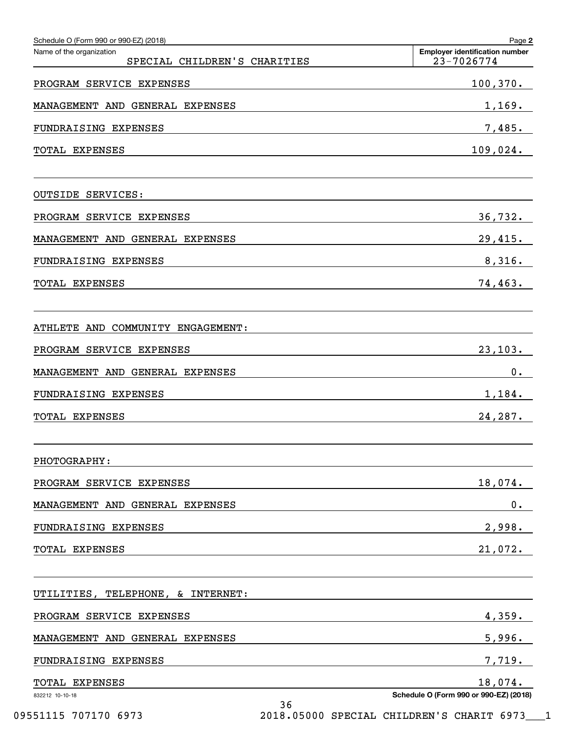Schedule O (Form 990 or 990-EZ) (2018)

Name of the organization: SPECIAL CHILDREN'S CHARITIES

Employer identification number: 23-7026774

| | |
|---|---|
| PROGRAM SERVICE EXPENSES | 100,370. |
| MANAGEMENT AND GENERAL EXPENSES | 1,169. |
| FUNDRAISING EXPENSES | 7,485. |
| TOTAL EXPENSES | 109,024. |

OUTSIDE SERVICES:

| | |
|---|---|
| PROGRAM SERVICE EXPENSES | 36,732. |
| MANAGEMENT AND GENERAL EXPENSES | 29,415. |
| FUNDRAISING EXPENSES | 8,316. |
| TOTAL EXPENSES | 74,463. |

ATHLETE AND COMMUNITY ENGAGEMENT:

| | |
|---|---|
| PROGRAM SERVICE EXPENSES | 23,103. |
| MANAGEMENT AND GENERAL EXPENSES | 0. |
| FUNDRAISING EXPENSES | 1,184. |
| TOTAL EXPENSES | 24,287. |

PHOTOGRAPHY:

| | |
|---|---|
| PROGRAM SERVICE EXPENSES | 18,074. |
| MANAGEMENT AND GENERAL EXPENSES | 0. |
| FUNDRAISING EXPENSES | 2,998. |
| TOTAL EXPENSES | 21,072. |

UTILITIES, TELEPHONE, & INTERNET:

| | |
|---|---|
| PROGRAM SERVICE EXPENSES | 4,359. |
| MANAGEMENT AND GENERAL EXPENSES | 5,996. |
| FUNDRAISING EXPENSES | 7,719. |
| TOTAL EXPENSES | 18,074. |

Schedule O (Form 990 or 990-EZ) (2018)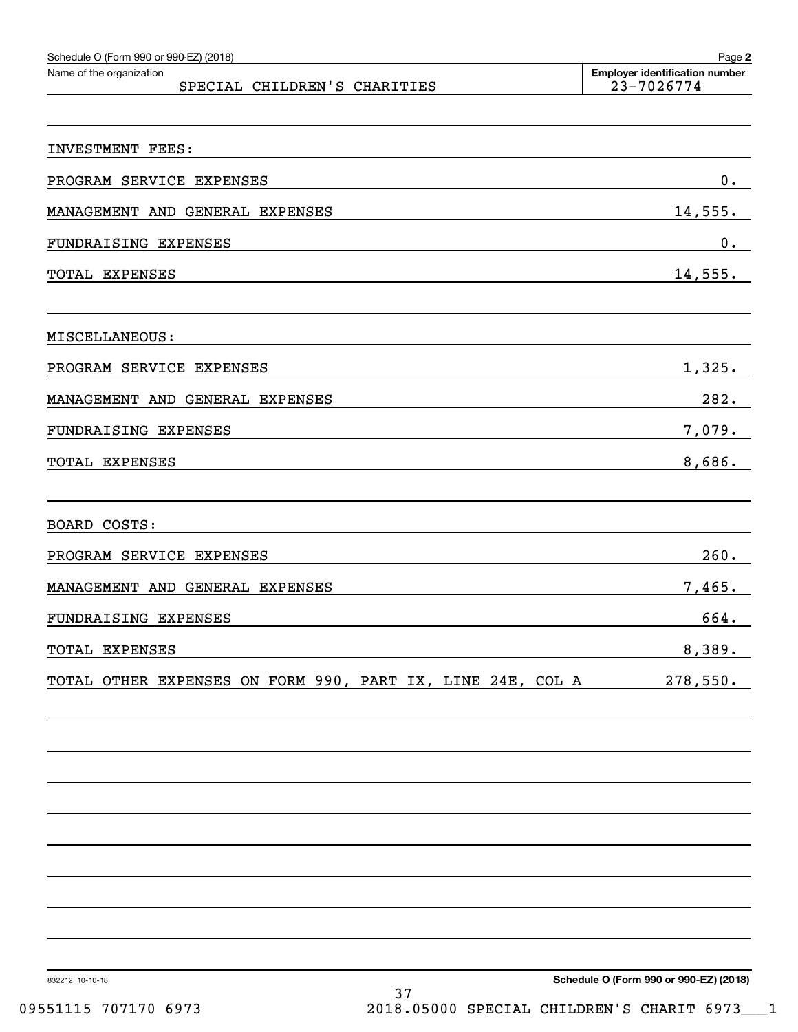Schedule O (Form 990 or 990-EZ) (2018)

Name of the organization: SPECIAL CHILDREN'S CHARITIES

Employer identification number: 23-7026774

| | |
|---|---|
| INVESTMENT FEES: | |
| PROGRAM SERVICE EXPENSES | 0. |
| MANAGEMENT AND GENERAL EXPENSES | 14,555. |
| FUNDRAISING EXPENSES | 0. |
| TOTAL EXPENSES | 14,555. |
| MISCELLANEOUS: | |
| PROGRAM SERVICE EXPENSES | 1,325. |
| MANAGEMENT AND GENERAL EXPENSES | 282. |
| FUNDRAISING EXPENSES | 7,079. |
| TOTAL EXPENSES | 8,686. |
| BOARD COSTS: | |
| PROGRAM SERVICE EXPENSES | 260. |
| MANAGEMENT AND GENERAL EXPENSES | 7,465. |
| FUNDRAISING EXPENSES | 664. |
| TOTAL EXPENSES | 8,389. |
| TOTAL OTHER EXPENSES ON FORM 990, PART IX, LINE 24E, COL A | 278,550. |

832212 10-10-18

Schedule O (Form 990 or 990-EZ) (2018)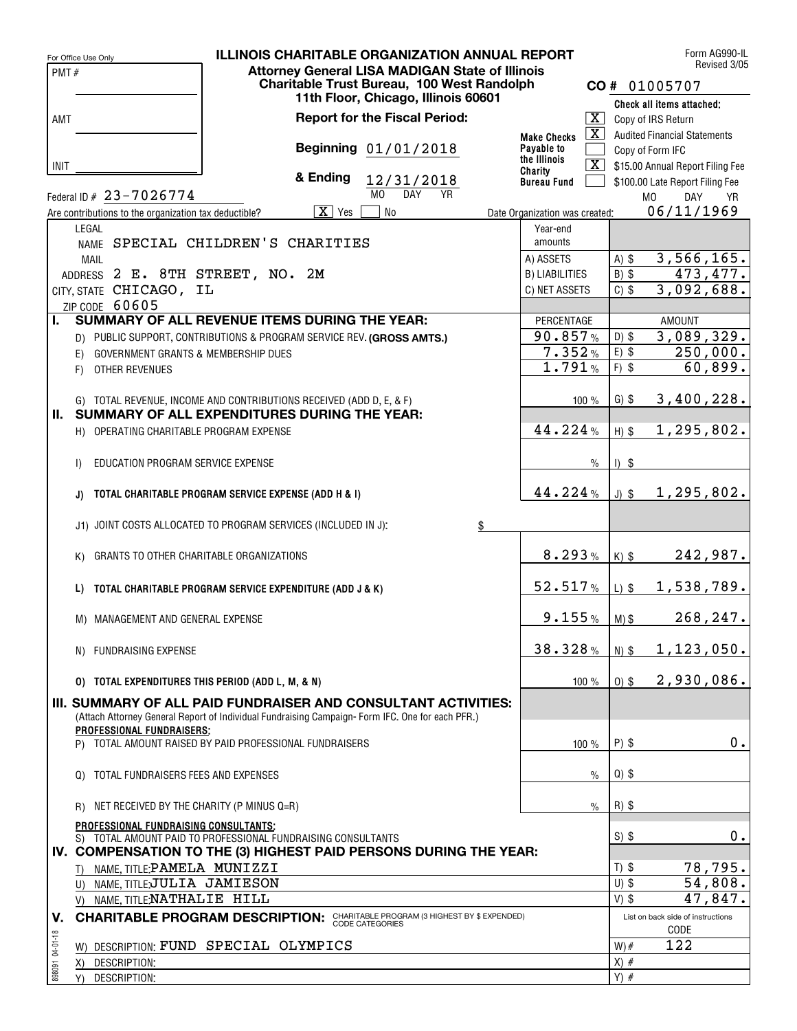For Office Use Only

PMT #

AMT

INIT

# ILLINOIS CHARITABLE ORGANIZATION ANNUAL REPORT

**Attorney General LISA MADIGAN State of Illinois**
**Charitable Trust Bureau, 100 West Randolph**
**11th Floor, Chicago, Illinois 60601**

Form AG990-IL
Revised 3/05

**CO #** 01005707

**Report for the Fiscal Period:**

**Beginning** 01/01/2018

**& Ending** 12/31/2018 (MO DAY YR)

**Make Checks Payable to the Illinois Charity Bureau Fund**

Check all items attached:

- [X] Copy of IRS Return
- [X] Audited Financial Statements
- [ ] Copy of Form IFC
- [X] $15.00 Annual Report Filing Fee
- [ ] $100.00 Late Report Filing Fee

Federal ID # 23-7026774

Are contributions to the organization tax deductible? [X] Yes [ ] No

Date Organization was created: 06/11/1969 (MO DAY YR)

LEGAL NAME SPECIAL CHILDREN'S CHARITIES

MAIL ADDRESS 2 E. 8TH STREET, NO. 2M

CITY, STATE CHICAGO, IL

ZIP CODE 60605

| Year-end amounts | | |
|---|---|---|
| A) ASSETS | A) $ | 3,566,165. |
| B) LIABILITIES | B) $ | 473,477. |
| C) NET ASSETS | C) $ | 3,092,688. |

| | PERCENTAGE | | AMOUNT |
|---|---|---|---|
| **I. SUMMARY OF ALL REVENUE ITEMS DURING THE YEAR:** | | | |
| D) PUBLIC SUPPORT, CONTRIBUTIONS & PROGRAM SERVICE REV. **(GROSS AMTS.)** | 90.857% | D) $ | 3,089,329. |
| E) GOVERNMENT GRANTS & MEMBERSHIP DUES | 7.352% | E) $ | 250,000. |
| F) OTHER REVENUES | 1.791% | F) $ | 60,899. |
| G) TOTAL REVENUE, INCOME AND CONTRIBUTIONS RECEIVED (ADD D, E, & F) | 100 % | G) $ | 3,400,228. |
| **II. SUMMARY OF ALL EXPENDITURES DURING THE YEAR:** | | | |
| H) OPERATING CHARITABLE PROGRAM EXPENSE | 44.224% | H) $ | 1,295,802. |
| I) EDUCATION PROGRAM SERVICE EXPENSE | % | I) $ | |
| **J) TOTAL CHARITABLE PROGRAM SERVICE EXPENSE (ADD H & I)** | 44.224% | J) $ | 1,295,802. |
| J1) JOINT COSTS ALLOCATED TO PROGRAM SERVICES (INCLUDED IN J): $ | | | |
| K) GRANTS TO OTHER CHARITABLE ORGANIZATIONS | 8.293% | K) $ | 242,987. |
| **L) TOTAL CHARITABLE PROGRAM SERVICE EXPENDITURE (ADD J & K)** | 52.517% | L) $ | 1,538,789. |
| M) MANAGEMENT AND GENERAL EXPENSE | 9.155% | M) $ | 268,247. |
| N) FUNDRAISING EXPENSE | 38.328% | N) $ | 1,123,050. |
| **O) TOTAL EXPENDITURES THIS PERIOD (ADD L, M, & N)** | 100 % | O) $ | 2,930,086. |
| **III. SUMMARY OF ALL PAID FUNDRAISER AND CONSULTANT ACTIVITIES:** (Attach Attorney General Report of Individual Fundraising Campaign- Form IFC. One for each PFR.) | | | |
| **PROFESSIONAL FUNDRAISERS:** P) TOTAL AMOUNT RAISED BY PAID PROFESSIONAL FUNDRAISERS | 100 % | P) $ | 0. |
| Q) TOTAL FUNDRAISERS FEES AND EXPENSES | % | Q) $ | |
| R) NET RECEIVED BY THE CHARITY (P MINUS Q=R) | % | R) $ | |
| **PROFESSIONAL FUNDRAISING CONSULTANTS:** S) TOTAL AMOUNT PAID TO PROFESSIONAL FUNDRAISING CONSULTANTS | | S) $ | 0. |
| **IV. COMPENSATION TO THE (3) HIGHEST PAID PERSONS DURING THE YEAR:** | | | |
| T) NAME, TITLE: PAMELA MUNIZZI | | T) $ | 78,795. |
| U) NAME, TITLE: JULIA JAMIESON | | U) $ | 54,808. |
| V) NAME, TITLE: NATHALIE HILL | | V) $ | 47,847. |

**V. CHARITABLE PROGRAM DESCRIPTION:** CHARITABLE PROGRAM (3 HIGHEST BY $ EXPENDED) CODE CATEGORIES

| | List on back side of instructions CODE |
|---|---|
| W) DESCRIPTION: FUND SPECIAL OLYMPICS | W) # 122 |
| X) DESCRIPTION: | X) # |
| Y) DESCRIPTION: | Y) # |

898091 04-01-18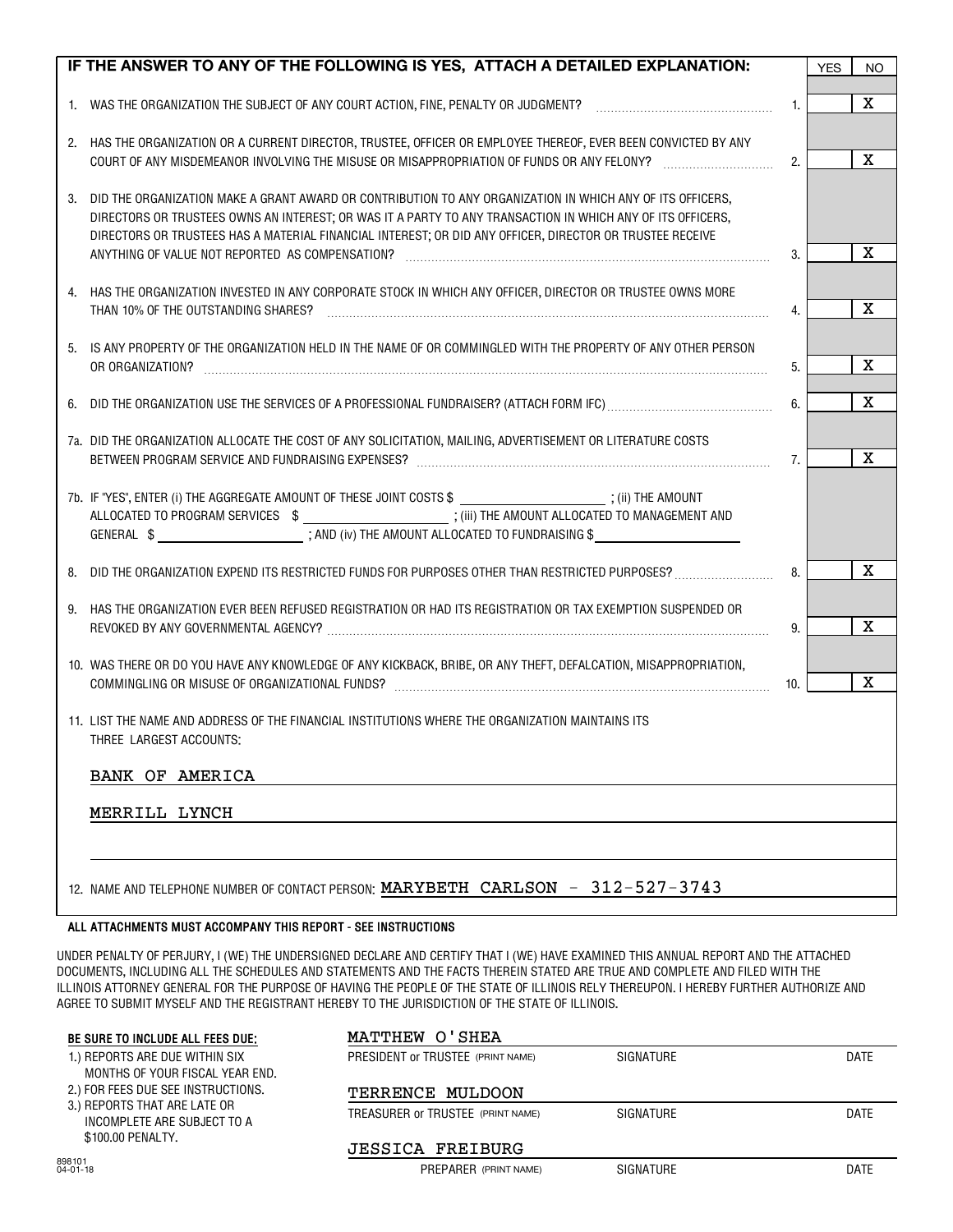| IF THE ANSWER TO ANY OF THE FOLLOWING IS YES, ATTACH A DETAILED EXPLANATION: | | YES | NO |
|---|---|---|---|
| 1. WAS THE ORGANIZATION THE SUBJECT OF ANY COURT ACTION, FINE, PENALTY OR JUDGMENT? | 1. | | X |
| 2. HAS THE ORGANIZATION OR A CURRENT DIRECTOR, TRUSTEE, OFFICER OR EMPLOYEE THEREOF, EVER BEEN CONVICTED BY ANY COURT OF ANY MISDEMEANOR INVOLVING THE MISUSE OR MISAPPROPRIATION OF FUNDS OR ANY FELONY? | 2. | | X |
| 3. DID THE ORGANIZATION MAKE A GRANT AWARD OR CONTRIBUTION TO ANY ORGANIZATION IN WHICH ANY OF ITS OFFICERS, DIRECTORS OR TRUSTEES OWNS AN INTEREST; OR WAS IT A PARTY TO ANY TRANSACTION IN WHICH ANY OF ITS OFFICERS, DIRECTORS OR TRUSTEES HAS A MATERIAL FINANCIAL INTEREST; OR DID ANY OFFICER, DIRECTOR OR TRUSTEE RECEIVE ANYTHING OF VALUE NOT REPORTED AS COMPENSATION? | 3. | | X |
| 4. HAS THE ORGANIZATION INVESTED IN ANY CORPORATE STOCK IN WHICH ANY OFFICER, DIRECTOR OR TRUSTEE OWNS MORE THAN 10% OF THE OUTSTANDING SHARES? | 4. | | X |
| 5. IS ANY PROPERTY OF THE ORGANIZATION HELD IN THE NAME OF OR COMMINGLED WITH THE PROPERTY OF ANY OTHER PERSON OR ORGANIZATION? | 5. | | X |
| 6. DID THE ORGANIZATION USE THE SERVICES OF A PROFESSIONAL FUNDRAISER? (ATTACH FORM IFC) | 6. | | X |
| 7a. DID THE ORGANIZATION ALLOCATE THE COST OF ANY SOLICITATION, MAILING, ADVERTISEMENT OR LITERATURE COSTS BETWEEN PROGRAM SERVICE AND FUNDRAISING EXPENSES? | 7. | | X |
| 7b. IF "YES", ENTER (i) THE AGGREGATE AMOUNT OF THESE JOINT COSTS $ ______ ; (ii) THE AMOUNT ALLOCATED TO PROGRAM SERVICES $ ______ ; (iii) THE AMOUNT ALLOCATED TO MANAGEMENT AND GENERAL $ ______ ; AND (iv) THE AMOUNT ALLOCATED TO FUNDRAISING $ ______ | | | |
| 8. DID THE ORGANIZATION EXPEND ITS RESTRICTED FUNDS FOR PURPOSES OTHER THAN RESTRICTED PURPOSES? | 8. | | X |
| 9. HAS THE ORGANIZATION EVER BEEN REFUSED REGISTRATION OR HAD ITS REGISTRATION OR TAX EXEMPTION SUSPENDED OR REVOKED BY ANY GOVERNMENTAL AGENCY? | 9. | | X |
| 10. WAS THERE OR DO YOU HAVE ANY KNOWLEDGE OF ANY KICKBACK, BRIBE, OR ANY THEFT, DEFALCATION, MISAPPROPRIATION, COMMINGLING OR MISUSE OF ORGANIZATIONAL FUNDS? | 10. | | X |

11. LIST THE NAME AND ADDRESS OF THE FINANCIAL INSTITUTIONS WHERE THE ORGANIZATION MAINTAINS ITS THREE LARGEST ACCOUNTS:

BANK OF AMERICA

MERRILL LYNCH

12. NAME AND TELEPHONE NUMBER OF CONTACT PERSON: MARYBETH CARLSON - 312-527-3743

**ALL ATTACHMENTS MUST ACCOMPANY THIS REPORT - SEE INSTRUCTIONS**

UNDER PENALTY OF PERJURY, I (WE) THE UNDERSIGNED DECLARE AND CERTIFY THAT I (WE) HAVE EXAMINED THIS ANNUAL REPORT AND THE ATTACHED DOCUMENTS, INCLUDING ALL THE SCHEDULES AND STATEMENTS AND THE FACTS THEREIN STATED ARE TRUE AND COMPLETE AND FILED WITH THE ILLINOIS ATTORNEY GENERAL FOR THE PURPOSE OF HAVING THE PEOPLE OF THE STATE OF ILLINOIS RELY THEREUPON. I HEREBY FURTHER AUTHORIZE AND AGREE TO SUBMIT MYSELF AND THE REGISTRANT HEREBY TO THE JURISDICTION OF THE STATE OF ILLINOIS.

**BE SURE TO INCLUDE ALL FEES DUE:**

1.) REPORTS ARE DUE WITHIN SIX MONTHS OF YOUR FISCAL YEAR END.
2.) FOR FEES DUE SEE INSTRUCTIONS.
3.) REPORTS THAT ARE LATE OR INCOMPLETE ARE SUBJECT TO A $100.00 PENALTY.

| | | |
|---|---|---|
| MATTHEW O'SHEA | | |
| PRESIDENT or TRUSTEE (PRINT NAME) | SIGNATURE | DATE |
| TERRENCE MULDOON | | |
| TREASURER or TRUSTEE (PRINT NAME) | SIGNATURE | DATE |
| JESSICA FREIBURG | | |
| PREPARER (PRINT NAME) | SIGNATURE | DATE |

898101
04-01-18